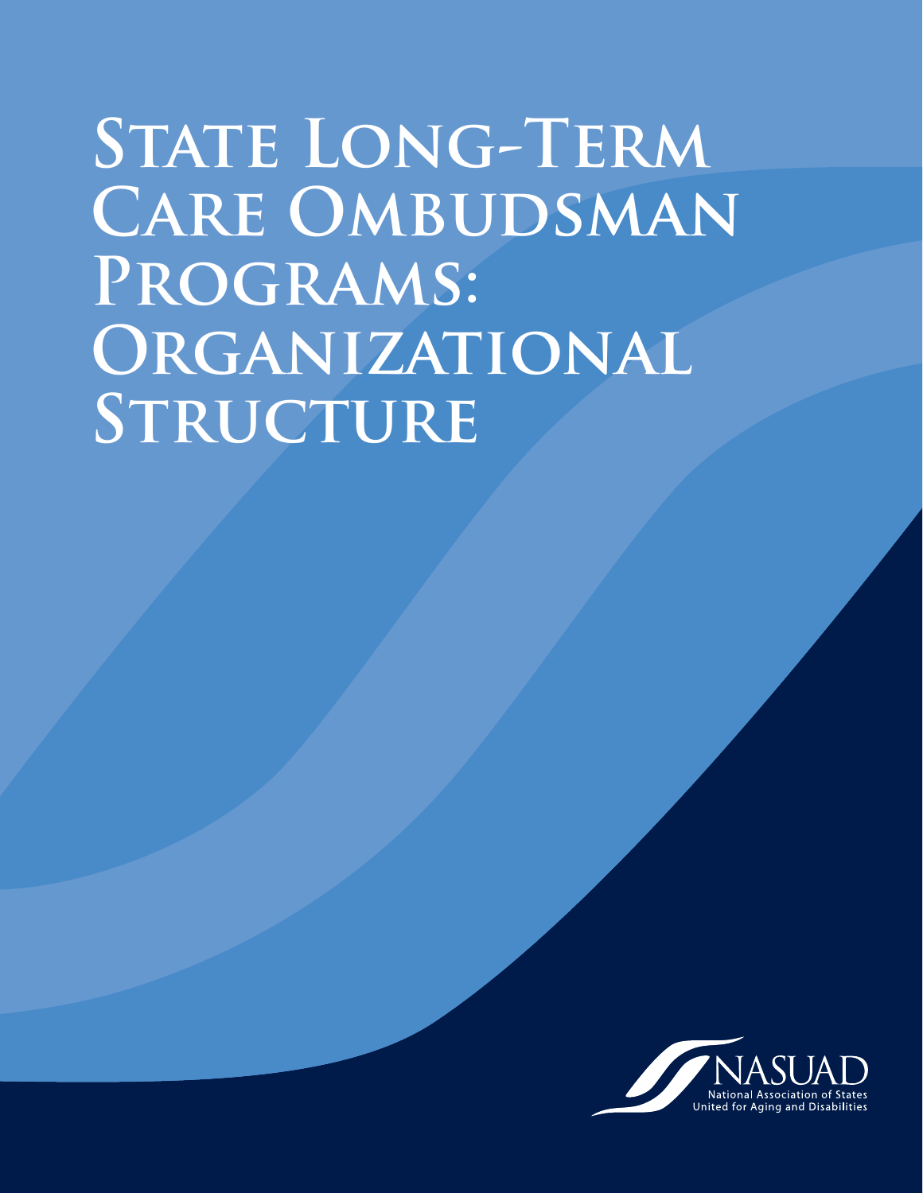# State Long-Term Care Ombudsman Programs: Organizational Structure

NASUAD
National Association of States United for Aging and Disabilities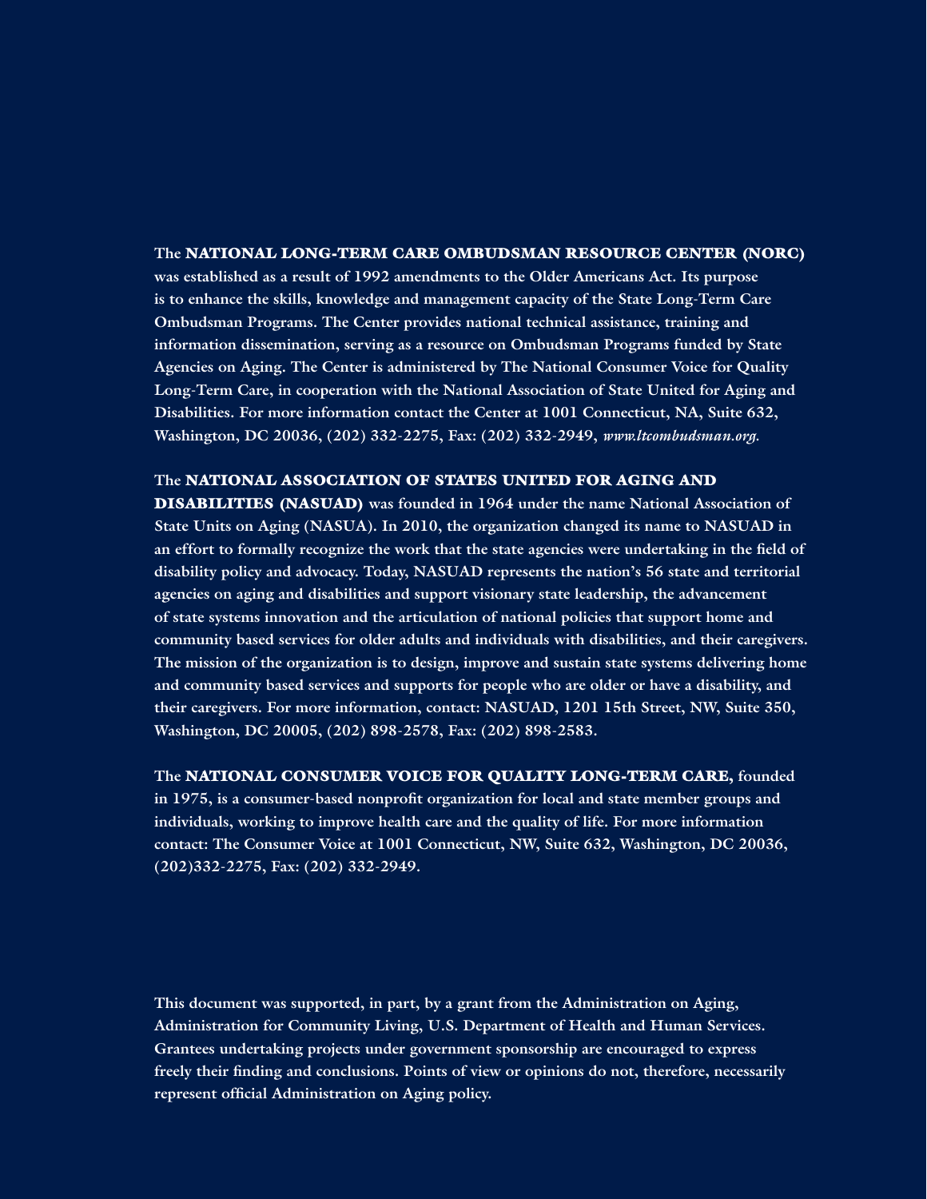The **NATIONAL LONG-TERM CARE OMBUDSMAN RESOURCE CENTER (NORC)** was established as a result of 1992 amendments to the Older Americans Act. Its purpose is to enhance the skills, knowledge and management capacity of the State Long-Term Care Ombudsman Programs. The Center provides national technical assistance, training and information dissemination, serving as a resource on Ombudsman Programs funded by State Agencies on Aging. The Center is administered by The National Consumer Voice for Quality Long-Term Care, in cooperation with the National Association of State United for Aging and Disabilities. For more information contact the Center at 1001 Connecticut, NA, Suite 632, Washington, DC 20036, (202) 332-2275, Fax: (202) 332-2949, *www.ltcombudsman.org.*

The **NATIONAL ASSOCIATION OF STATES UNITED FOR AGING AND DISABILITIES (NASUAD)** was founded in 1964 under the name National Association of State Units on Aging (NASUA). In 2010, the organization changed its name to NASUAD in an effort to formally recognize the work that the state agencies were undertaking in the field of disability policy and advocacy. Today, NASUAD represents the nation's 56 state and territorial agencies on aging and disabilities and support visionary state leadership, the advancement of state systems innovation and the articulation of national policies that support home and community based services for older adults and individuals with disabilities, and their caregivers. The mission of the organization is to design, improve and sustain state systems delivering home and community based services and supports for people who are older or have a disability, and their caregivers. For more information, contact: NASUAD, 1201 15th Street, NW, Suite 350, Washington, DC 20005, (202) 898-2578, Fax: (202) 898-2583.

The **NATIONAL CONSUMER VOICE FOR QUALITY LONG-TERM CARE,** founded in 1975, is a consumer-based nonprofit organization for local and state member groups and individuals, working to improve health care and the quality of life. For more information contact: The Consumer Voice at 1001 Connecticut, NW, Suite 632, Washington, DC 20036, (202)332-2275, Fax: (202) 332-2949.

This document was supported, in part, by a grant from the Administration on Aging, Administration for Community Living, U.S. Department of Health and Human Services. Grantees undertaking projects under government sponsorship are encouraged to express freely their finding and conclusions. Points of view or opinions do not, therefore, necessarily represent official Administration on Aging policy.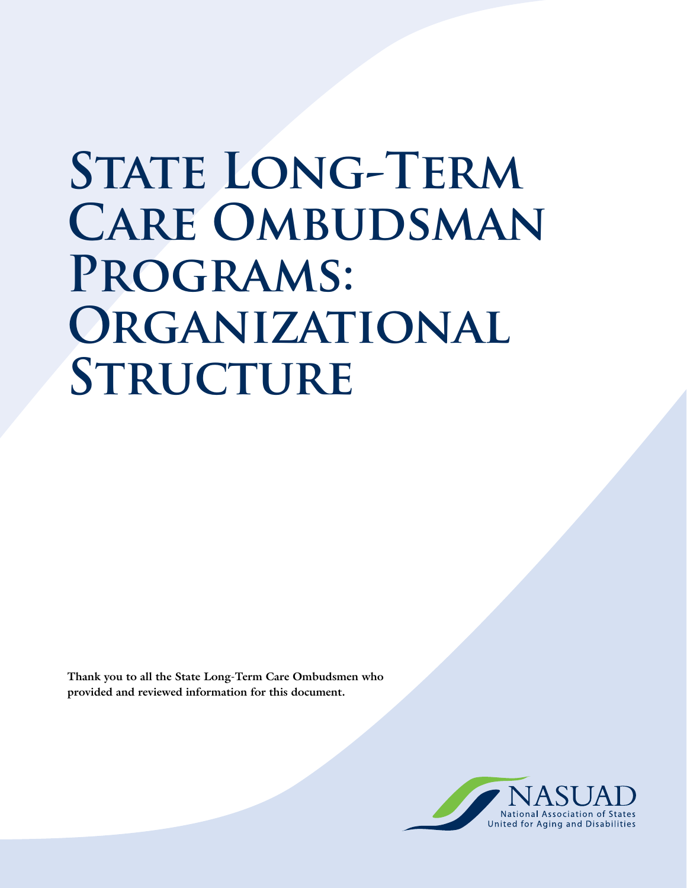# State Long-Term Care Ombudsman Programs: Organizational Structure

**Thank you to all the State Long-Term Care Ombudsmen who provided and reviewed information for this document.**

NASUAD
National Association of States United for Aging and Disabilities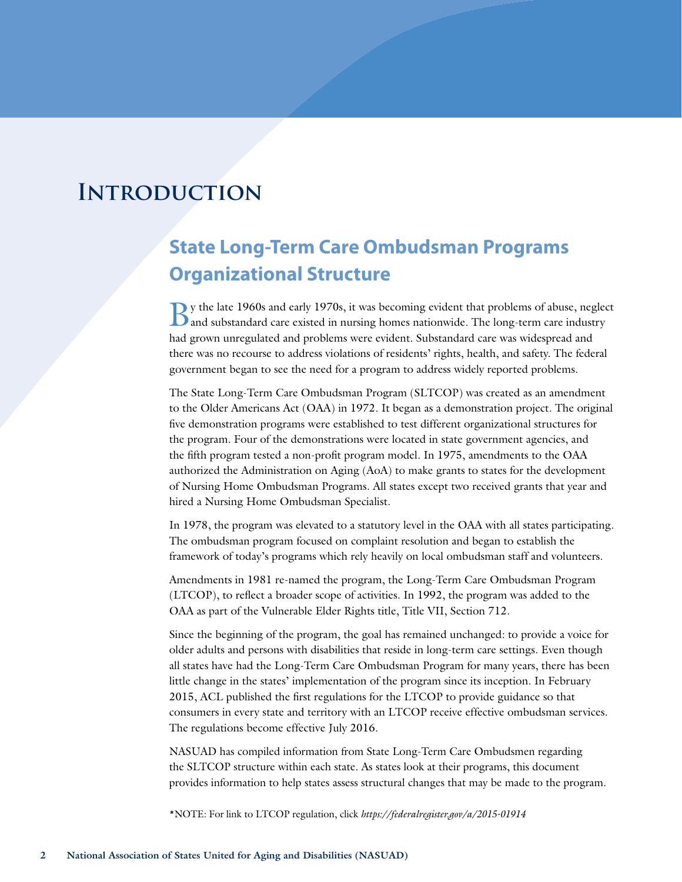# Introduction

## State Long-Term Care Ombudsman Programs Organizational Structure

By the late 1960s and early 1970s, it was becoming evident that problems of abuse, neglect and substandard care existed in nursing homes nationwide. The long-term care industry had grown unregulated and problems were evident. Substandard care was widespread and there was no recourse to address violations of residents' rights, health, and safety. The federal government began to see the need for a program to address widely reported problems.

The State Long-Term Care Ombudsman Program (SLTCOP) was created as an amendment to the Older Americans Act (OAA) in 1972. It began as a demonstration project. The original five demonstration programs were established to test different organizational structures for the program. Four of the demonstrations were located in state government agencies, and the fifth program tested a non-profit program model. In 1975, amendments to the OAA authorized the Administration on Aging (AoA) to make grants to states for the development of Nursing Home Ombudsman Programs. All states except two received grants that year and hired a Nursing Home Ombudsman Specialist.

In 1978, the program was elevated to a statutory level in the OAA with all states participating. The ombudsman program focused on complaint resolution and began to establish the framework of today's programs which rely heavily on local ombudsman staff and volunteers.

Amendments in 1981 re-named the program, the Long-Term Care Ombudsman Program (LTCOP), to reflect a broader scope of activities. In 1992, the program was added to the OAA as part of the Vulnerable Elder Rights title, Title VII, Section 712.

Since the beginning of the program, the goal has remained unchanged: to provide a voice for older adults and persons with disabilities that reside in long-term care settings. Even though all states have had the Long-Term Care Ombudsman Program for many years, there has been little change in the states' implementation of the program since its inception. In February 2015, ACL published the first regulations for the LTCOP to provide guidance so that consumers in every state and territory with an LTCOP receive effective ombudsman services. The regulations become effective July 2016.

NASUAD has compiled information from State Long-Term Care Ombudsmen regarding the SLTCOP structure within each state. As states look at their programs, this document provides information to help states assess structural changes that may be made to the program.

*NOTE: For link to LTCOP regulation, click *https://federalregister.gov/a/2015-01914*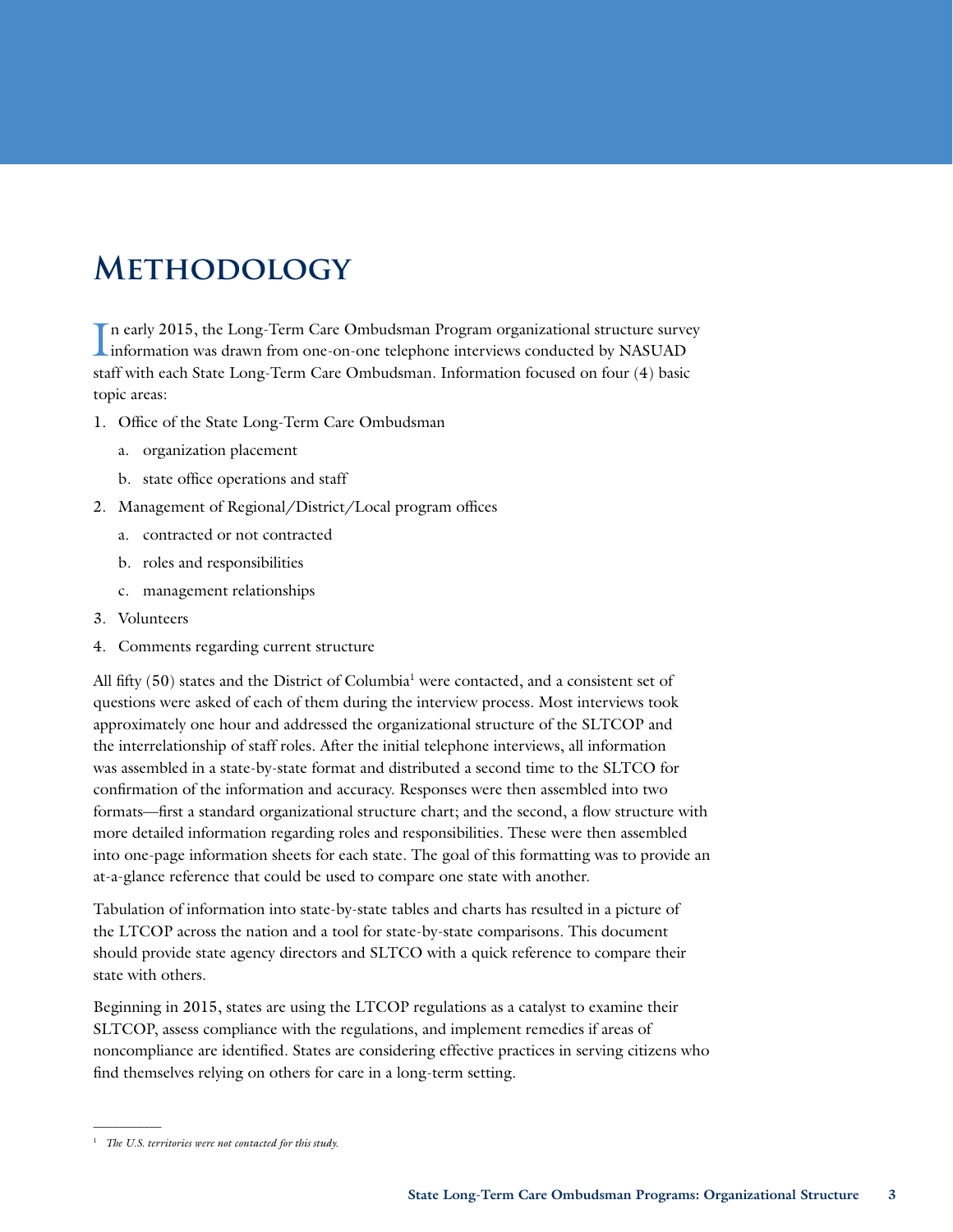# Methodology

In early 2015, the Long-Term Care Ombudsman Program organizational structure survey information was drawn from one-on-one telephone interviews conducted by NASUAD staff with each State Long-Term Care Ombudsman. Information focused on four (4) basic topic areas:

1. Office of the State Long-Term Care Ombudsman
   a. organization placement
   b. state office operations and staff
2. Management of Regional/District/Local program offices
   a. contracted or not contracted
   b. roles and responsibilities
   c. management relationships
3. Volunteers
4. Comments regarding current structure

All fifty (50) states and the District of Columbia[1] were contacted, and a consistent set of questions were asked of each of them during the interview process. Most interviews took approximately one hour and addressed the organizational structure of the SLTCOP and the interrelationship of staff roles. After the initial telephone interviews, all information was assembled in a state-by-state format and distributed a second time to the SLTCO for confirmation of the information and accuracy. Responses were then assembled into two formats—first a standard organizational structure chart; and the second, a flow structure with more detailed information regarding roles and responsibilities. These were then assembled into one-page information sheets for each state. The goal of this formatting was to provide an at-a-glance reference that could be used to compare one state with another.

Tabulation of information into state-by-state tables and charts has resulted in a picture of the LTCOP across the nation and a tool for state-by-state comparisons. This document should provide state agency directors and SLTCO with a quick reference to compare their state with others.

Beginning in 2015, states are using the LTCOP regulations as a catalyst to examine their SLTCOP, assess compliance with the regulations, and implement remedies if areas of noncompliance are identified. States are considering effective practices in serving citizens who find themselves relying on others for care in a long-term setting.

---

[1] *The U.S. territories were not contacted for this study.*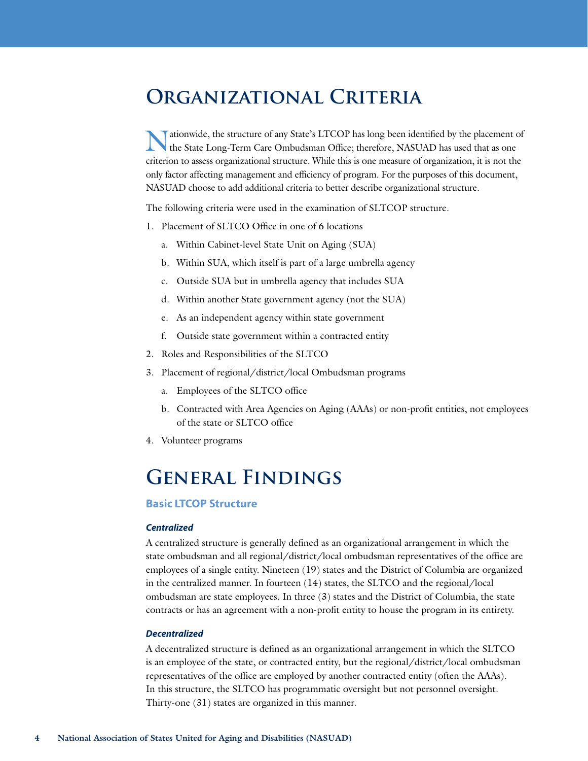# Organizational Criteria

Nationwide, the structure of any State's LTCOP has long been identified by the placement of the State Long-Term Care Ombudsman Office; therefore, NASUAD has used that as one criterion to assess organizational structure. While this is one measure of organization, it is not the only factor affecting management and efficiency of program. For the purposes of this document, NASUAD choose to add additional criteria to better describe organizational structure.

The following criteria were used in the examination of SLTCOP structure.

1. Placement of SLTCO Office in one of 6 locations
   a. Within Cabinet-level State Unit on Aging (SUA)
   b. Within SUA, which itself is part of a large umbrella agency
   c. Outside SUA but in umbrella agency that includes SUA
   d. Within another State government agency (not the SUA)
   e. As an independent agency within state government
   f. Outside state government within a contracted entity
2. Roles and Responsibilities of the SLTCO
3. Placement of regional/district/local Ombudsman programs
   a. Employees of the SLTCO office
   b. Contracted with Area Agencies on Aging (AAAs) or non-profit entities, not employees of the state or SLTCO office
4. Volunteer programs

# General Findings

## Basic LTCOP Structure

### *Centralized*

A centralized structure is generally defined as an organizational arrangement in which the state ombudsman and all regional/district/local ombudsman representatives of the office are employees of a single entity. Nineteen (19) states and the District of Columbia are organized in the centralized manner. In fourteen (14) states, the SLTCO and the regional/local ombudsman are state employees. In three (3) states and the District of Columbia, the state contracts or has an agreement with a non-profit entity to house the program in its entirety.

### *Decentralized*

A decentralized structure is defined as an organizational arrangement in which the SLTCO is an employee of the state, or contracted entity, but the regional/district/local ombudsman representatives of the office are employed by another contracted entity (often the AAAs). In this structure, the SLTCO has programmatic oversight but not personnel oversight. Thirty-one (31) states are organized in this manner.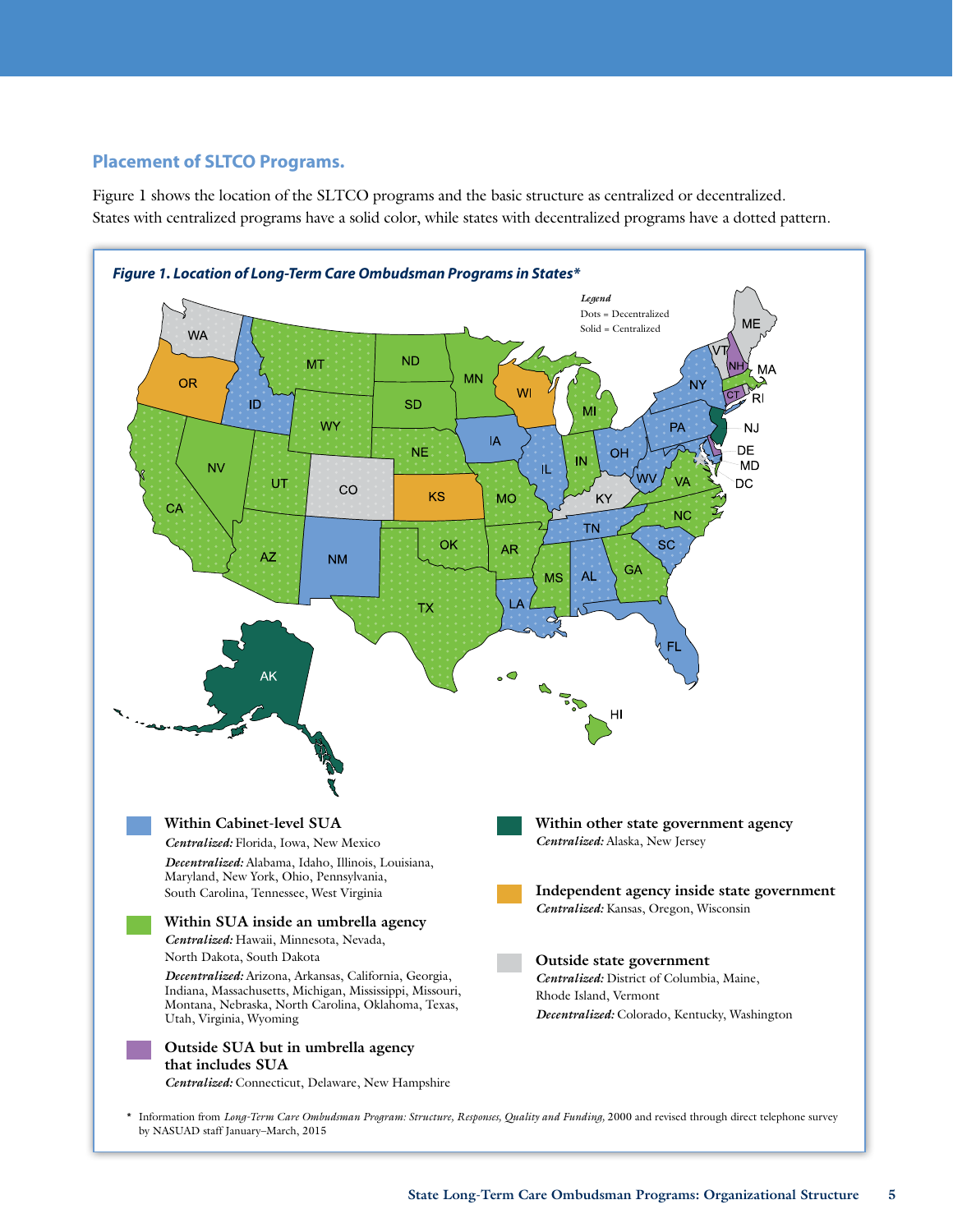### Placement of SLTCO Programs.

Figure 1 shows the location of the SLTCO programs and the basic structure as centralized or decentralized. States with centralized programs have a solid color, while states with decentralized programs have a dotted pattern.

***Figure 1. Location of Long-Term Care Ombudsman Programs in States****

*Legend*
Dots = Decentralized
Solid = Centralized

**Within Cabinet-level SUA**
*Centralized:* Florida, Iowa, New Mexico
*Decentralized:* Alabama, Idaho, Illinois, Louisiana, Maryland, New York, Ohio, Pennsylvania, South Carolina, Tennessee, West Virginia

**Within SUA inside an umbrella agency**
*Centralized:* Hawaii, Minnesota, Nevada, North Dakota, South Dakota
*Decentralized:* Arizona, Arkansas, California, Georgia, Indiana, Massachusetts, Michigan, Mississippi, Missouri, Montana, Nebraska, North Carolina, Oklahoma, Texas, Utah, Virginia, Wyoming

**Outside SUA but in umbrella agency that includes SUA**
*Centralized:* Connecticut, Delaware, New Hampshire

**Within other state government agency**
*Centralized:* Alaska, New Jersey

**Independent agency inside state government**
*Centralized:* Kansas, Oregon, Wisconsin

**Outside state government**
*Centralized:* District of Columbia, Maine, Rhode Island, Vermont
*Decentralized:* Colorado, Kentucky, Washington

\* Information from *Long-Term Care Ombudsman Program: Structure, Responses, Quality and Funding,* 2000 and revised through direct telephone survey by NASUAD staff January–March, 2015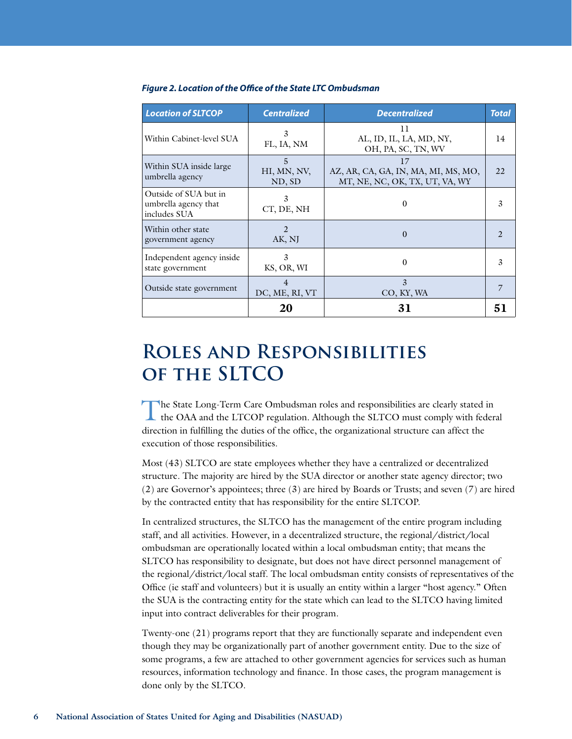*Figure 2. Location of the Office of the State LTC Ombudsman*

| *Location of SLTCOP* | *Centralized* | *Decentralized* | *Total* |
|---|---|---|---|
| Within Cabinet-level SUA | 3<br>FL, IA, NM | 11<br>AL, ID, IL, LA, MD, NY, OH, PA, SC, TN, WV | 14 |
| Within SUA inside large umbrella agency | 5<br>HI, MN, NV, ND, SD | 17<br>AZ, AR, CA, GA, IN, MA, MI, MS, MO, MT, NE, NC, OK, TX, UT, VA, WY | 22 |
| Outside of SUA but in umbrella agency that includes SUA | 3<br>CT, DE, NH | 0 | 3 |
| Within other state government agency | 2<br>AK, NJ | 0 | 2 |
| Independent agency inside state government | 3<br>KS, OR, WI | 0 | 3 |
| Outside state government | 4<br>DC, ME, RI, VT | 3<br>CO, KY, WA | 7 |
| | **20** | **31** | **51** |

# Roles and Responsibilities of the SLTCO

The State Long-Term Care Ombudsman roles and responsibilities are clearly stated in the OAA and the LTCOP regulation. Although the SLTCO must comply with federal direction in fulfilling the duties of the office, the organizational structure can affect the execution of those responsibilities.

Most (43) SLTCO are state employees whether they have a centralized or decentralized structure. The majority are hired by the SUA director or another state agency director; two (2) are Governor's appointees; three (3) are hired by Boards or Trusts; and seven (7) are hired by the contracted entity that has responsibility for the entire SLTCOP.

In centralized structures, the SLTCO has the management of the entire program including staff, and all activities. However, in a decentralized structure, the regional/district/local ombudsman are operationally located within a local ombudsman entity; that means the SLTCO has responsibility to designate, but does not have direct personnel management of the regional/district/local staff. The local ombudsman entity consists of representatives of the Office (ie staff and volunteers) but it is usually an entity within a larger "host agency." Often the SUA is the contracting entity for the state which can lead to the SLTCO having limited input into contract deliverables for their program.

Twenty-one (21) programs report that they are functionally separate and independent even though they may be organizationally part of another government entity. Due to the size of some programs, a few are attached to other government agencies for services such as human resources, information technology and finance. In those cases, the program management is done only by the SLTCO.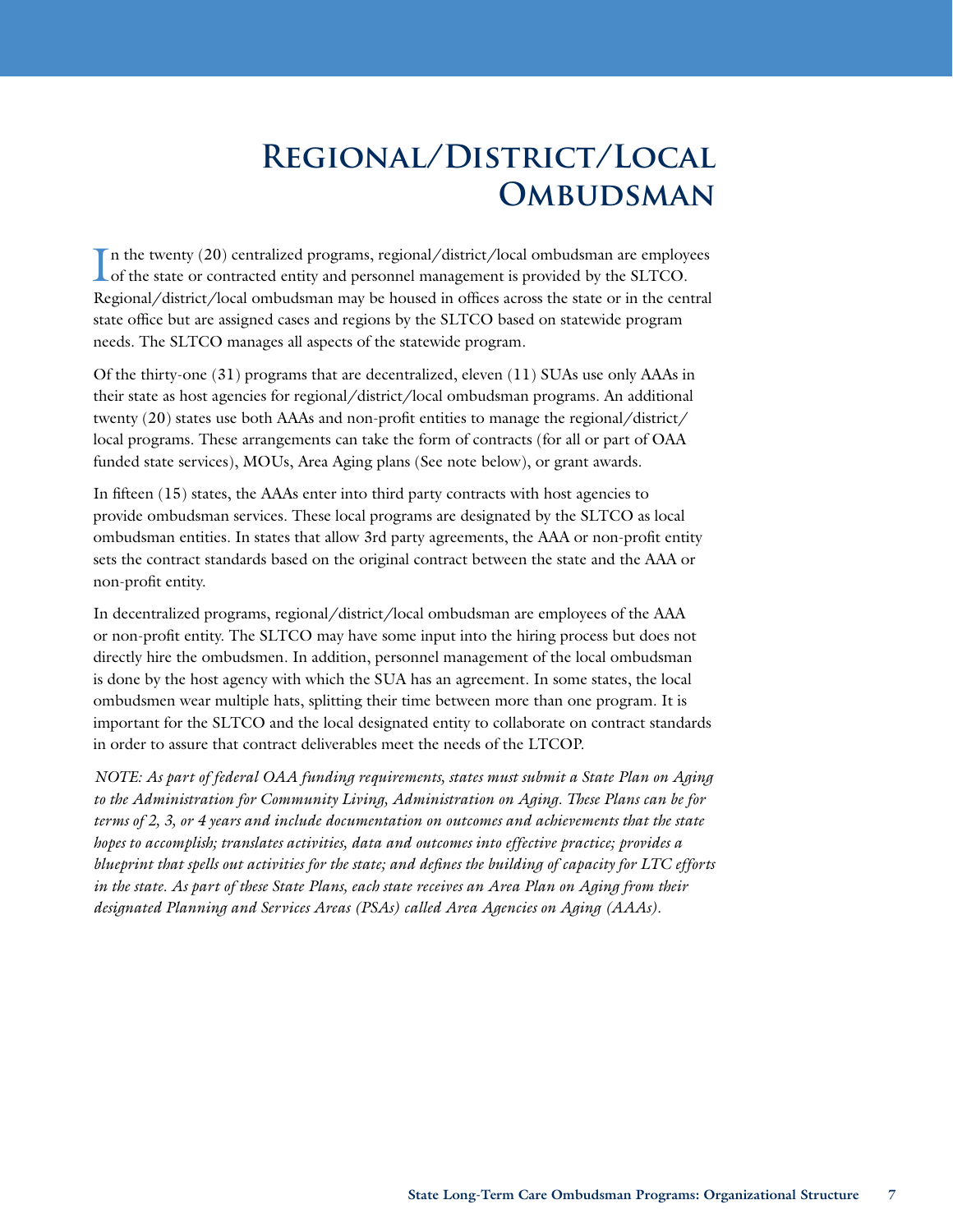# Regional/District/Local Ombudsman

In the twenty (20) centralized programs, regional/district/local ombudsman are employees of the state or contracted entity and personnel management is provided by the SLTCO. Regional/district/local ombudsman may be housed in offices across the state or in the central state office but are assigned cases and regions by the SLTCO based on statewide program needs. The SLTCO manages all aspects of the statewide program.

Of the thirty-one (31) programs that are decentralized, eleven (11) SUAs use only AAAs in their state as host agencies for regional/district/local ombudsman programs. An additional twenty (20) states use both AAAs and non-profit entities to manage the regional/district/local programs. These arrangements can take the form of contracts (for all or part of OAA funded state services), MOUs, Area Aging plans (See note below), or grant awards.

In fifteen (15) states, the AAAs enter into third party contracts with host agencies to provide ombudsman services. These local programs are designated by the SLTCO as local ombudsman entities. In states that allow 3rd party agreements, the AAA or non-profit entity sets the contract standards based on the original contract between the state and the AAA or non-profit entity.

In decentralized programs, regional/district/local ombudsman are employees of the AAA or non-profit entity. The SLTCO may have some input into the hiring process but does not directly hire the ombudsmen. In addition, personnel management of the local ombudsman is done by the host agency with which the SUA has an agreement. In some states, the local ombudsmen wear multiple hats, splitting their time between more than one program. It is important for the SLTCO and the local designated entity to collaborate on contract standards in order to assure that contract deliverables meet the needs of the LTCOP.

*NOTE: As part of federal OAA funding requirements, states must submit a State Plan on Aging to the Administration for Community Living, Administration on Aging. These Plans can be for terms of 2, 3, or 4 years and include documentation on outcomes and achievements that the state hopes to accomplish; translates activities, data and outcomes into effective practice; provides a blueprint that spells out activities for the state; and defines the building of capacity for LTC efforts in the state. As part of these State Plans, each state receives an Area Plan on Aging from their designated Planning and Services Areas (PSAs) called Area Agencies on Aging (AAAs).*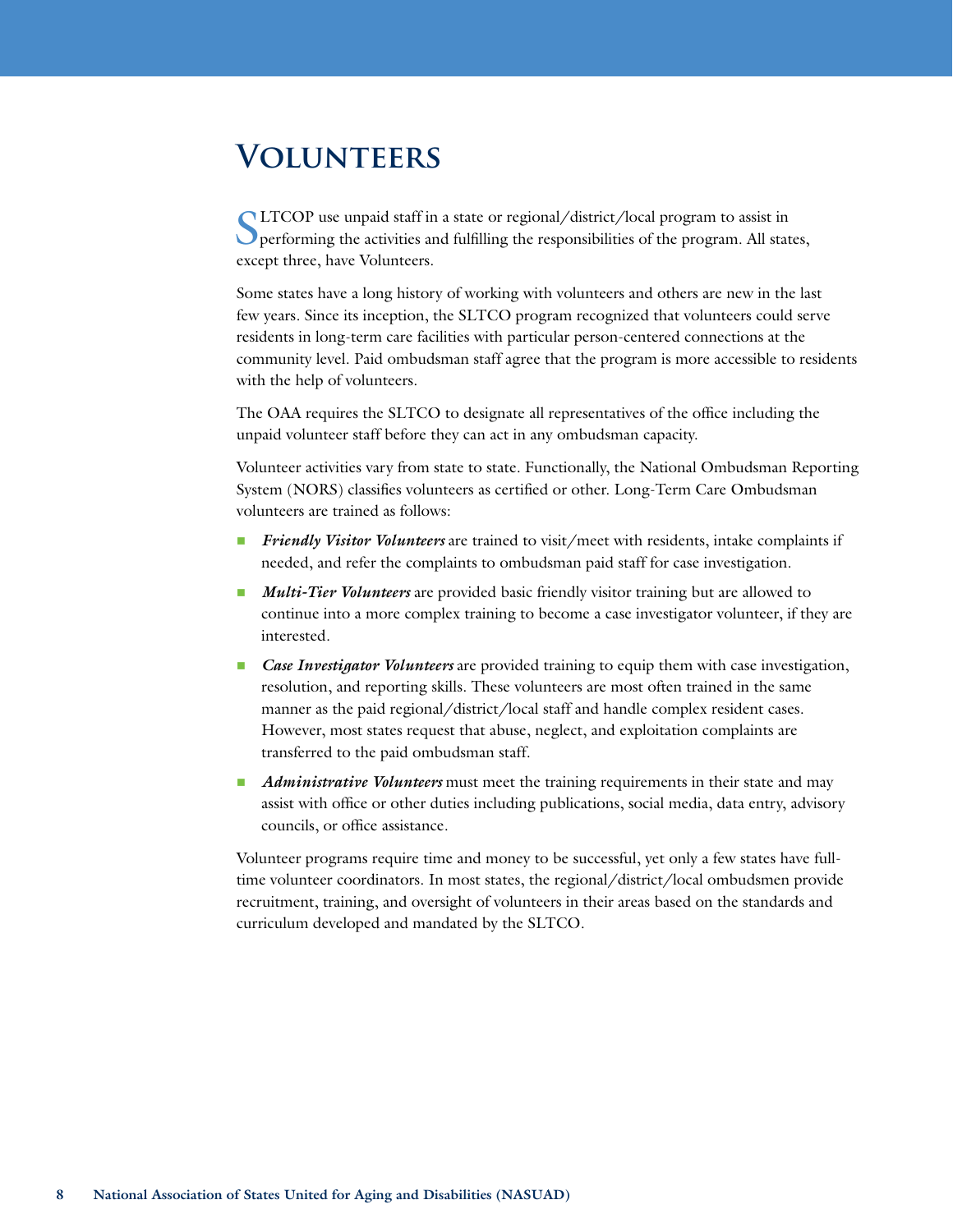# Volunteers

SLTCOP use unpaid staff in a state or regional/district/local program to assist in performing the activities and fulfilling the responsibilities of the program. All states, except three, have Volunteers.

Some states have a long history of working with volunteers and others are new in the last few years. Since its inception, the SLTCO program recognized that volunteers could serve residents in long-term care facilities with particular person-centered connections at the community level. Paid ombudsman staff agree that the program is more accessible to residents with the help of volunteers.

The OAA requires the SLTCO to designate all representatives of the office including the unpaid volunteer staff before they can act in any ombudsman capacity.

Volunteer activities vary from state to state. Functionally, the National Ombudsman Reporting System (NORS) classifies volunteers as certified or other. Long-Term Care Ombudsman volunteers are trained as follows:

- ***Friendly Visitor Volunteers*** are trained to visit/meet with residents, intake complaints if needed, and refer the complaints to ombudsman paid staff for case investigation.
- ***Multi-Tier Volunteers*** are provided basic friendly visitor training but are allowed to continue into a more complex training to become a case investigator volunteer, if they are interested.
- ***Case Investigator Volunteers*** are provided training to equip them with case investigation, resolution, and reporting skills. These volunteers are most often trained in the same manner as the paid regional/district/local staff and handle complex resident cases. However, most states request that abuse, neglect, and exploitation complaints are transferred to the paid ombudsman staff.
- ***Administrative Volunteers*** must meet the training requirements in their state and may assist with office or other duties including publications, social media, data entry, advisory councils, or office assistance.

Volunteer programs require time and money to be successful, yet only a few states have full-time volunteer coordinators. In most states, the regional/district/local ombudsmen provide recruitment, training, and oversight of volunteers in their areas based on the standards and curriculum developed and mandated by the SLTCO.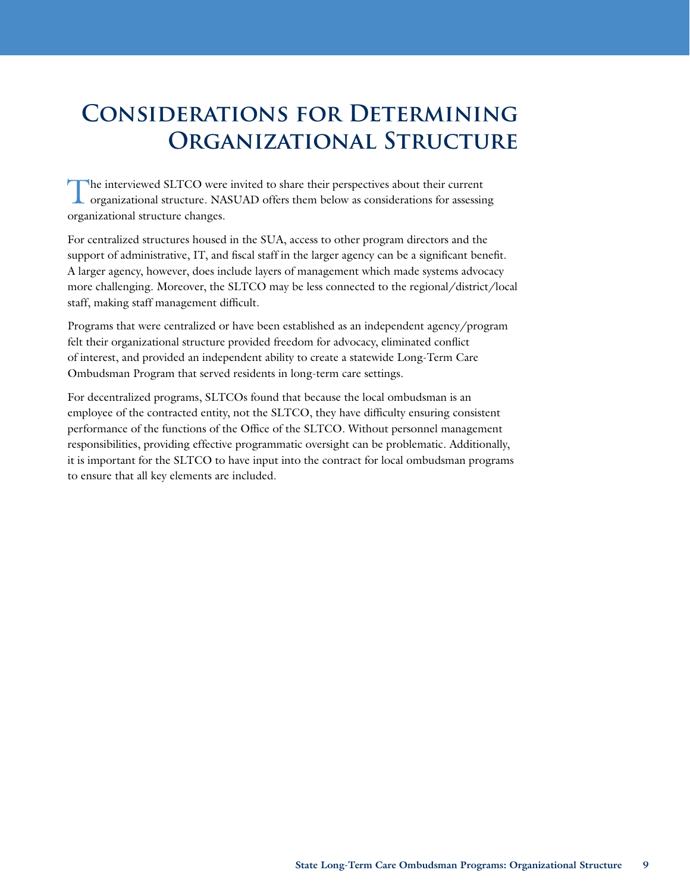# Considerations for Determining Organizational Structure

The interviewed SLTCO were invited to share their perspectives about their current organizational structure. NASUAD offers them below as considerations for assessing organizational structure changes.

For centralized structures housed in the SUA, access to other program directors and the support of administrative, IT, and fiscal staff in the larger agency can be a significant benefit. A larger agency, however, does include layers of management which made systems advocacy more challenging. Moreover, the SLTCO may be less connected to the regional/district/local staff, making staff management difficult.

Programs that were centralized or have been established as an independent agency/program felt their organizational structure provided freedom for advocacy, eliminated conflict of interest, and provided an independent ability to create a statewide Long-Term Care Ombudsman Program that served residents in long-term care settings.

For decentralized programs, SLTCOs found that because the local ombudsman is an employee of the contracted entity, not the SLTCO, they have difficulty ensuring consistent performance of the functions of the Office of the SLTCO. Without personnel management responsibilities, providing effective programmatic oversight can be problematic. Additionally, it is important for the SLTCO to have input into the contract for local ombudsman programs to ensure that all key elements are included.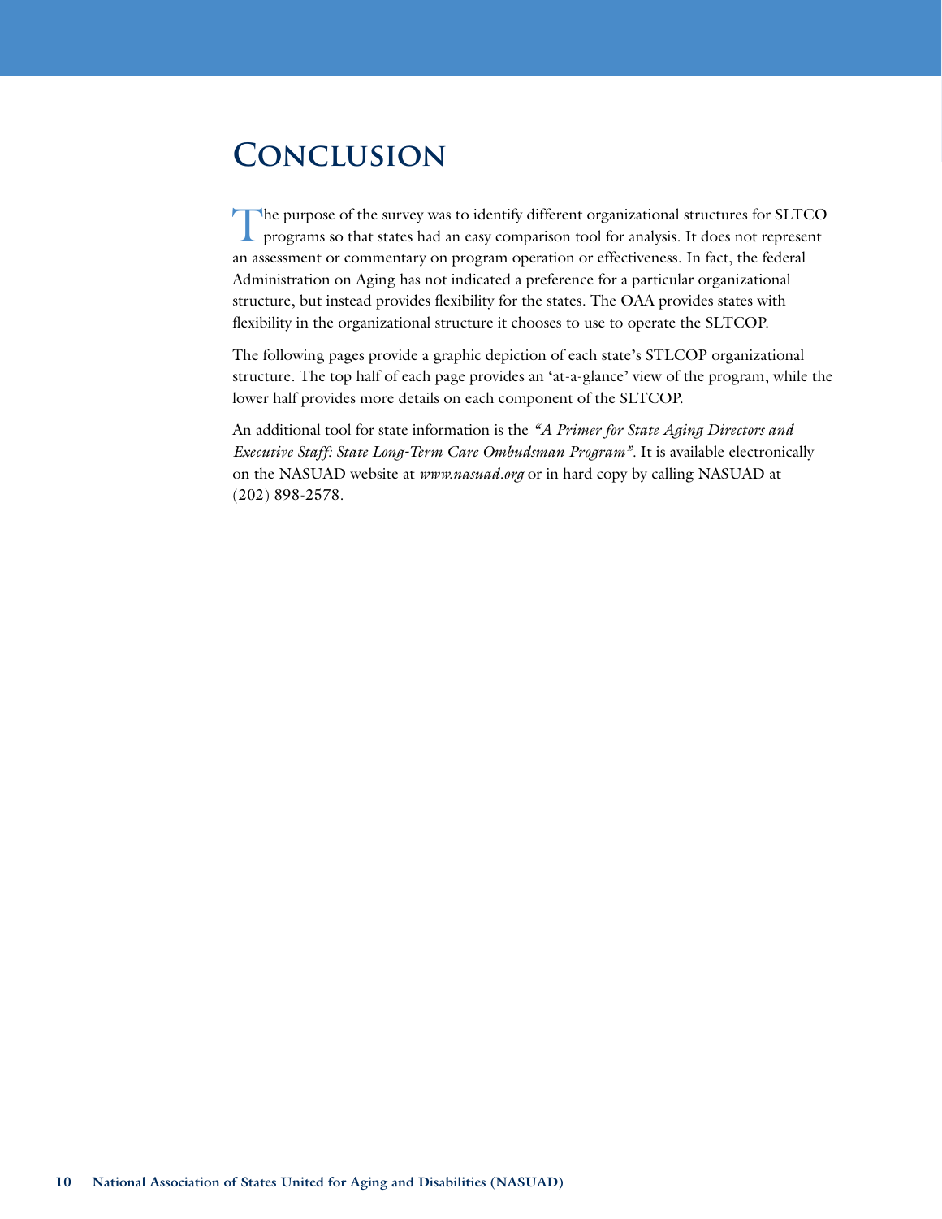# Conclusion

The purpose of the survey was to identify different organizational structures for SLTCO programs so that states had an easy comparison tool for analysis. It does not represent an assessment or commentary on program operation or effectiveness. In fact, the federal Administration on Aging has not indicated a preference for a particular organizational structure, but instead provides flexibility for the states. The OAA provides states with flexibility in the organizational structure it chooses to use to operate the SLTCOP.

The following pages provide a graphic depiction of each state's STLCOP organizational structure. The top half of each page provides an 'at-a-glance' view of the program, while the lower half provides more details on each component of the SLTCOP.

An additional tool for state information is the *"A Primer for State Aging Directors and Executive Staff: State Long-Term Care Ombudsman Program"*. It is available electronically on the NASUAD website at *www.nasuad.org* or in hard copy by calling NASUAD at (202) 898-2578.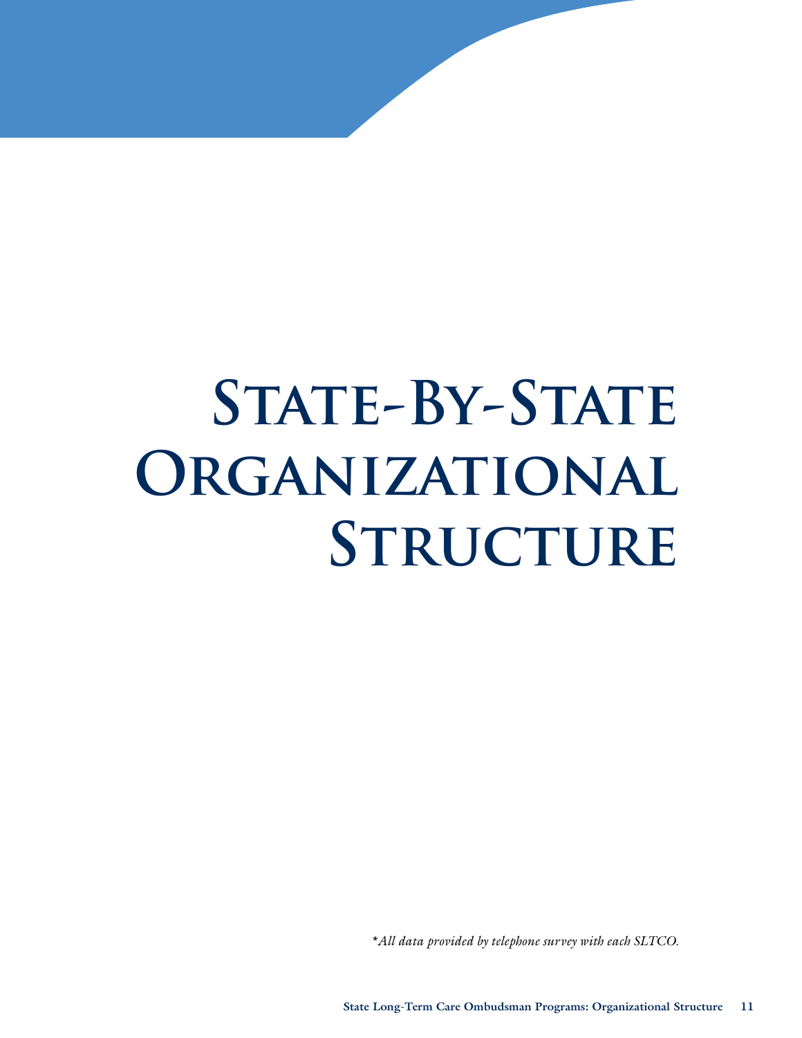# State-By-State Organizational Structure

**All data provided by telephone survey with each SLTCO.*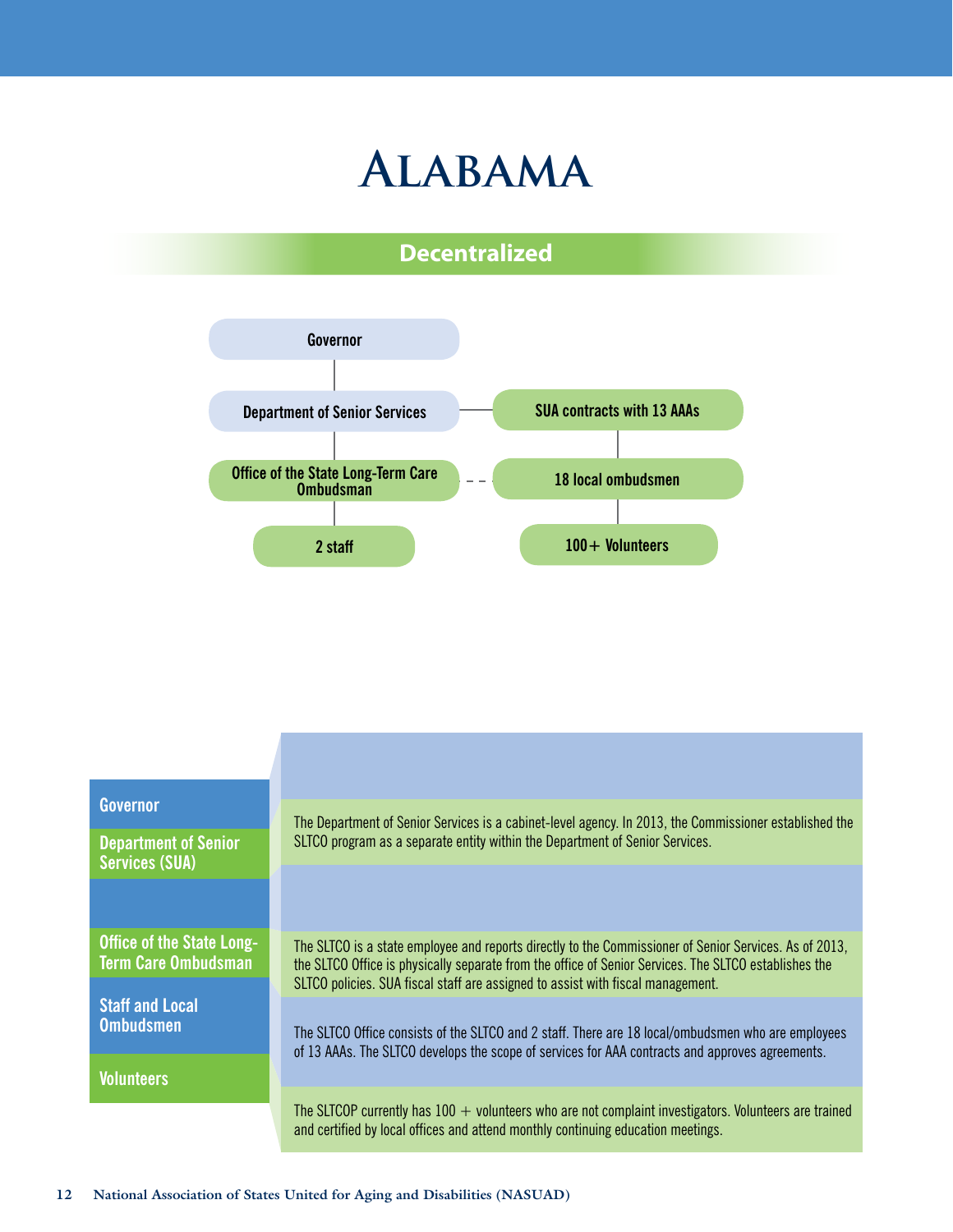# Alabama

## Decentralized

- Governor
  - Department of Senior Services — SUA contracts with 13 AAAs
    - Office of the State Long-Term Care Ombudsman - - - 18 local ombudsmen
      - 2 staff
      - 100+ Volunteers

| | |
|---|---|
| **Governor** | |
| **Department of Senior Services (SUA)** | The Department of Senior Services is a cabinet-level agency. In 2013, the Commissioner established the SLTCO program as a separate entity within the Department of Senior Services. |
| | |
| **Office of the State Long-Term Care Ombudsman** | The SLTCO is a state employee and reports directly to the Commissioner of Senior Services. As of 2013, the SLTCO Office is physically separate from the office of Senior Services. The SLTCO establishes the SLTCO policies. SUA fiscal staff are assigned to assist with fiscal management. |
| **Staff and Local Ombudsmen** | The SLTCO Office consists of the SLTCO and 2 staff. There are 18 local/ombudsmen who are employees of 13 AAAs. The SLTCO develops the scope of services for AAA contracts and approves agreements. |
| **Volunteers** | The SLTCOP currently has 100 + volunteers who are not complaint investigators. Volunteers are trained and certified by local offices and attend monthly continuing education meetings. |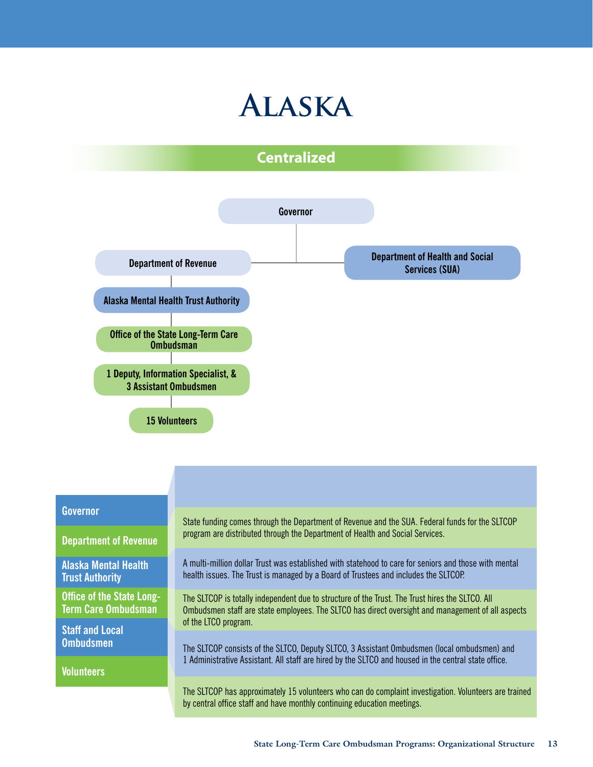# Alaska

## Centralized

Governor

- Department of Revenue
  - Alaska Mental Health Trust Authority
    - Office of the State Long-Term Care Ombudsman
      - 1 Deputy, Information Specialist, & 3 Assistant Ombudsmen
        - 15 Volunteers
- Department of Health and Social Services (SUA)

| | |
|---|---|
| **Governor** | |
| **Department of Revenue** | State funding comes through the Department of Revenue and the SUA. Federal funds for the SLTCOP program are distributed through the Department of Health and Social Services. |
| **Alaska Mental Health Trust Authority** | A multi-million dollar Trust was established with statehood to care for seniors and those with mental health issues. The Trust is managed by a Board of Trustees and includes the SLTCOP. |
| **Office of the State Long-Term Care Ombudsman** | The SLTCOP is totally independent due to structure of the Trust. The Trust hires the SLTCO. All Ombudsmen staff are state employees. The SLTCO has direct oversight and management of all aspects of the LTCO program. |
| **Staff and Local Ombudsmen** | The SLTCOP consists of the SLTCO, Deputy SLTCO, 3 Assistant Ombudsmen (local ombudsmen) and 1 Administrative Assistant. All staff are hired by the SLTCO and housed in the central state office. |
| **Volunteers** | The SLTCOP has approximately 15 volunteers who can do complaint investigation. Volunteers are trained by central office staff and have monthly continuing education meetings. |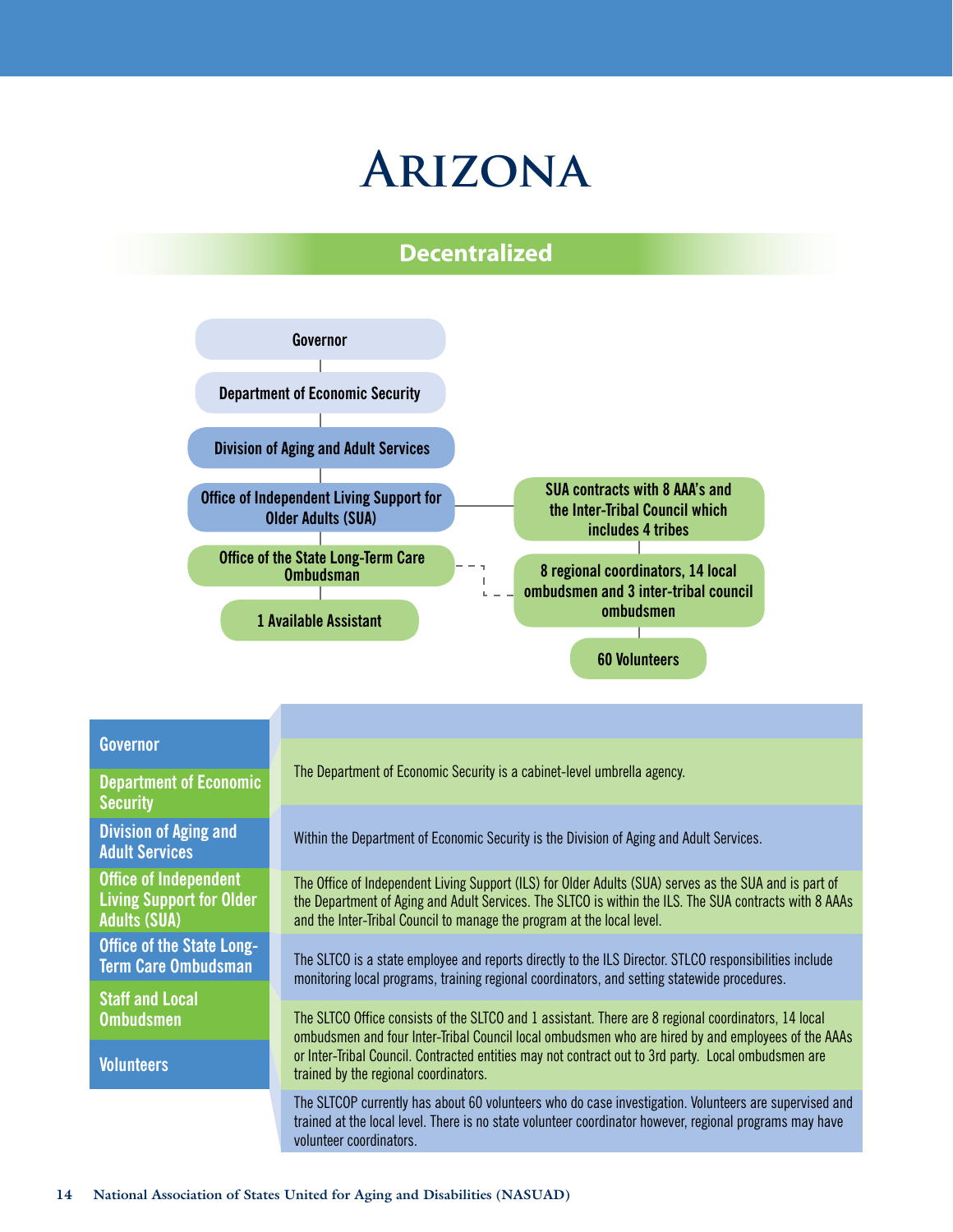# Arizona

## Decentralized

- Governor
  - Department of Economic Security
    - Division of Aging and Adult Services
      - Office of Independent Living Support for Older Adults (SUA)
        - SUA contracts with 8 AAA's and the Inter-Tribal Council which includes 4 tribes
        - Office of the State Long-Term Care Ombudsman
          - 1 Available Assistant
          - 8 regional coordinators, 14 local ombudsmen and 3 inter-tribal council ombudsmen (dashed line)
            - 60 Volunteers

| | |
|---|---|
| Governor | |
| Department of Economic Security | The Department of Economic Security is a cabinet-level umbrella agency. |
| Division of Aging and Adult Services | Within the Department of Economic Security is the Division of Aging and Adult Services. |
| Office of Independent Living Support for Older Adults (SUA) | The Office of Independent Living Support (ILS) for Older Adults (SUA) serves as the SUA and is part of the Department of Aging and Adult Services. The SLTCO is within the ILS. The SUA contracts with 8 AAAs and the Inter-Tribal Council to manage the program at the local level. |
| Office of the State Long-Term Care Ombudsman | The SLTCO is a state employee and reports directly to the ILS Director. STLCO responsibilities include monitoring local programs, training regional coordinators, and setting statewide procedures. |
| Staff and Local Ombudsmen | The SLTCO Office consists of the SLTCO and 1 assistant. There are 8 regional coordinators, 14 local ombudsmen and four Inter-Tribal Council local ombudsmen who are hired by and employees of the AAAs or Inter-Tribal Council. Contracted entities may not contract out to 3rd party. Local ombudsmen are trained by the regional coordinators. |
| Volunteers | The SLTCOP currently has about 60 volunteers who do case investigation. Volunteers are supervised and trained at the local level. There is no state volunteer coordinator however, regional programs may have volunteer coordinators. |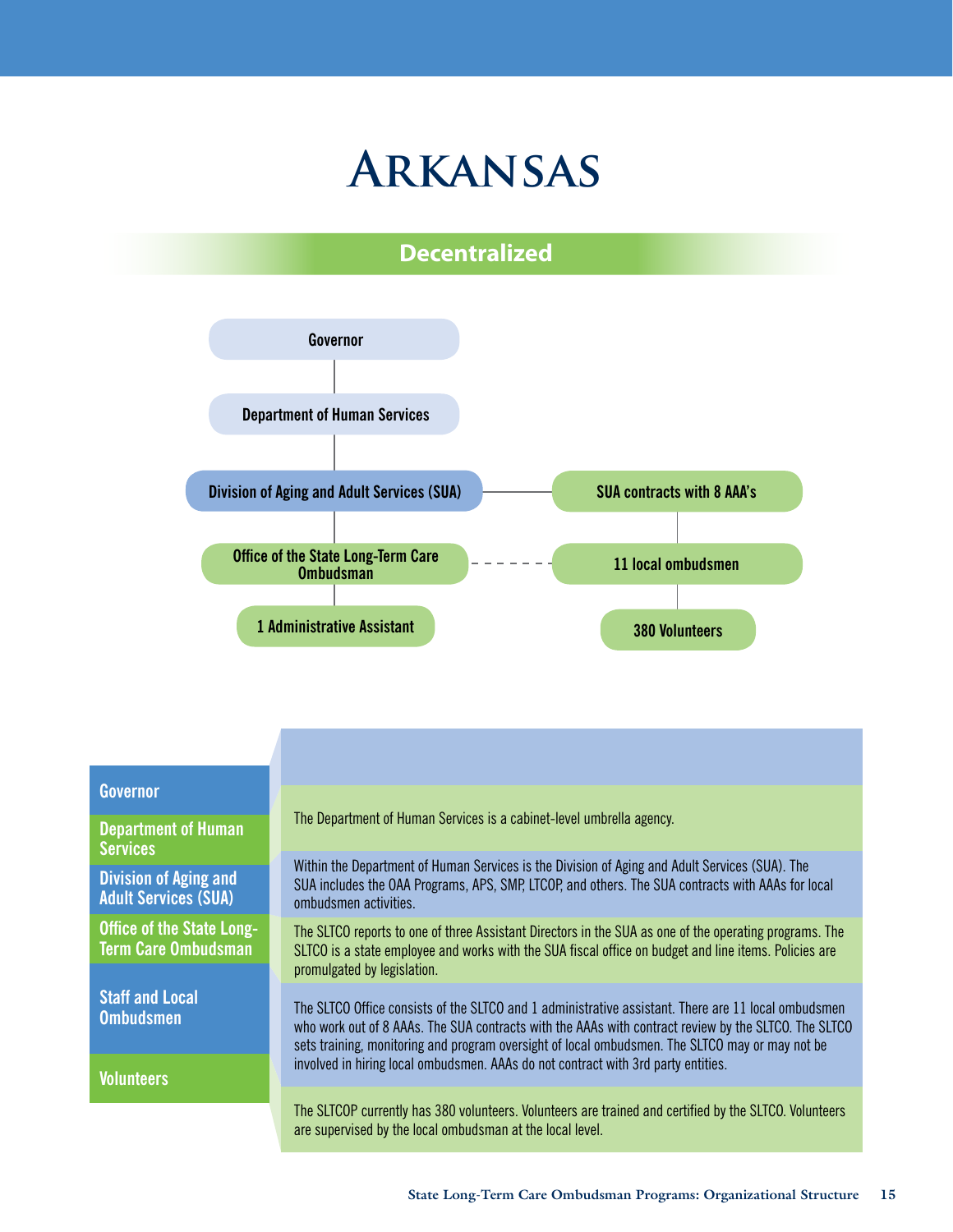# Arkansas

## Decentralized

Governor

Department of Human Services

Division of Aging and Adult Services (SUA)

SUA contracts with 8 AAA's

Office of the State Long-Term Care Ombudsman

11 local ombudsmen

1 Administrative Assistant

380 Volunteers

| | |
|---|---|
| Governor | |
| Department of Human Services | The Department of Human Services is a cabinet-level umbrella agency. |
| Division of Aging and Adult Services (SUA) | Within the Department of Human Services is the Division of Aging and Adult Services (SUA). The SUA includes the OAA Programs, APS, SMP, LTCOP, and others. The SUA contracts with AAAs for local ombudsmen activities. |
| Office of the State Long-Term Care Ombudsman | The SLTCO reports to one of three Assistant Directors in the SUA as one of the operating programs. The SLTCO is a state employee and works with the SUA fiscal office on budget and line items. Policies are promulgated by legislation. |
| Staff and Local Ombudsmen | The SLTCO Office consists of the SLTCO and 1 administrative assistant. There are 11 local ombudsmen who work out of 8 AAAs. The SUA contracts with the AAAs with contract review by the SLTCO. The SLTCO sets training, monitoring and program oversight of local ombudsmen. The SLTCO may or may not be involved in hiring local ombudsmen. AAAs do not contract with 3rd party entities. |
| Volunteers | The SLTCOP currently has 380 volunteers. Volunteers are trained and certified by the SLTCO. Volunteers are supervised by the local ombudsman at the local level. |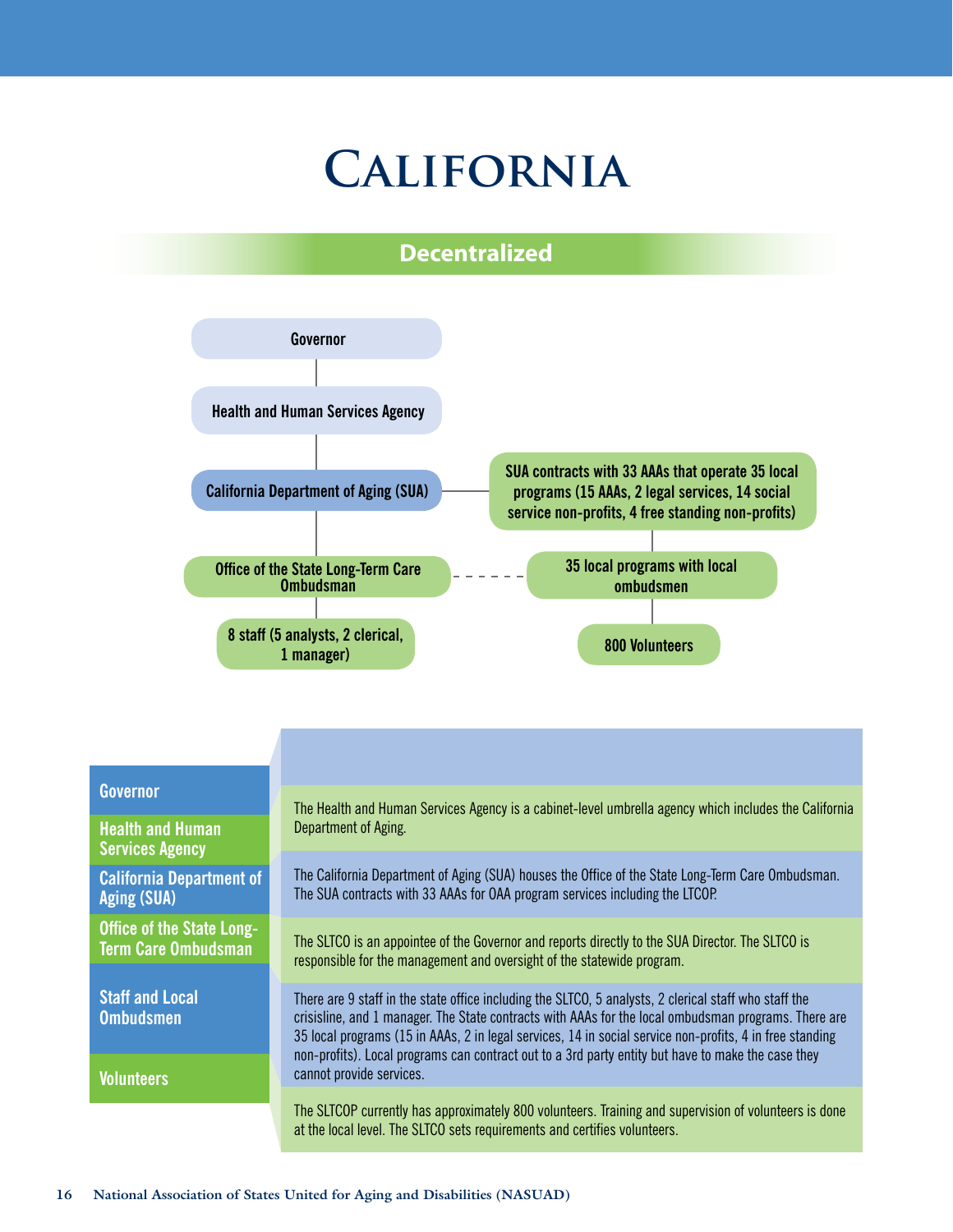# California

## Decentralized

Governor

Health and Human Services Agency

California Department of Aging (SUA)

SUA contracts with 33 AAAs that operate 35 local programs (15 AAAs, 2 legal services, 14 social service non-profits, 4 free standing non-profits)

Office of the State Long-Term Care Ombudsman

35 local programs with local ombudsmen

8 staff (5 analysts, 2 clerical, 1 manager)

800 Volunteers

| | |
|---|---|
| **Governor** | |
| **Health and Human Services Agency** | The Health and Human Services Agency is a cabinet-level umbrella agency which includes the California Department of Aging. |
| **California Department of Aging (SUA)** | The California Department of Aging (SUA) houses the Office of the State Long-Term Care Ombudsman. The SUA contracts with 33 AAAs for OAA program services including the LTCOP. |
| **Office of the State Long-Term Care Ombudsman** | The SLTCO is an appointee of the Governor and reports directly to the SUA Director. The SLTCO is responsible for the management and oversight of the statewide program. |
| **Staff and Local Ombudsmen** | There are 9 staff in the state office including the SLTCO, 5 analysts, 2 clerical staff who staff the crisisline, and 1 manager. The State contracts with AAAs for the local ombudsman programs. There are 35 local programs (15 in AAAs, 2 in legal services, 14 in social service non-profits, 4 in free standing non-profits). Local programs can contract out to a 3rd party entity but have to make the case they cannot provide services. |
| **Volunteers** | The SLTCOP currently has approximately 800 volunteers. Training and supervision of volunteers is done at the local level. The SLTCO sets requirements and certifies volunteers. |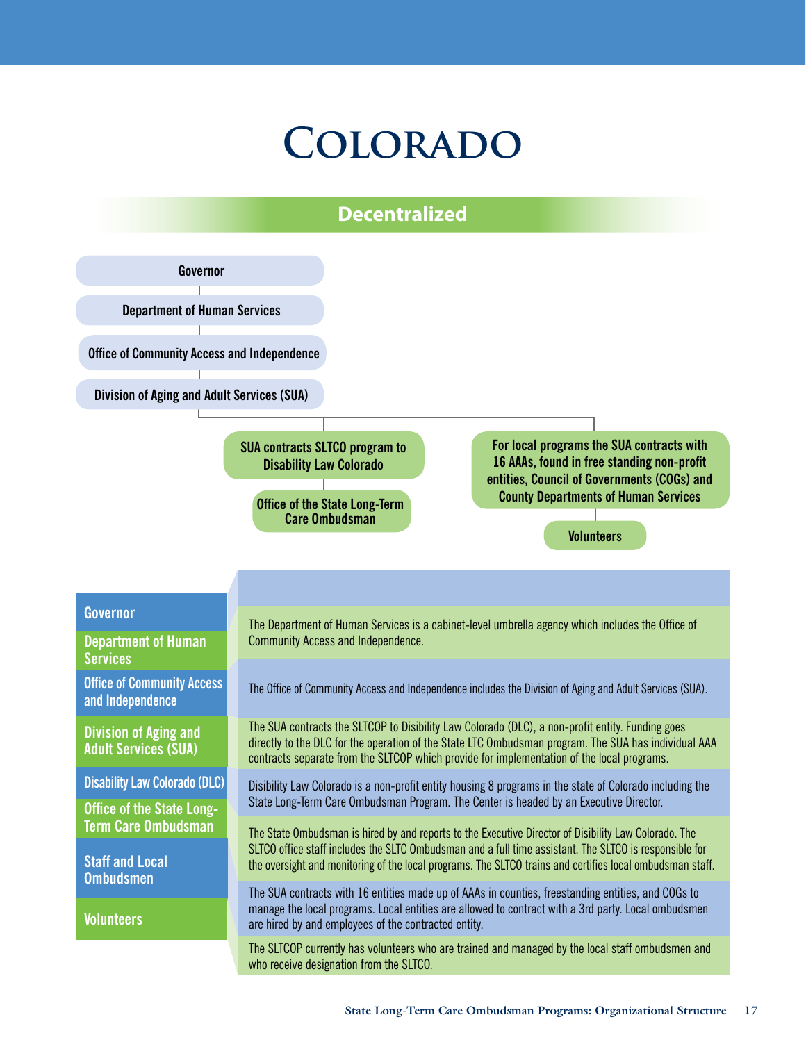# Colorado

## Decentralized

Governor

Department of Human Services

Office of Community Access and Independence

Division of Aging and Adult Services (SUA)

SUA contracts SLTCO program to Disability Law Colorado

Office of the State Long-Term Care Ombudsman

For local programs the SUA contracts with 16 AAAs, found in free standing non-profit entities, Council of Governments (COGs) and County Departments of Human Services

Volunteers

| | |
|---|---|
| **Governor** | |
| **Department of Human Services** | The Department of Human Services is a cabinet-level umbrella agency which includes the Office of Community Access and Independence. |
| **Office of Community Access and Independence** | The Office of Community Access and Independence includes the Division of Aging and Adult Services (SUA). |
| **Division of Aging and Adult Services (SUA)** | The SUA contracts the SLTCOP to Disibility Law Colorado (DLC), a non-profit entity. Funding goes directly to the DLC for the operation of the State LTC Ombudsman program. The SUA has individual AAA contracts separate from the SLTCOP which provide for implementation of the local programs. |
| **Disability Law Colorado (DLC)** | Disibility Law Colorado is a non-profit entity housing 8 programs in the state of Colorado including the State Long-Term Care Ombudsman Program. The Center is headed by an Executive Director. |
| **Office of the State Long-Term Care Ombudsman** | The State Ombudsman is hired by and reports to the Executive Director of Disibility Law Colorado. The SLTCO office staff includes the SLTC Ombudsman and a full time assistant. The SLTCO is responsible for the oversight and monitoring of the local programs. The SLTCO trains and certifies local ombudsman staff. |
| **Staff and Local Ombudsmen** | The SUA contracts with 16 entities made up of AAAs in counties, freestanding entities, and COGs to manage the local programs. Local entities are allowed to contract with a 3rd party. Local ombudsmen are hired by and employees of the contracted entity. |
| **Volunteers** | The SLTCOP currently has volunteers who are trained and managed by the local staff ombudsmen and who receive designation from the SLTCO. |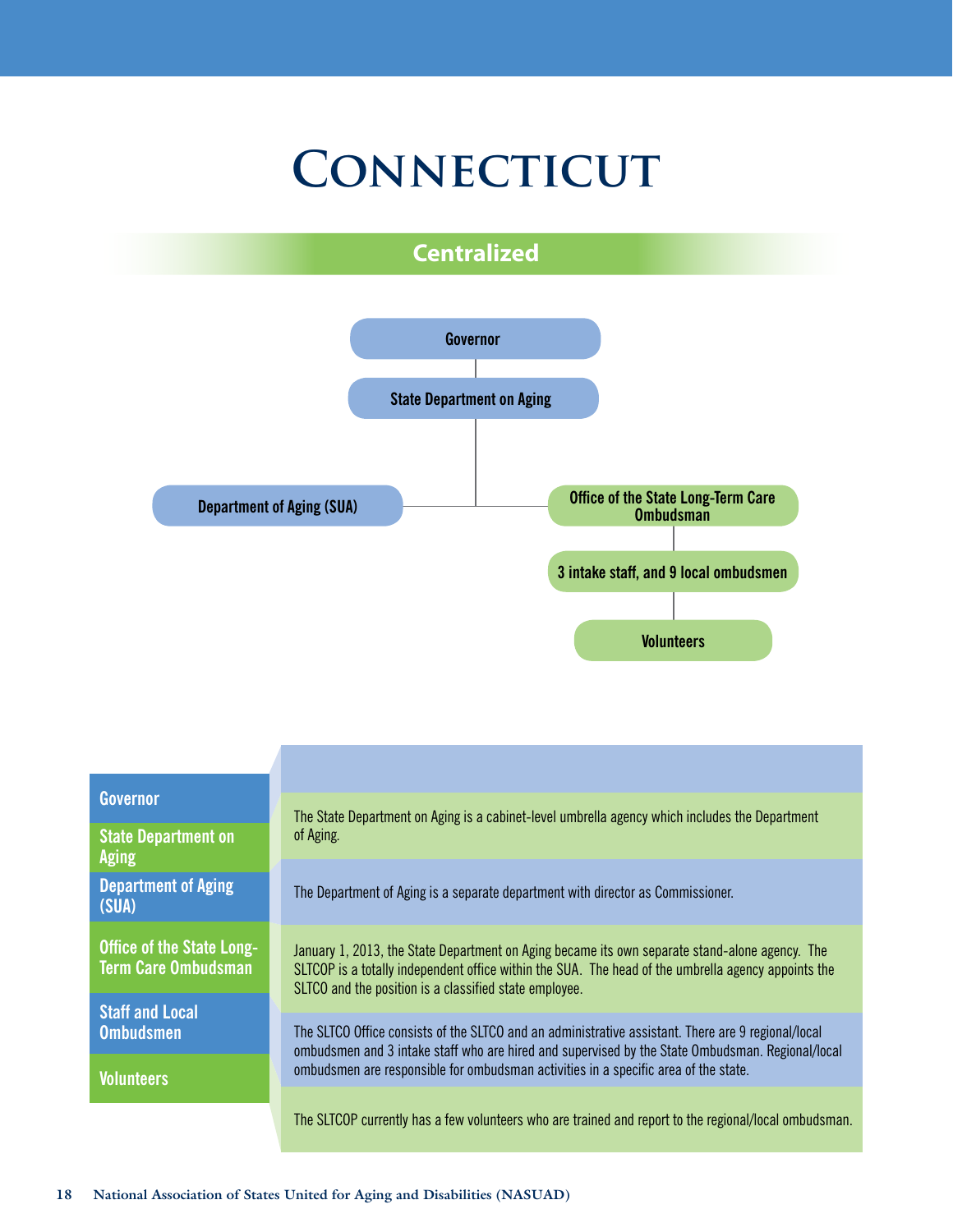# Connecticut

## Centralized

Governor

State Department on Aging

Department of Aging (SUA)

Office of the State Long-Term Care Ombudsman

3 intake staff, and 9 local ombudsmen

Volunteers

| | |
|---|---|
| **Governor** | |
| **State Department on Aging** | The State Department on Aging is a cabinet-level umbrella agency which includes the Department of Aging. |
| **Department of Aging (SUA)** | The Department of Aging is a separate department with director as Commissioner. |
| **Office of the State Long-Term Care Ombudsman** | January 1, 2013, the State Department on Aging became its own separate stand-alone agency. The SLTCOP is a totally independent office within the SUA. The head of the umbrella agency appoints the SLTCO and the position is a classified state employee. |
| **Staff and Local Ombudsmen** | The SLTCO Office consists of the SLTCO and an administrative assistant. There are 9 regional/local ombudsmen and 3 intake staff who are hired and supervised by the State Ombudsman. Regional/local ombudsmen are responsible for ombudsman activities in a specific area of the state. |
| **Volunteers** | The SLTCOP currently has a few volunteers who are trained and report to the regional/local ombudsman. |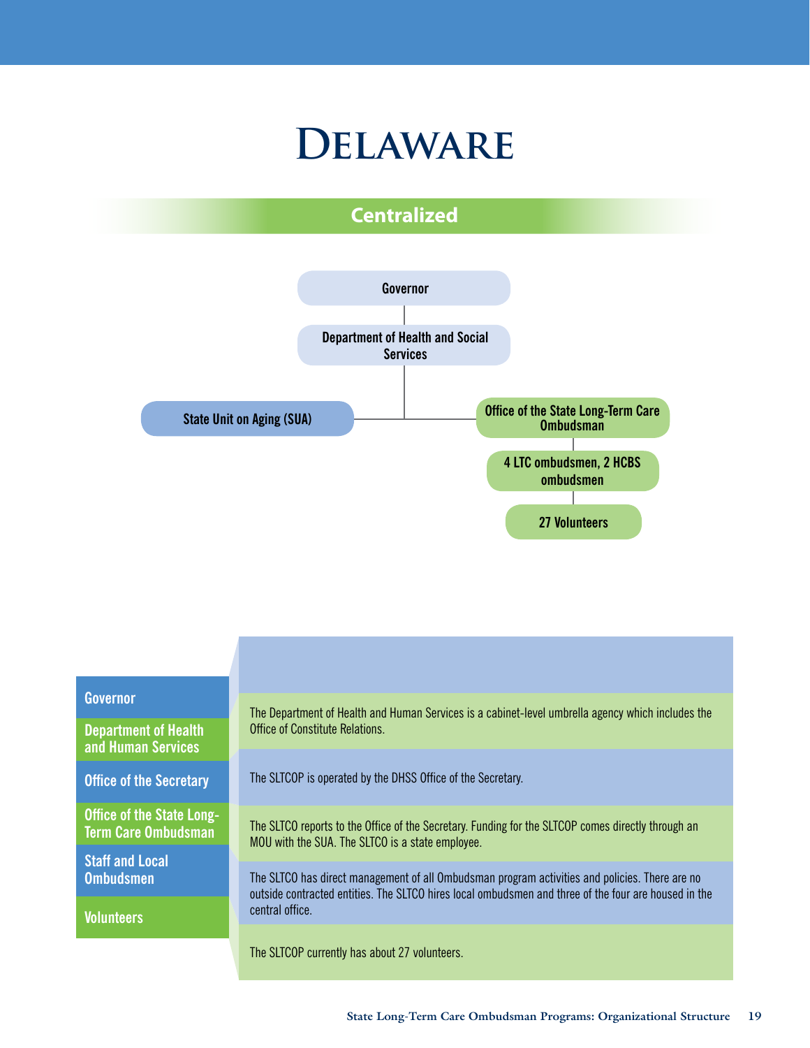# Delaware

## Centralized

- Governor
  - Department of Health and Social Services
    - State Unit on Aging (SUA)
    - Office of the State Long-Term Care Ombudsman
      - 4 LTC ombudsmen, 2 HCBS ombudsmen
        - 27 Volunteers

| | |
|---|---|
| **Governor** | |
| **Department of Health and Human Services** | The Department of Health and Human Services is a cabinet-level umbrella agency which includes the Office of Constitute Relations. |
| **Office of the Secretary** | The SLTCOP is operated by the DHSS Office of the Secretary. |
| **Office of the State Long-Term Care Ombudsman** | The SLTCO reports to the Office of the Secretary. Funding for the SLTCOP comes directly through an MOU with the SUA. The SLTCO is a state employee. |
| **Staff and Local Ombudsmen** | The SLTCO has direct management of all Ombudsman program activities and policies. There are no outside contracted entities. The SLTCO hires local ombudsmen and three of the four are housed in the central office. |
| **Volunteers** | The SLTCOP currently has about 27 volunteers. |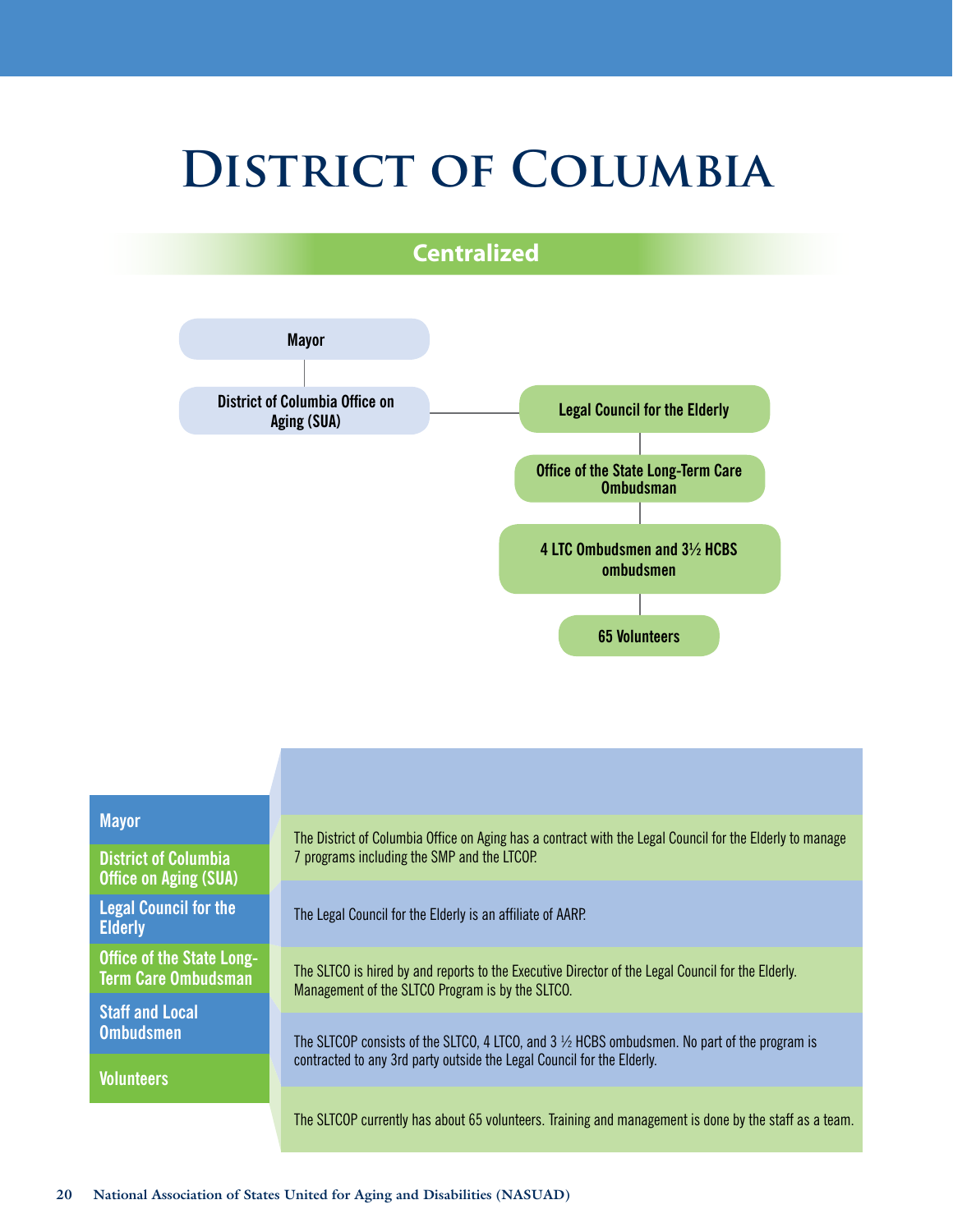# District of Columbia

## Centralized

- Mayor
  - District of Columbia Office on Aging (SUA)
    - Legal Council for the Elderly
      - Office of the State Long-Term Care Ombudsman
        - 4 LTC Ombudsmen and 3½ HCBS ombudsmen
          - 65 Volunteers

| | |
|---|---|
| **Mayor** | |
| **District of Columbia Office on Aging (SUA)** | The District of Columbia Office on Aging has a contract with the Legal Council for the Elderly to manage 7 programs including the SMP and the LTCOP. |
| **Legal Council for the Elderly** | The Legal Council for the Elderly is an affiliate of AARP. |
| **Office of the State Long-Term Care Ombudsman** | The SLTCO is hired by and reports to the Executive Director of the Legal Council for the Elderly. Management of the SLTCO Program is by the SLTCO. |
| **Staff and Local Ombudsmen** | The SLTCOP consists of the SLTCO, 4 LTCO, and 3 ½ HCBS ombudsmen. No part of the program is contracted to any 3rd party outside the Legal Council for the Elderly. |
| **Volunteers** | The SLTCOP currently has about 65 volunteers. Training and management is done by the staff as a team. |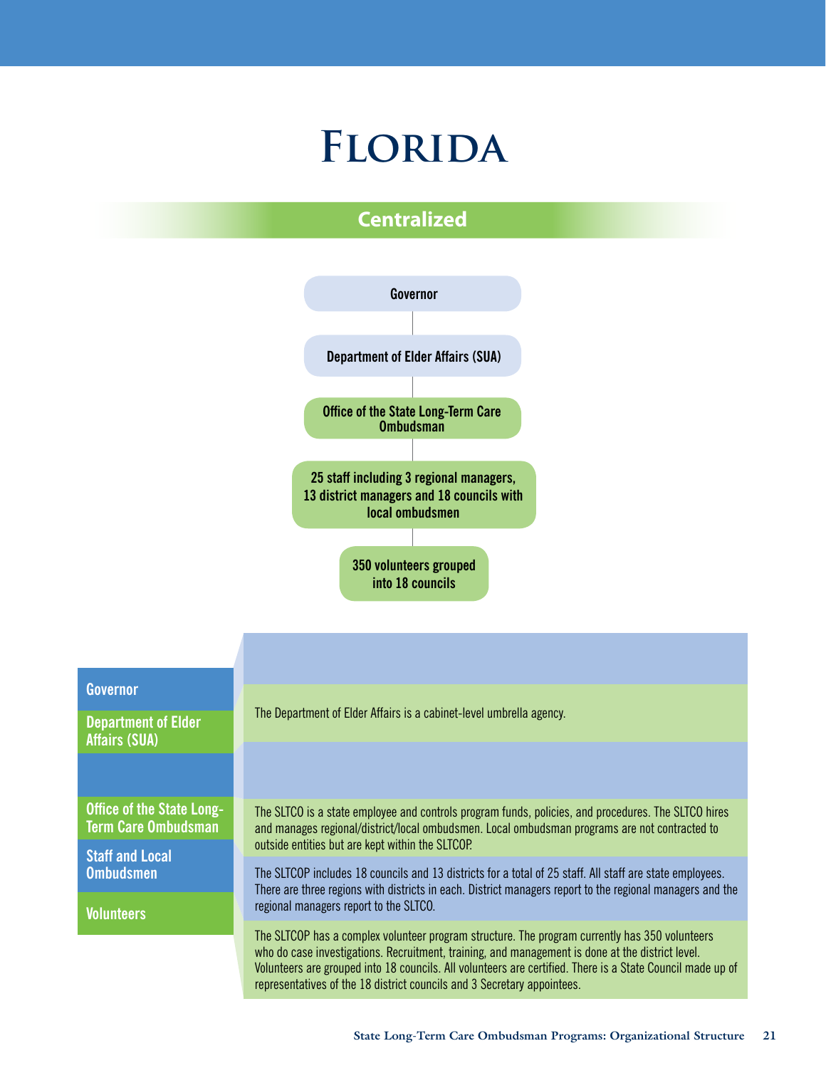# Florida

## Centralized

Governor

Department of Elder Affairs (SUA)

Office of the State Long-Term Care Ombudsman

25 staff including 3 regional managers, 13 district managers and 18 councils with local ombudsmen

350 volunteers grouped into 18 councils

| | |
|---|---|
| **Governor** | |
| **Department of Elder Affairs (SUA)** | The Department of Elder Affairs is a cabinet-level umbrella agency. |
| | |
| **Office of the State Long-Term Care Ombudsman** | The SLTCO is a state employee and controls program funds, policies, and procedures. The SLTCO hires and manages regional/district/local ombudsmen. Local ombudsman programs are not contracted to outside entities but are kept within the SLTCOP. |
| **Staff and Local Ombudsmen** | The SLTCOP includes 18 councils and 13 districts for a total of 25 staff. All staff are state employees. There are three regions with districts in each. District managers report to the regional managers and the regional managers report to the SLTCO. |
| **Volunteers** | The SLTCOP has a complex volunteer program structure. The program currently has 350 volunteers who do case investigations. Recruitment, training, and management is done at the district level. Volunteers are grouped into 18 councils. All volunteers are certified. There is a State Council made up of representatives of the 18 district councils and 3 Secretary appointees. |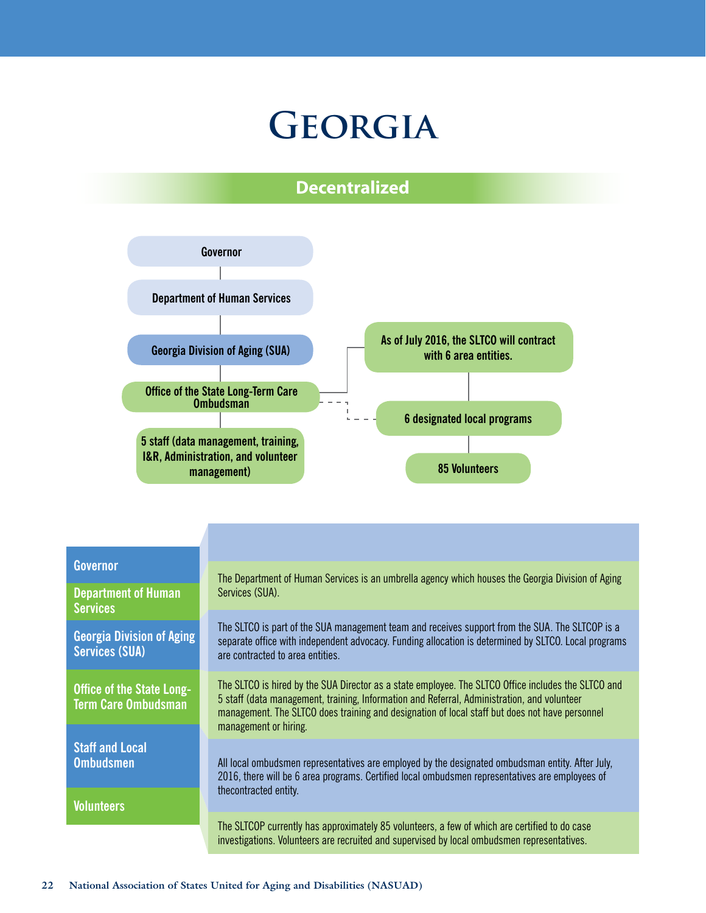# GEORGIA

## Decentralized

- Governor
  - Department of Human Services
    - Georgia Division of Aging (SUA)
      - Office of the State Long-Term Care Ombudsman
        - 5 staff (data management, training, I&R, Administration, and volunteer management)
        - As of July 2016, the SLTCO will contract with 6 area entities.
          - 6 designated local programs
            - 85 Volunteers

| | |
|---|---|
| **Governor** | |
| **Department of Human Services** | The Department of Human Services is an umbrella agency which houses the Georgia Division of Aging Services (SUA). |
| **Georgia Division of Aging Services (SUA)** | The SLTCO is part of the SUA management team and receives support from the SUA. The SLTCOP is a separate office with independent advocacy. Funding allocation is determined by SLTCO. Local programs are contracted to area entities. |
| **Office of the State Long-Term Care Ombudsman** | The SLTCO is hired by the SUA Director as a state employee. The SLTCO Office includes the SLTCO and 5 staff (data management, training, Information and Referral, Administration, and volunteer management. The SLTCO does training and designation of local staff but does not have personnel management or hiring. |
| **Staff and Local Ombudsmen** | All local ombudsmen representatives are employed by the designated ombudsman entity. After July, 2016, there will be 6 area programs. Certified local ombudsmen representatives are employees of thecontracted entity. |
| **Volunteers** | The SLTCOP currently has approximately 85 volunteers, a few of which are certified to do case investigations. Volunteers are recruited and supervised by local ombudsmen representatives. |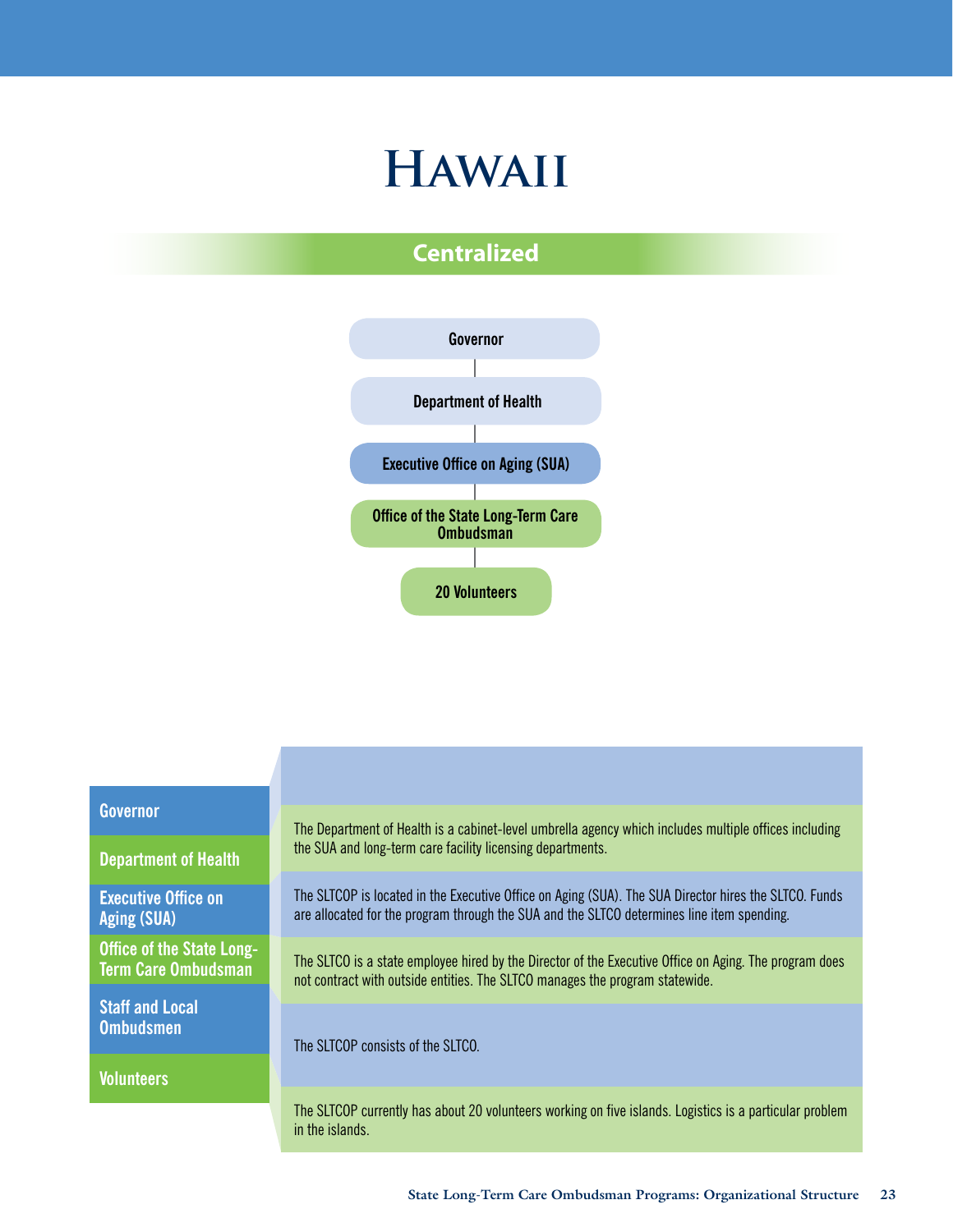# Hawaii

## Centralized

Governor

Department of Health

Executive Office on Aging (SUA)

Office of the State Long-Term Care Ombudsman

20 Volunteers

| | |
|---|---|
| **Governor** | |
| **Department of Health** | The Department of Health is a cabinet-level umbrella agency which includes multiple offices including the SUA and long-term care facility licensing departments. |
| **Executive Office on Aging (SUA)** | The SLTCOP is located in the Executive Office on Aging (SUA). The SUA Director hires the SLTCO. Funds are allocated for the program through the SUA and the SLTCO determines line item spending. |
| **Office of the State Long-Term Care Ombudsman** | The SLTCO is a state employee hired by the Director of the Executive Office on Aging. The program does not contract with outside entities. The SLTCO manages the program statewide. |
| **Staff and Local Ombudsmen** | The SLTCOP consists of the SLTCO. |
| **Volunteers** | The SLTCOP currently has about 20 volunteers working on five islands. Logistics is a particular problem in the islands. |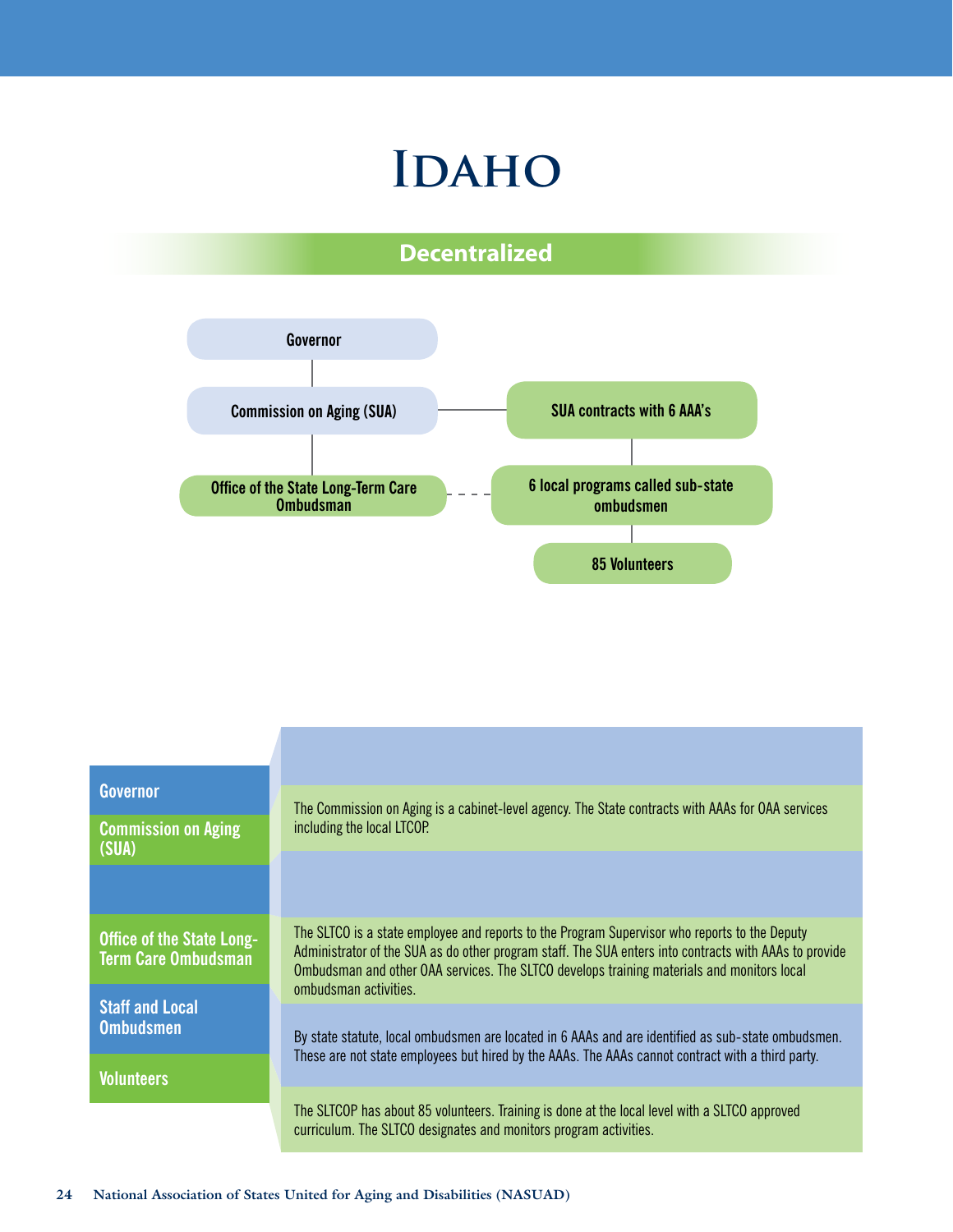# Idaho

## Decentralized

Governor

Commission on Aging (SUA)

SUA contracts with 6 AAA's

Office of the State Long-Term Care Ombudsman

6 local programs called sub-state ombudsmen

85 Volunteers

| | |
|---|---|
| **Governor** | |
| **Commission on Aging (SUA)** | The Commission on Aging is a cabinet-level agency. The State contracts with AAAs for OAA services including the local LTCOP. |
| | |
| **Office of the State Long-Term Care Ombudsman** | The SLTCO is a state employee and reports to the Program Supervisor who reports to the Deputy Administrator of the SUA as do other program staff. The SUA enters into contracts with AAAs to provide Ombudsman and other OAA services. The SLTCO develops training materials and monitors local ombudsman activities. |
| **Staff and Local Ombudsmen** | By state statute, local ombudsmen are located in 6 AAAs and are identified as sub-state ombudsmen. These are not state employees but hired by the AAAs. The AAAs cannot contract with a third party. |
| **Volunteers** | The SLTCOP has about 85 volunteers. Training is done at the local level with a SLTCO approved curriculum. The SLTCO designates and monitors program activities. |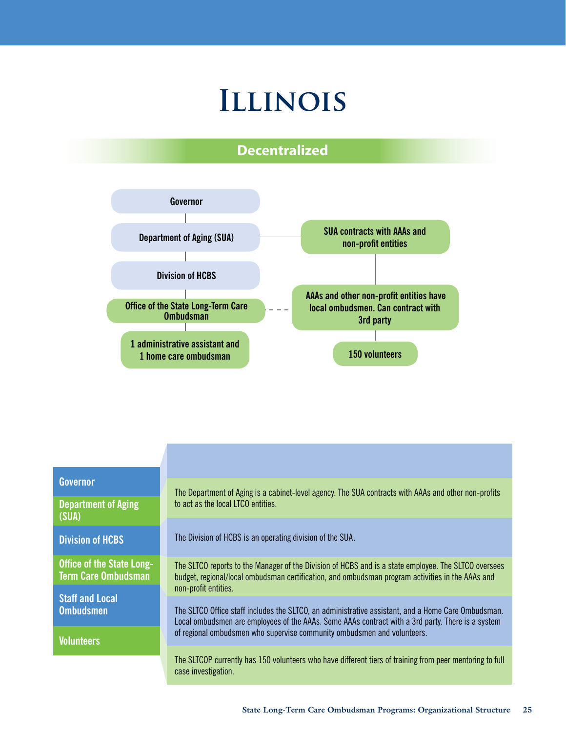# Illinois

## Decentralized

Governor

Department of Aging (SUA)

Division of HCBS

Office of the State Long-Term Care Ombudsman

1 administrative assistant and 1 home care ombudsman

SUA contracts with AAAs and non-profit entities

AAAs and other non-profit entities have local ombudsmen. Can contract with 3rd party

150 volunteers

| | |
|---|---|
| Governor | |
| Department of Aging (SUA) | The Department of Aging is a cabinet-level agency. The SUA contracts with AAAs and other non-profits to act as the local LTCO entities. |
| Division of HCBS | The Division of HCBS is an operating division of the SUA. |
| Office of the State Long-Term Care Ombudsman | The SLTCO reports to the Manager of the Division of HCBS and is a state employee. The SLTCO oversees budget, regional/local ombudsman certification, and ombudsman program activities in the AAAs and non-profit entities. |
| Staff and Local Ombudsmen | The SLTCO Office staff includes the SLTCO, an administrative assistant, and a Home Care Ombudsman. Local ombudsmen are employees of the AAAs. Some AAAs contract with a 3rd party. There is a system of regional ombudsmen who supervise community ombudsmen and volunteers. |
| Volunteers | The SLTCOP currently has 150 volunteers who have different tiers of training from peer mentoring to full case investigation. |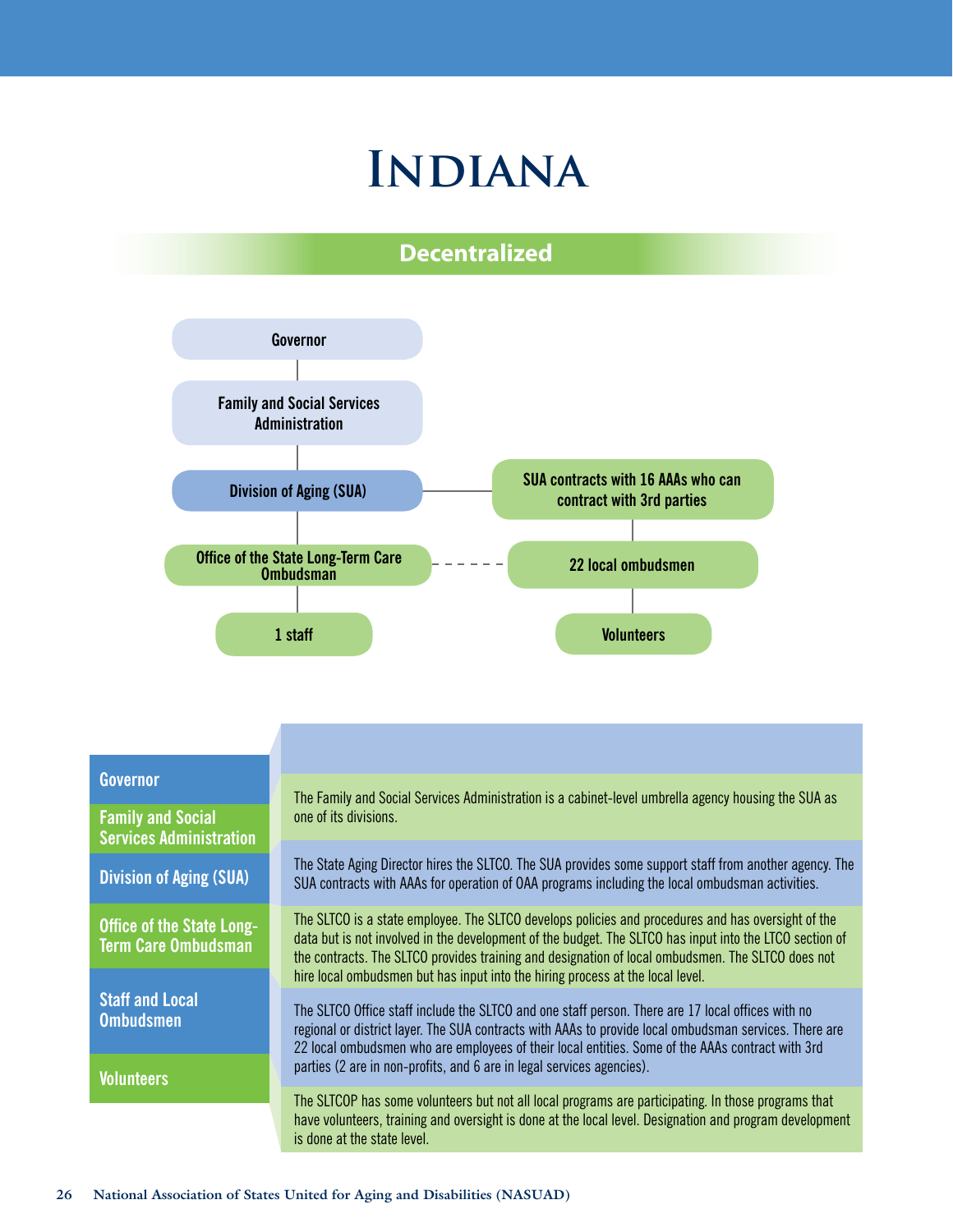# Indiana

## Decentralized

Governor

Family and Social Services Administration

Division of Aging (SUA)

SUA contracts with 16 AAAs who can contract with 3rd parties

Office of the State Long-Term Care Ombudsman

22 local ombudsmen

1 staff

Volunteers

| | |
|---|---|
| **Governor** | |
| **Family and Social Services Administration** | The Family and Social Services Administration is a cabinet-level umbrella agency housing the SUA as one of its divisions. |
| **Division of Aging (SUA)** | The State Aging Director hires the SLTCO. The SUA provides some support staff from another agency. The SUA contracts with AAAs for operation of OAA programs including the local ombudsman activities. |
| **Office of the State Long-Term Care Ombudsman** | The SLTCO is a state employee. The SLTCO develops policies and procedures and has oversight of the data but is not involved in the development of the budget. The SLTCO has input into the LTCO section of the contracts. The SLTCO provides training and designation of local ombudsmen. The SLTCO does not hire local ombudsmen but has input into the hiring process at the local level. |
| **Staff and Local Ombudsmen** | The SLTCO Office staff include the SLTCO and one staff person. There are 17 local offices with no regional or district layer. The SUA contracts with AAAs to provide local ombudsman services. There are 22 local ombudsmen who are employees of their local entities. Some of the AAAs contract with 3rd parties (2 are in non-profits, and 6 are in legal services agencies). |
| **Volunteers** | The SLTCOP has some volunteers but not all local programs are participating. In those programs that have volunteers, training and oversight is done at the local level. Designation and program development is done at the state level. |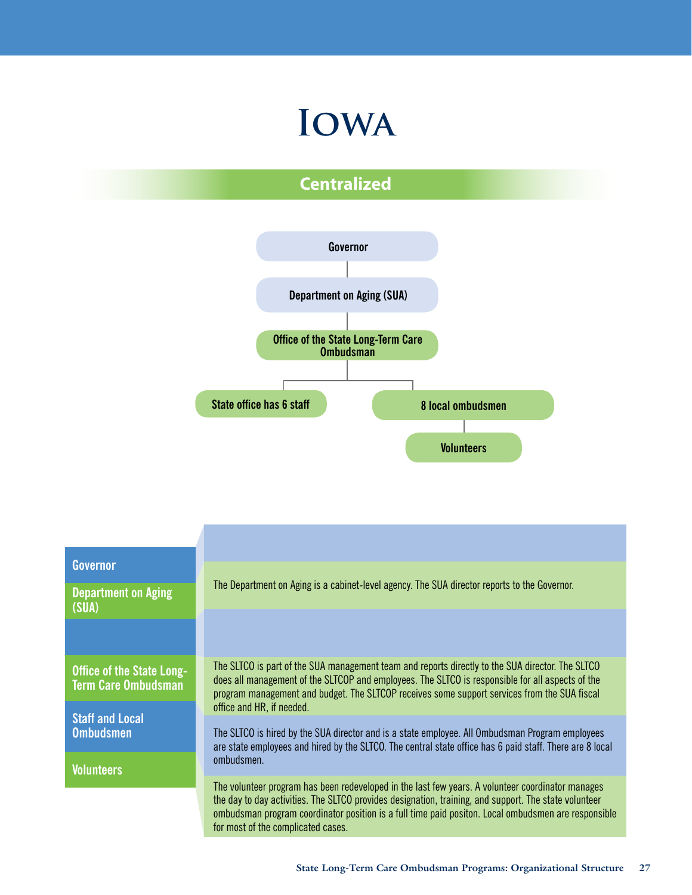# Iowa

## Centralized

Governor

Department on Aging (SUA)

Office of the State Long-Term Care Ombudsman

State office has 6 staff

8 local ombudsmen

Volunteers

| | |
|---|---|
| **Governor** | |
| **Department on Aging (SUA)** | The Department on Aging is a cabinet-level agency. The SUA director reports to the Governor. |
| | |
| **Office of the State Long-Term Care Ombudsman** | The SLTCO is part of the SUA management team and reports directly to the SUA director. The SLTCO does all management of the SLTCOP and employees. The SLTCO is responsible for all aspects of the program management and budget. The SLTCOP receives some support services from the SUA fiscal office and HR, if needed. |
| **Staff and Local Ombudsmen** | The SLTCO is hired by the SUA director and is a state employee. All Ombudsman Program employees are state employees and hired by the SLTCO. The central state office has 6 paid staff. There are 8 local ombudsmen. |
| **Volunteers** | The volunteer program has been redeveloped in the last few years. A volunteer coordinator manages the day to day activities. The SLTCO provides designation, training, and support. The state volunteer ombudsman program coordinator position is a full time paid positon. Local ombudsmen are responsible for most of the complicated cases. |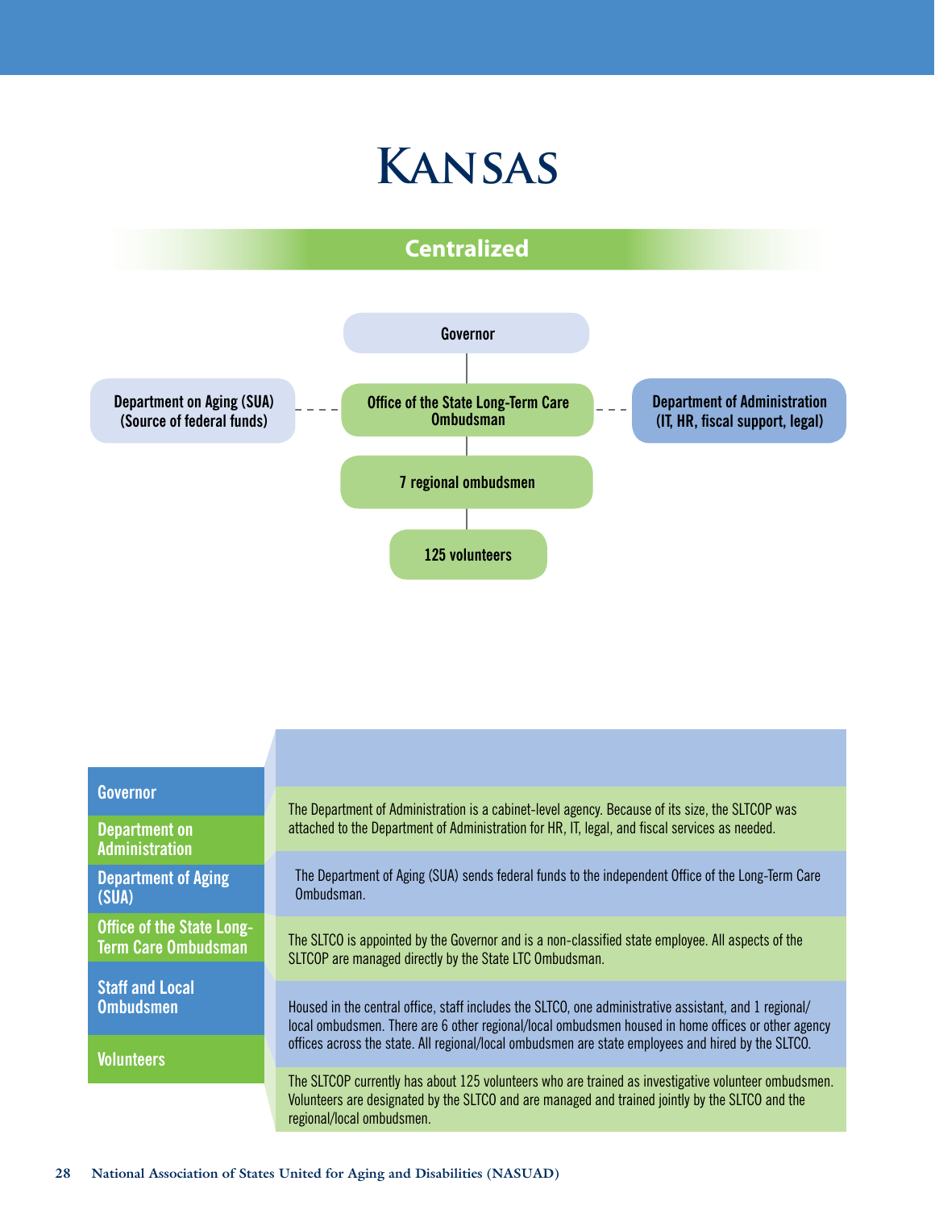# Kansas

## Centralized

- Governor
  - Office of the State Long-Term Care Ombudsman
    - 7 regional ombudsmen
      - 125 volunteers

Department on Aging (SUA) (Source of federal funds) - - - Office of the State Long-Term Care Ombudsman - - - Department of Administration (IT, HR, fiscal support, legal)

| | |
|---|---|
| Governor | |
| Department on Administration | The Department of Administration is a cabinet-level agency. Because of its size, the SLTCOP was attached to the Department of Administration for HR, IT, legal, and fiscal services as needed. |
| Department of Aging (SUA) | The Department of Aging (SUA) sends federal funds to the independent Office of the Long-Term Care Ombudsman. |
| Office of the State Long-Term Care Ombudsman | The SLTCO is appointed by the Governor and is a non-classified state employee. All aspects of the SLTCOP are managed directly by the State LTC Ombudsman. |
| Staff and Local Ombudsmen | Housed in the central office, staff includes the SLTCO, one administrative assistant, and 1 regional/local ombudsmen. There are 6 other regional/local ombudsmen housed in home offices or other agency offices across the state. All regional/local ombudsmen are state employees and hired by the SLTCO. |
| Volunteers | The SLTCOP currently has about 125 volunteers who are trained as investigative volunteer ombudsmen. Volunteers are designated by the SLTCO and are managed and trained jointly by the SLTCO and the regional/local ombudsmen. |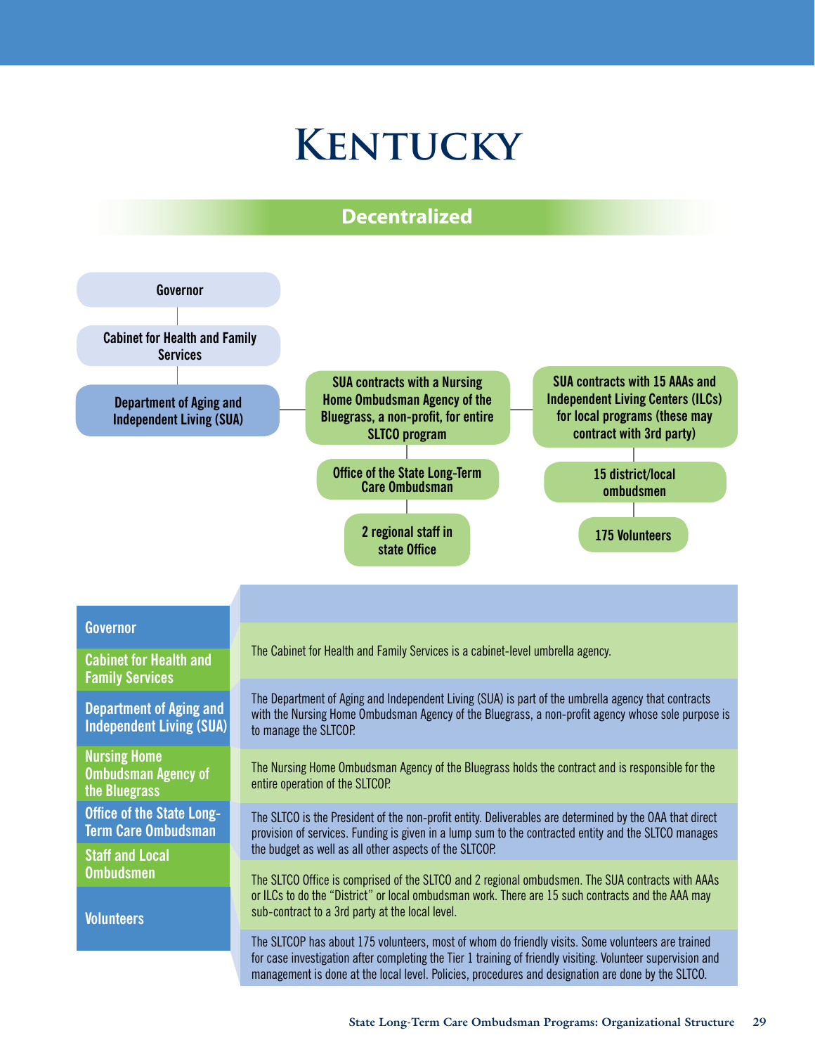# Kentucky

## Decentralized

Governor

Cabinet for Health and Family Services

Department of Aging and Independent Living (SUA)

SUA contracts with a Nursing Home Ombudsman Agency of the Bluegrass, a non-profit, for entire SLTCO program

Office of the State Long-Term Care Ombudsman

2 regional staff in state Office

SUA contracts with 15 AAAs and Independent Living Centers (ILCs) for local programs (these may contract with 3rd party)

15 district/local ombudsmen

175 Volunteers

| | |
|---|---|
| Governor | |
| Cabinet for Health and Family Services | The Cabinet for Health and Family Services is a cabinet-level umbrella agency. |
| Department of Aging and Independent Living (SUA) | The Department of Aging and Independent Living (SUA) is part of the umbrella agency that contracts with the Nursing Home Ombudsman Agency of the Bluegrass, a non-profit agency whose sole purpose is to manage the SLTCOP. |
| Nursing Home Ombudsman Agency of the Bluegrass | The Nursing Home Ombudsman Agency of the Bluegrass holds the contract and is responsible for the entire operation of the SLTCOP. |
| Office of the State Long-Term Care Ombudsman | The SLTCO is the President of the non-profit entity. Deliverables are determined by the OAA that direct provision of services. Funding is given in a lump sum to the contracted entity and the SLTCO manages the budget as well as all other aspects of the SLTCOP. |
| Staff and Local Ombudsmen | The SLTCO Office is comprised of the SLTCO and 2 regional ombudsmen. The SUA contracts with AAAs or ILCs to do the "District" or local ombudsman work. There are 15 such contracts and the AAA may sub-contract to a 3rd party at the local level. |
| Volunteers | The SLTCOP has about 175 volunteers, most of whom do friendly visits. Some volunteers are trained for case investigation after completing the Tier 1 training of friendly visiting. Volunteer supervision and management is done at the local level. Policies, procedures and designation are done by the SLTCO. |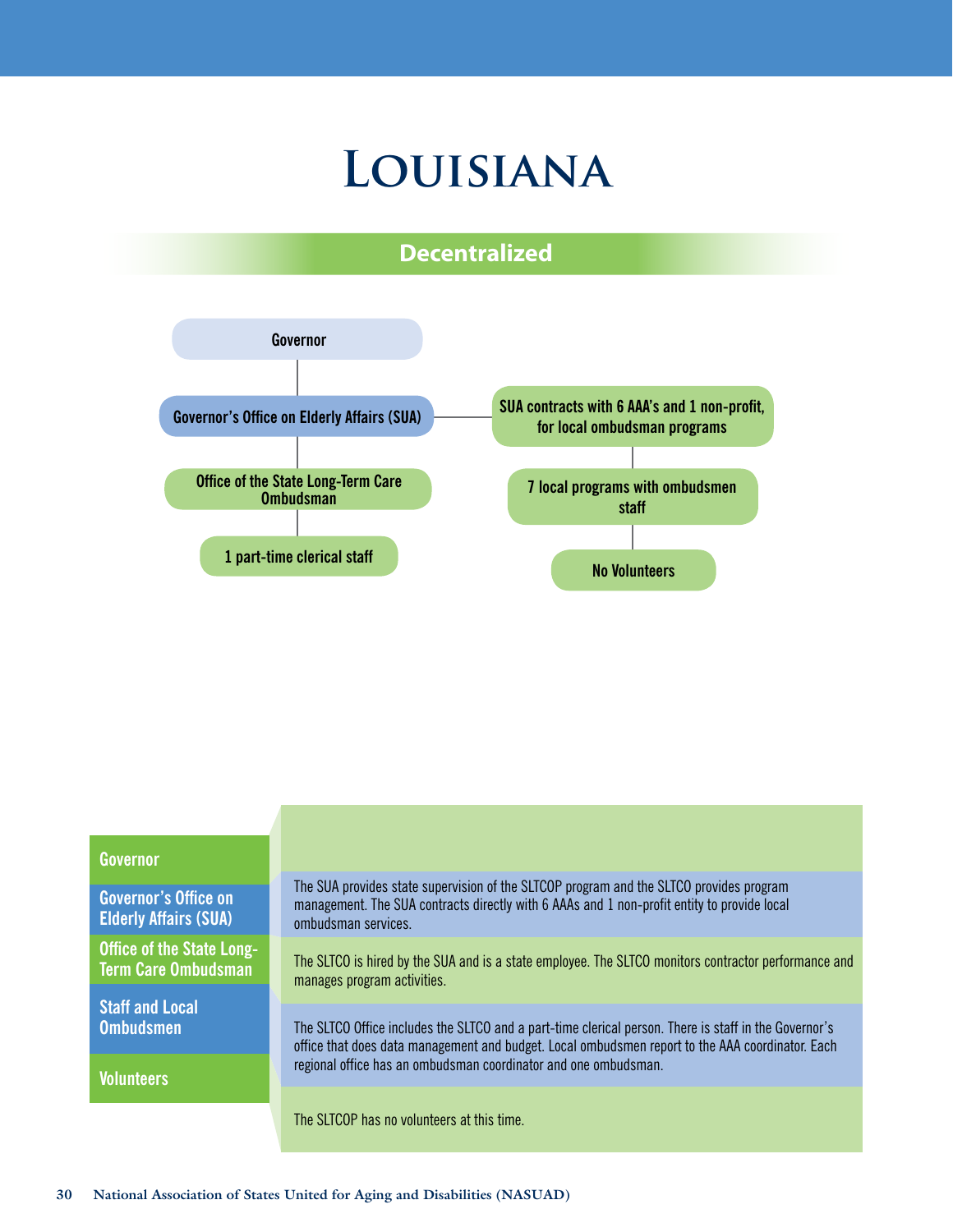# Louisiana

## Decentralized

Governor

Governor's Office on Elderly Affairs (SUA)

Office of the State Long-Term Care Ombudsman

1 part-time clerical staff

SUA contracts with 6 AAA's and 1 non-profit, for local ombudsman programs

7 local programs with ombudsmen staff

No Volunteers

| | |
|---|---|
| Governor | |
| Governor's Office on Elderly Affairs (SUA) | The SUA provides state supervision of the SLTCOP program and the SLTCO provides program management. The SUA contracts directly with 6 AAAs and 1 non-profit entity to provide local ombudsman services. |
| Office of the State Long-Term Care Ombudsman | The SLTCO is hired by the SUA and is a state employee. The SLTCO monitors contractor performance and manages program activities. |
| Staff and Local Ombudsmen | The SLTCO Office includes the SLTCO and a part-time clerical person. There is staff in the Governor's office that does data management and budget. Local ombudsmen report to the AAA coordinator. Each regional office has an ombudsman coordinator and one ombudsman. |
| Volunteers | The SLTCOP has no volunteers at this time. |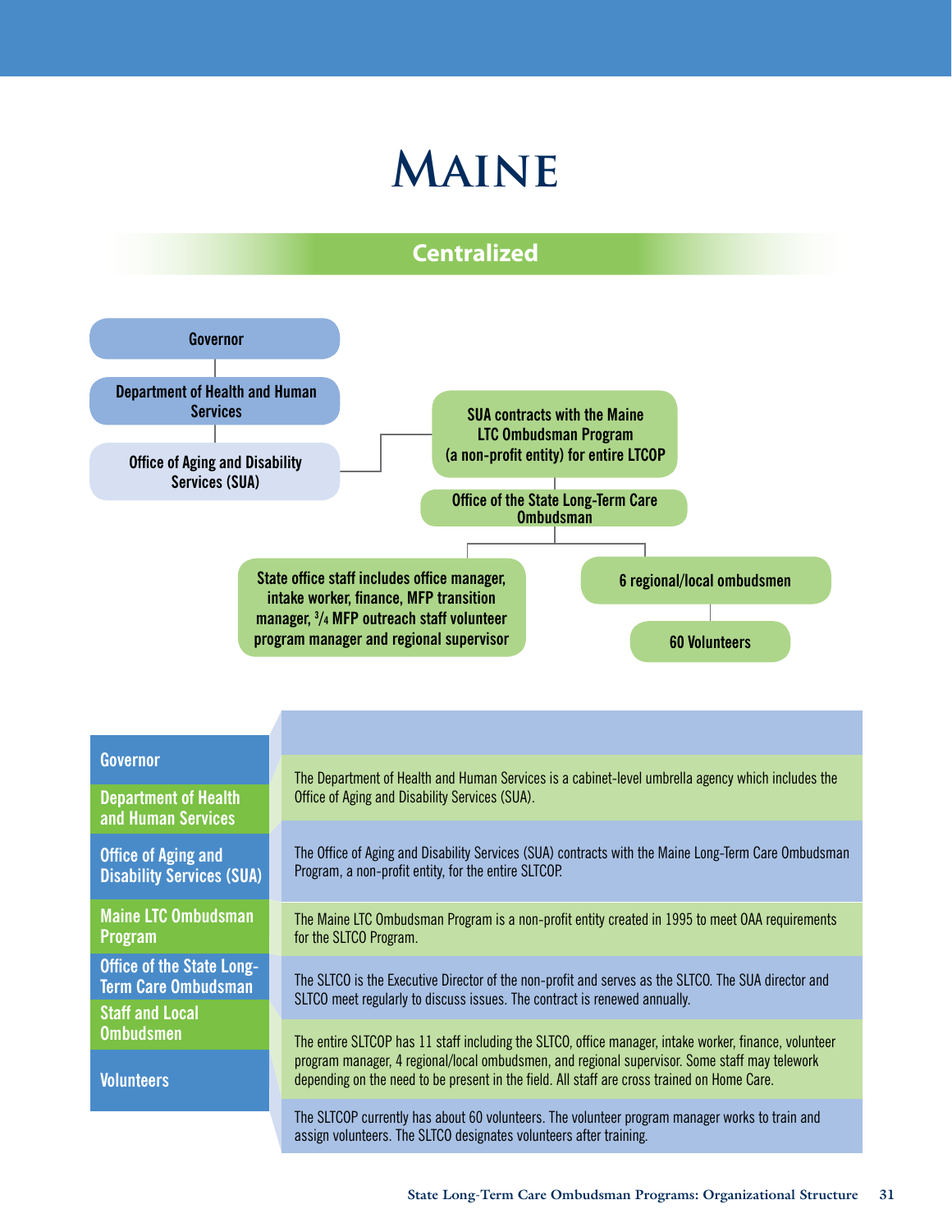# Maine

## Centralized

Governor

Department of Health and Human Services

Office of Aging and Disability Services (SUA)

SUA contracts with the Maine LTC Ombudsman Program (a non-profit entity) for entire LTCOP

Office of the State Long-Term Care Ombudsman

State office staff includes office manager, intake worker, finance, MFP transition manager, 3/4 MFP outreach staff volunteer program manager and regional supervisor

6 regional/local ombudsmen

60 Volunteers

| | |
|---|---|
| Governor | |
| Department of Health and Human Services | The Department of Health and Human Services is a cabinet-level umbrella agency which includes the Office of Aging and Disability Services (SUA). |
| Office of Aging and Disability Services (SUA) | The Office of Aging and Disability Services (SUA) contracts with the Maine Long-Term Care Ombudsman Program, a non-profit entity, for the entire SLTCOP. |
| Maine LTC Ombudsman Program | The Maine LTC Ombudsman Program is a non-profit entity created in 1995 to meet OAA requirements for the SLTCO Program. |
| Office of the State Long-Term Care Ombudsman | The SLTCO is the Executive Director of the non-profit and serves as the SLTCO. The SUA director and SLTCO meet regularly to discuss issues. The contract is renewed annually. |
| Staff and Local Ombudsmen | The entire SLTCOP has 11 staff including the SLTCO, office manager, intake worker, finance, volunteer program manager, 4 regional/local ombudsmen, and regional supervisor. Some staff may telework depending on the need to be present in the field. All staff are cross trained on Home Care. |
| Volunteers | The SLTCOP currently has about 60 volunteers. The volunteer program manager works to train and assign volunteers. The SLTCO designates volunteers after training. |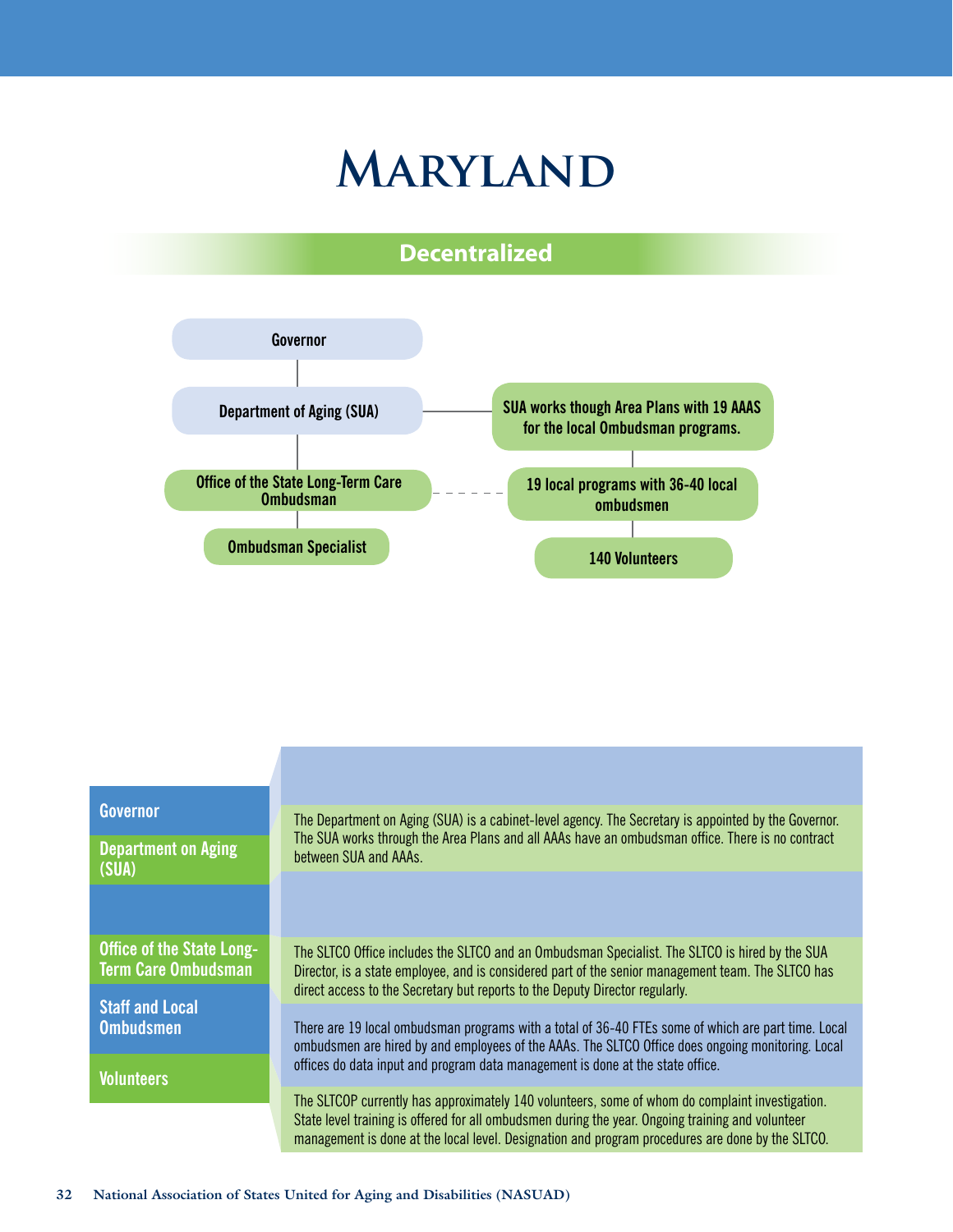# Maryland

## Decentralized

Governor

Department of Aging (SUA)

SUA works though Area Plans with 19 AAAS for the local Ombudsman programs.

Office of the State Long-Term Care Ombudsman

19 local programs with 36-40 local ombudsmen

Ombudsman Specialist

140 Volunteers

| | |
|---|---|
| **Governor** | |
| **Department on Aging (SUA)** | The Department on Aging (SUA) is a cabinet-level agency. The Secretary is appointed by the Governor. The SUA works through the Area Plans and all AAAs have an ombudsman office. There is no contract between SUA and AAAs. |
| | |
| **Office of the State Long-Term Care Ombudsman** | The SLTCO Office includes the SLTCO and an Ombudsman Specialist. The SLTCO is hired by the SUA Director, is a state employee, and is considered part of the senior management team. The SLTCO has direct access to the Secretary but reports to the Deputy Director regularly. |
| **Staff and Local Ombudsmen** | There are 19 local ombudsman programs with a total of 36-40 FTEs some of which are part time. Local ombudsmen are hired by and employees of the AAAs. The SLTCO Office does ongoing monitoring. Local offices do data input and program data management is done at the state office. |
| **Volunteers** | The SLTCOP currently has approximately 140 volunteers, some of whom do complaint investigation. State level training is offered for all ombudsmen during the year. Ongoing training and volunteer management is done at the local level. Designation and program procedures are done by the SLTCO. |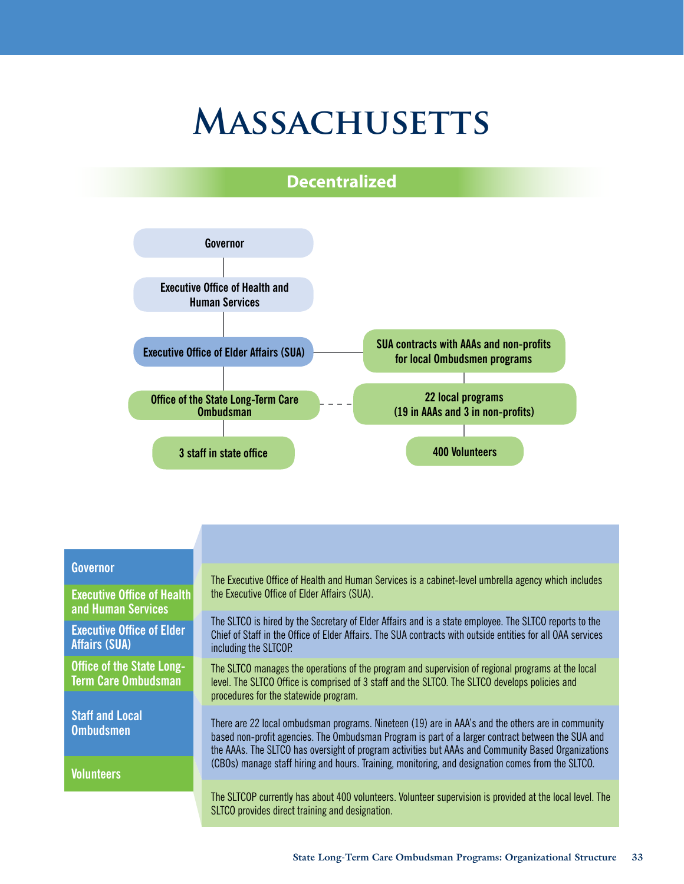# Massachusetts

## Decentralized

Governor

Executive Office of Health and Human Services

Executive Office of Elder Affairs (SUA)

SUA contracts with AAAs and non-profits for local Ombudsmen programs

Office of the State Long-Term Care Ombudsman

22 local programs (19 in AAAs and 3 in non-profits)

3 staff in state office

400 Volunteers

| | |
|---|---|
| **Governor** | |
| **Executive Office of Health and Human Services** | The Executive Office of Health and Human Services is a cabinet-level umbrella agency which includes the Executive Office of Elder Affairs (SUA). |
| **Executive Office of Elder Affairs (SUA)** | The SLTCO is hired by the Secretary of Elder Affairs and is a state employee. The SLTCO reports to the Chief of Staff in the Office of Elder Affairs. The SUA contracts with outside entities for all OAA services including the SLTCOP. |
| **Office of the State Long-Term Care Ombudsman** | The SLTCO manages the operations of the program and supervision of regional programs at the local level. The SLTCO Office is comprised of 3 staff and the SLTCO. The SLTCO develops policies and procedures for the statewide program. |
| **Staff and Local Ombudsmen** | There are 22 local ombudsman programs. Nineteen (19) are in AAA's and the others are in community based non-profit agencies. The Ombudsman Program is part of a larger contract between the SUA and the AAAs. The SLTCO has oversight of program activities but AAAs and Community Based Organizations (CBOs) manage staff hiring and hours. Training, monitoring, and designation comes from the SLTCO. |
| **Volunteers** | The SLTCOP currently has about 400 volunteers. Volunteer supervision is provided at the local level. The SLTCO provides direct training and designation. |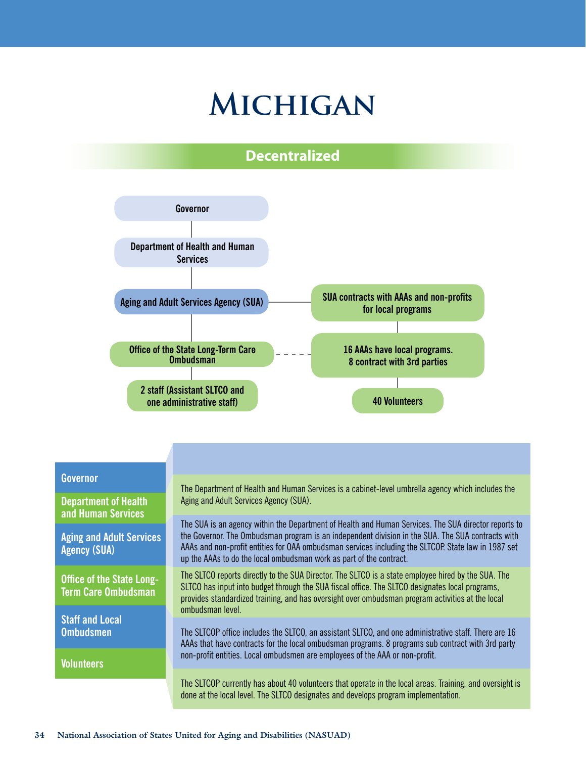# Michigan

## Decentralized

Governor

Department of Health and Human Services

Aging and Adult Services Agency (SUA)

SUA contracts with AAAs and non-profits for local programs

Office of the State Long-Term Care Ombudsman

16 AAAs have local programs. 8 contract with 3rd parties

2 staff (Assistant SLTCO and one administrative staff)

40 Volunteers

| | |
|---|---|
| **Governor** | |
| **Department of Health and Human Services** | The Department of Health and Human Services is a cabinet-level umbrella agency which includes the Aging and Adult Services Agency (SUA). |
| **Aging and Adult Services Agency (SUA)** | The SUA is an agency within the Department of Health and Human Services. The SUA director reports to the Governor. The Ombudsman program is an independent division in the SUA. The SUA contracts with AAAs and non-profit entities for OAA ombudsman services including the SLTCOP. State law in 1987 set up the AAAs to do the local ombudsman work as part of the contract. |
| **Office of the State Long-Term Care Ombudsman** | The SLTCO reports directly to the SUA Director. The SLTCO is a state employee hired by the SUA. The SLTCO has input into budget through the SUA fiscal office. The SLTCO designates local programs, provides standardized training, and has oversight over ombudsman program activities at the local ombudsman level. |
| **Staff and Local Ombudsmen** | The SLTCOP office includes the SLTCO, an assistant SLTCO, and one administrative staff. There are 16 AAAs that have contracts for the local ombudsman programs. 8 programs sub contract with 3rd party non-profit entities. Local ombudsmen are employees of the AAA or non-profit. |
| **Volunteers** | The SLTCOP currently has about 40 volunteers that operate in the local areas. Training, and oversight is done at the local level. The SLTCO designates and develops program implementation. |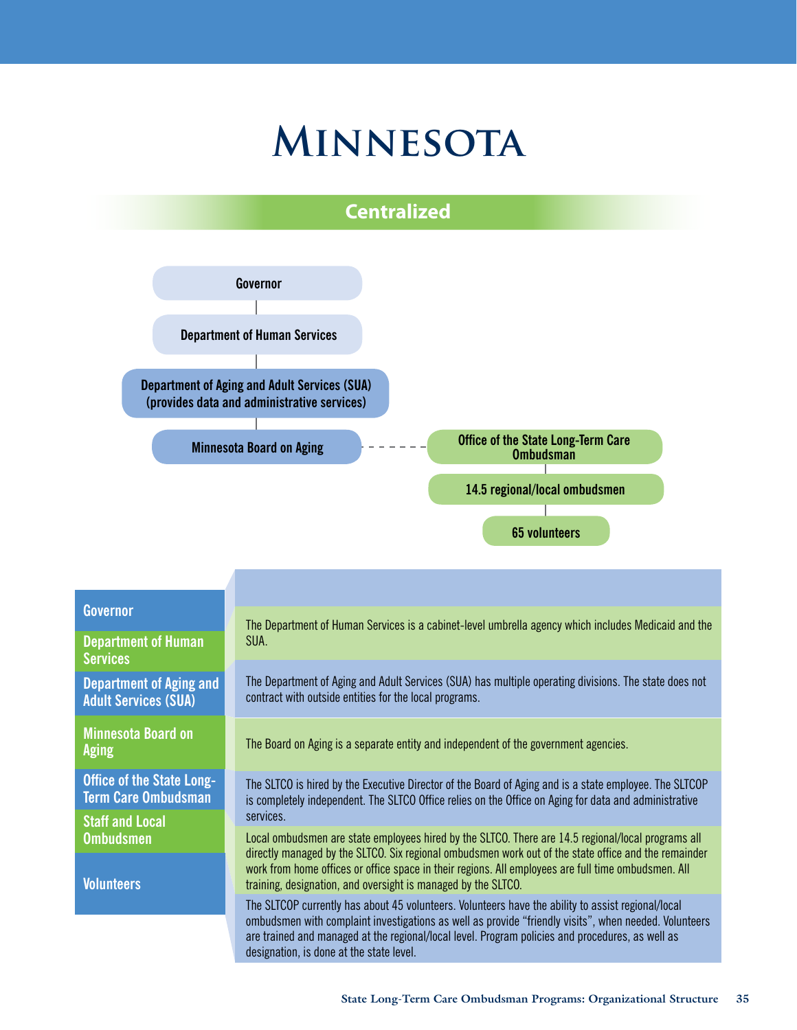# Minnesota

## Centralized

Governor

Department of Human Services

Department of Aging and Adult Services (SUA) (provides data and administrative services)

Minnesota Board on Aging

Office of the State Long-Term Care Ombudsman

14.5 regional/local ombudsmen

65 volunteers

| | |
|---|---|
| **Governor** | |
| **Department of Human Services** | The Department of Human Services is a cabinet-level umbrella agency which includes Medicaid and the SUA. |
| **Department of Aging and Adult Services (SUA)** | The Department of Aging and Adult Services (SUA) has multiple operating divisions. The state does not contract with outside entities for the local programs. |
| **Minnesota Board on Aging** | The Board on Aging is a separate entity and independent of the government agencies. |
| **Office of the State Long-Term Care Ombudsman** | The SLTCO is hired by the Executive Director of the Board of Aging and is a state employee. The SLTCOP is completely independent. The SLTCO Office relies on the Office on Aging for data and administrative services. |
| **Staff and Local Ombudsmen** | Local ombudsmen are state employees hired by the SLTCO. There are 14.5 regional/local programs all directly managed by the SLTCO. Six regional ombudsmen work out of the state office and the remainder work from home offices or office space in their regions. All employees are full time ombudsmen. All training, designation, and oversight is managed by the SLTCO. |
| **Volunteers** | The SLTCOP currently has about 45 volunteers. Volunteers have the ability to assist regional/local ombudsmen with complaint investigations as well as provide "friendly visits", when needed. Volunteers are trained and managed at the regional/local level. Program policies and procedures, as well as designation, is done at the state level. |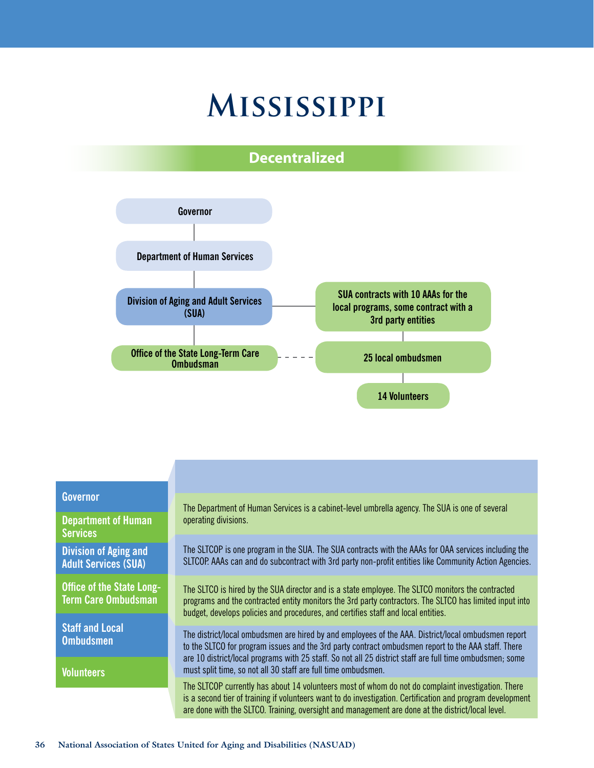# MISSISSIPPI

## Decentralized

Governor

Department of Human Services

Division of Aging and Adult Services (SUA)

SUA contracts with 10 AAAs for the local programs, some contract with a 3rd party entities

Office of the State Long-Term Care Ombudsman

25 local ombudsmen

14 Volunteers

| | |
|---|---|
| Governor | |
| Department of Human Services | The Department of Human Services is a cabinet-level umbrella agency. The SUA is one of several operating divisions. |
| Division of Aging and Adult Services (SUA) | The SLTCOP is one program in the SUA. The SUA contracts with the AAAs for OAA services including the SLTCOP. AAAs can and do subcontract with 3rd party non-profit entities like Community Action Agencies. |
| Office of the State Long-Term Care Ombudsman | The SLTCO is hired by the SUA director and is a state employee. The SLTCO monitors the contracted programs and the contracted entity monitors the 3rd party contractors. The SLTCO has limited input into budget, develops policies and procedures, and certifies staff and local entities. |
| Staff and Local Ombudsmen | The district/local ombudsmen are hired by and employees of the AAA. District/local ombudsmen report to the SLTCO for program issues and the 3rd party contract ombudsmen report to the AAA staff. There are 10 district/local programs with 25 staff. So not all 25 district staff are full time ombudsmen; some must split time, so not all 30 staff are full time ombudsmen. |
| Volunteers | The SLTCOP currently has about 14 volunteers most of whom do not do complaint investigation. There is a second tier of training if volunteers want to do investigation. Certification and program development are done with the SLTCO. Training, oversight and management are done at the district/local level. |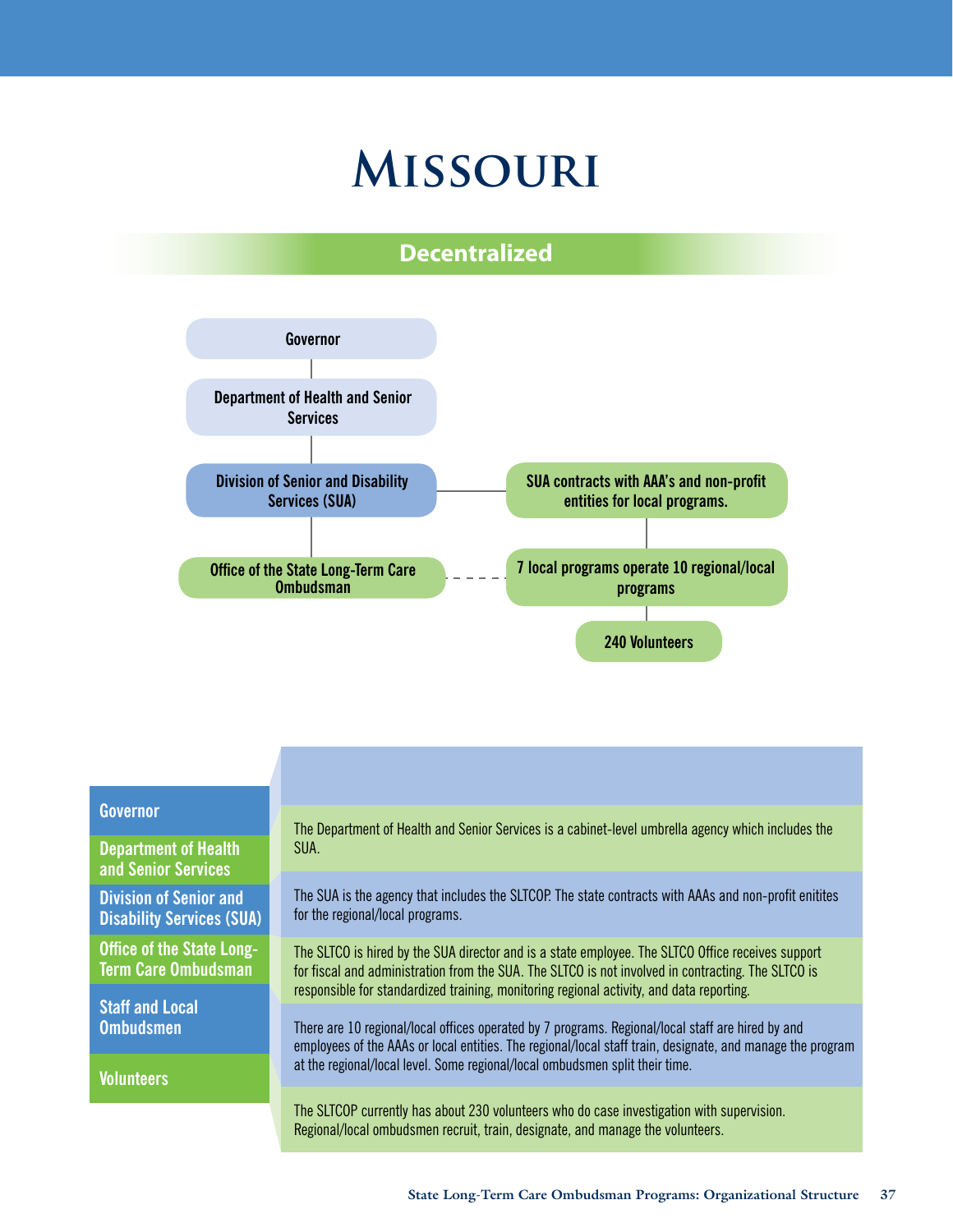# Missouri

## Decentralized

Governor

Department of Health and Senior Services

Division of Senior and Disability Services (SUA)

SUA contracts with AAA's and non-profit entities for local programs.

Office of the State Long-Term Care Ombudsman

7 local programs operate 10 regional/local programs

240 Volunteers

| | |
|---|---|
| **Governor** | |
| **Department of Health and Senior Services** | The Department of Health and Senior Services is a cabinet-level umbrella agency which includes the SUA. |
| **Division of Senior and Disability Services (SUA)** | The SUA is the agency that includes the SLTCOP. The state contracts with AAAs and non-profit enitites for the regional/local programs. |
| **Office of the State Long-Term Care Ombudsman** | The SLTCO is hired by the SUA director and is a state employee. The SLTCO Office receives support for fiscal and administration from the SUA. The SLTCO is not involved in contracting. The SLTCO is responsible for standardized training, monitoring regional activity, and data reporting. |
| **Staff and Local Ombudsmen** | There are 10 regional/local offices operated by 7 programs. Regional/local staff are hired by and employees of the AAAs or local entities. The regional/local staff train, designate, and manage the program at the regional/local level. Some regional/local ombudsmen split their time. |
| **Volunteers** | The SLTCOP currently has about 230 volunteers who do case investigation with supervision. Regional/local ombudsmen recruit, train, designate, and manage the volunteers. |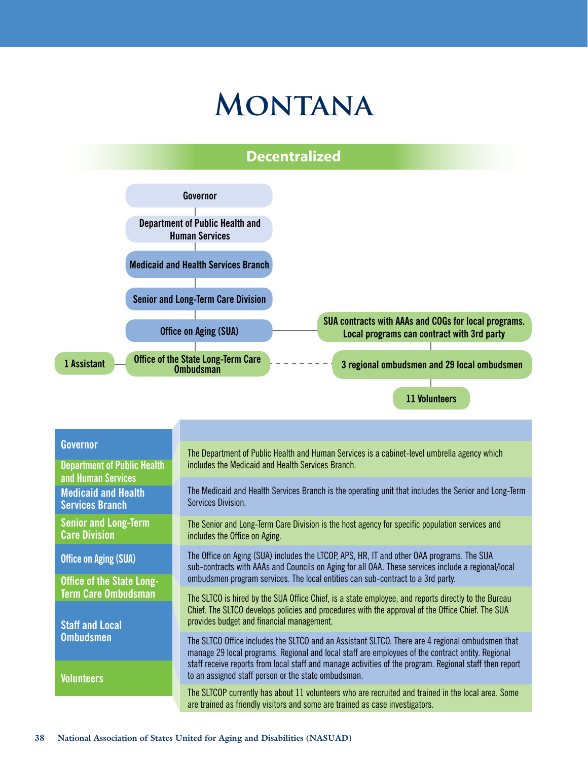# Montana

## Decentralized

Governor

Department of Public Health and Human Services

Medicaid and Health Services Branch

Senior and Long-Term Care Division

Office on Aging (SUA) — SUA contracts with AAAs and COGs for local programs. Local programs can contract with 3rd party

1 Assistant — Office of the State Long-Term Care Ombudsman - - - 3 regional ombudsmen and 29 local ombudsmen

11 Volunteers

| | |
|---|---|
| Governor | |
| Department of Public Health and Human Services | The Department of Public Health and Human Services is a cabinet-level umbrella agency which includes the Medicaid and Health Services Branch. |
| Medicaid and Health Services Branch | The Medicaid and Health Services Branch is the operating unit that includes the Senior and Long-Term Services Division. |
| Senior and Long-Term Care Division | The Senior and Long-Term Care Division is the host agency for specific population services and includes the Office on Aging. |
| Office on Aging (SUA) | The Office on Aging (SUA) includes the LTCOP, APS, HR, IT and other OAA programs. The SUA sub-contracts with AAAs and Councils on Aging for all OAA. These services include a regional/local ombudsmen program services. The local entities can sub-contract to a 3rd party. |
| Office of the State Long-Term Care Ombudsman | The SLTCO is hired by the SUA Office Chief, is a state employee, and reports directly to the Bureau Chief. The SLTCO develops policies and procedures with the approval of the Office Chief. The SUA provides budget and financial management. |
| Staff and Local Ombudsmen | The SLTCO Office includes the SLTCO and an Assistant SLTCO. There are 4 regional ombudsmen that manage 29 local programs. Regional and local staff are employees of the contract entity. Regional staff receive reports from local staff and manage activities of the program. Regional staff then report to an assigned staff person or the state ombudsman. |
| Volunteers | The SLTCOP currently has about 11 volunteers who are recruited and trained in the local area. Some are trained as friendly visitors and some are trained as case investigators. |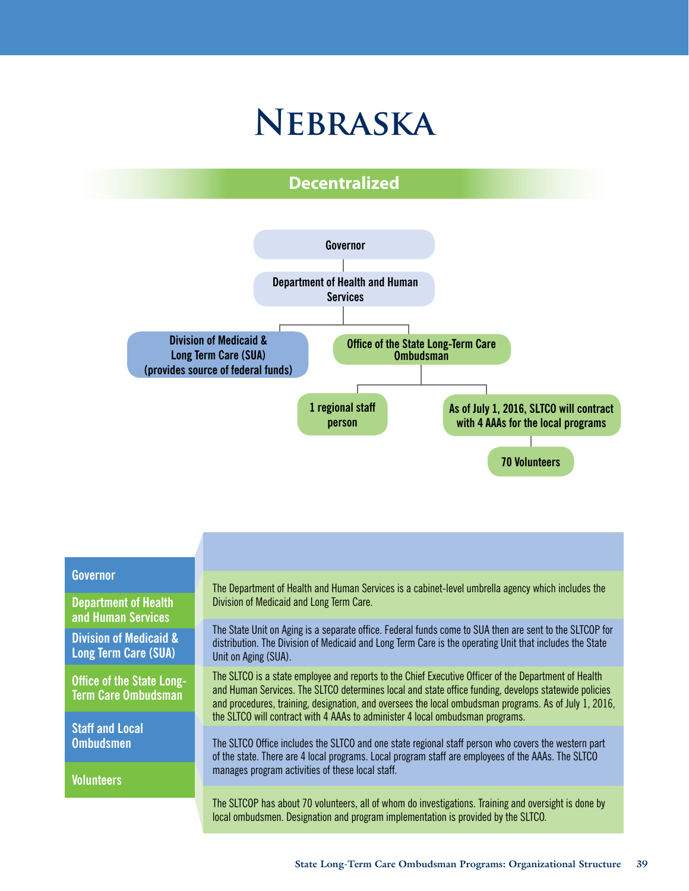# Nebraska

## Decentralized

- Governor
  - Department of Health and Human Services
    - Division of Medicaid & Long Term Care (SUA) (provides source of federal funds)
    - Office of the State Long-Term Care Ombudsman
      - 1 regional staff person
      - As of July 1, 2016, SLTCO will contract with 4 AAAs for the local programs
        - 70 Volunteers

| | |
|---|---|
| Governor | |
| Department of Health and Human Services | The Department of Health and Human Services is a cabinet-level umbrella agency which includes the Division of Medicaid and Long Term Care. |
| Division of Medicaid & Long Term Care (SUA) | The State Unit on Aging is a separate office. Federal funds come to SUA then are sent to the SLTCOP for distribution. The Division of Medicaid and Long Term Care is the operating Unit that includes the State Unit on Aging (SUA). |
| Office of the State Long-Term Care Ombudsman | The SLTCO is a state employee and reports to the Chief Executive Officer of the Department of Health and Human Services. The SLTCO determines local and state office funding, develops statewide policies and procedures, training, designation, and oversees the local ombudsman programs. As of July 1, 2016, the SLTCO will contract with 4 AAAs to administer 4 local ombudsman programs. |
| Staff and Local Ombudsmen | The SLTCO Office includes the SLTCO and one state regional staff person who covers the western part of the state. There are 4 local programs. Local program staff are employees of the AAAs. The SLTCO manages program activities of these local staff. |
| Volunteers | The SLTCOP has about 70 volunteers, all of whom do investigations. Training and oversight is done by local ombudsmen. Designation and program implementation is provided by the SLTCO. |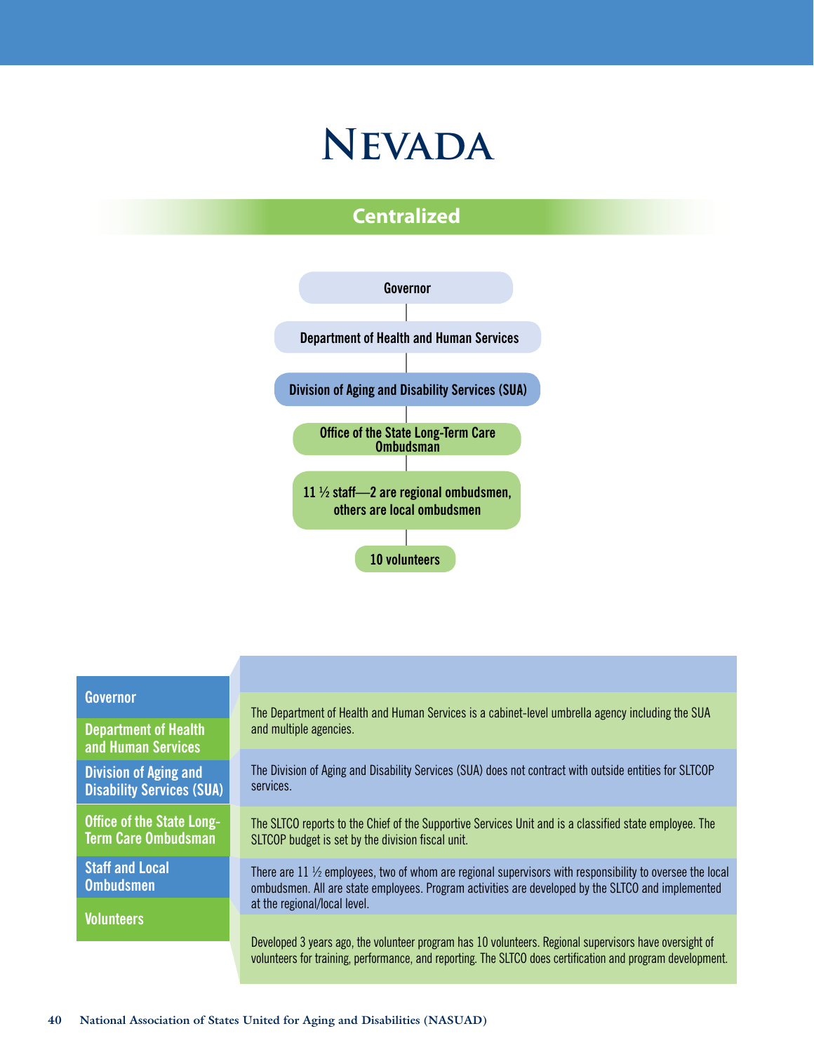# Nevada

## Centralized

Governor

Department of Health and Human Services

Division of Aging and Disability Services (SUA)

Office of the State Long-Term Care Ombudsman

11 ½ staff—2 are regional ombudsmen, others are local ombudsmen

10 volunteers

| | |
|---|---|
| Governor | |
| Department of Health and Human Services | The Department of Health and Human Services is a cabinet-level umbrella agency including the SUA and multiple agencies. |
| Division of Aging and Disability Services (SUA) | The Division of Aging and Disability Services (SUA) does not contract with outside entities for SLTCOP services. |
| Office of the State Long-Term Care Ombudsman | The SLTCO reports to the Chief of the Supportive Services Unit and is a classified state employee. The SLTCOP budget is set by the division fiscal unit. |
| Staff and Local Ombudsmen | There are 11 ½ employees, two of whom are regional supervisors with responsibility to oversee the local ombudsmen. All are state employees. Program activities are developed by the SLTCO and implemented at the regional/local level. |
| Volunteers | Developed 3 years ago, the volunteer program has 10 volunteers. Regional supervisors have oversight of volunteers for training, performance, and reporting. The SLTCO does certification and program development. |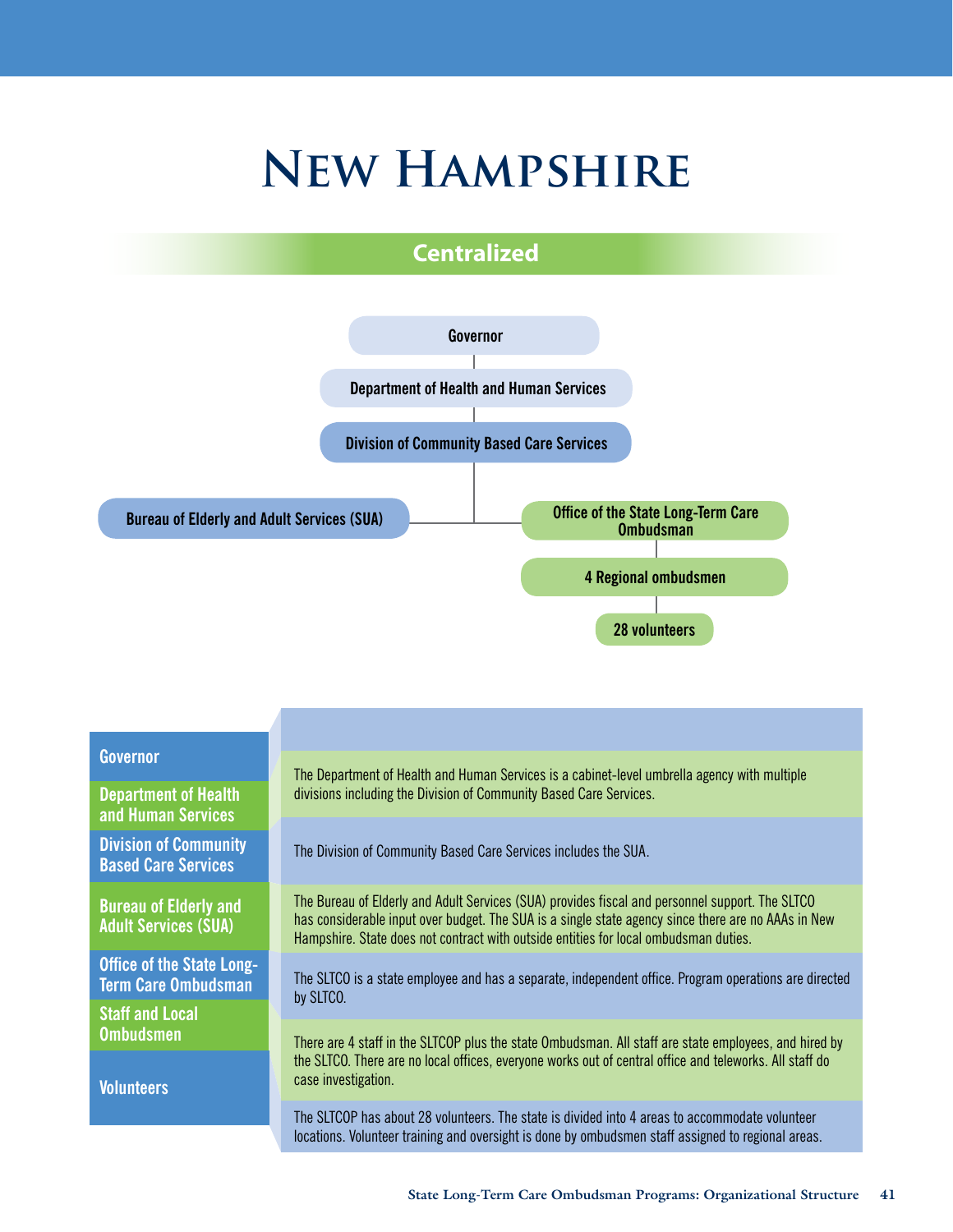# New Hampshire

## Centralized

- Governor
  - Department of Health and Human Services
    - Division of Community Based Care Services
      - Bureau of Elderly and Adult Services (SUA)
      - Office of the State Long-Term Care Ombudsman
        - 4 Regional ombudsmen
          - 28 volunteers

| | |
|---|---|
| Governor | |
| Department of Health and Human Services | The Department of Health and Human Services is a cabinet-level umbrella agency with multiple divisions including the Division of Community Based Care Services. |
| Division of Community Based Care Services | The Division of Community Based Care Services includes the SUA. |
| Bureau of Elderly and Adult Services (SUA) | The Bureau of Elderly and Adult Services (SUA) provides fiscal and personnel support. The SLTCO has considerable input over budget. The SUA is a single state agency since there are no AAAs in New Hampshire. State does not contract with outside entities for local ombudsman duties. |
| Office of the State Long-Term Care Ombudsman | The SLTCO is a state employee and has a separate, independent office. Program operations are directed by SLTCO. |
| Staff and Local Ombudsmen | There are 4 staff in the SLTCOP plus the state Ombudsman. All staff are state employees, and hired by the SLTCO. There are no local offices, everyone works out of central office and teleworks. All staff do case investigation. |
| Volunteers | The SLTCOP has about 28 volunteers. The state is divided into 4 areas to accommodate volunteer locations. Volunteer training and oversight is done by ombudsmen staff assigned to regional areas. |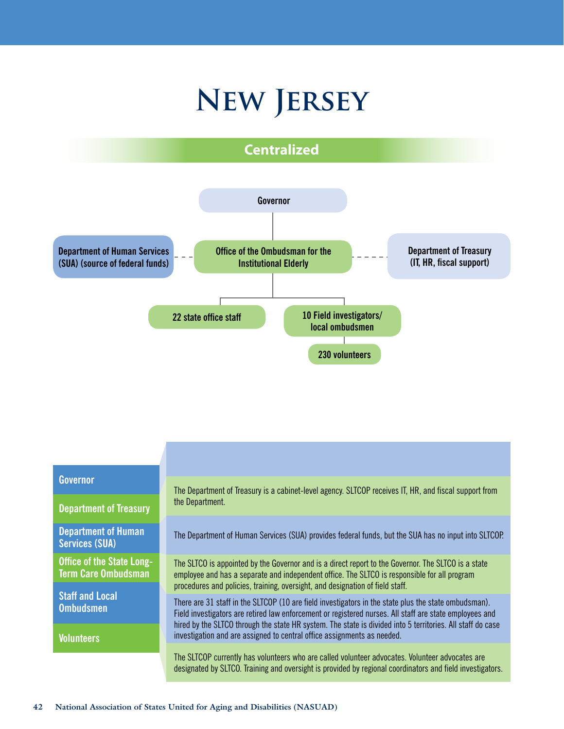# New Jersey

## Centralized

Governor

Department of Human Services (SUA) (source of federal funds)

Office of the Ombudsman for the Institutional Elderly

Department of Treasury (IT, HR, fiscal support)

22 state office staff

10 Field investigators/ local ombudsmen

230 volunteers

| | |
|---|---|
| **Governor** | |
| **Department of Treasury** | The Department of Treasury is a cabinet-level agency. SLTCOP receives IT, HR, and fiscal support from the Department. |
| **Department of Human Services (SUA)** | The Department of Human Services (SUA) provides federal funds, but the SUA has no input into SLTCOP. |
| **Office of the State Long-Term Care Ombudsman** | The SLTCO is appointed by the Governor and is a direct report to the Governor. The SLTCO is a state employee and has a separate and independent office. The SLTCO is responsible for all program procedures and policies, training, oversight, and designation of field staff. |
| **Staff and Local Ombudsmen** | There are 31 staff in the SLTCOP (10 are field investigators in the state plus the state ombudsman). Field investigators are retired law enforcement or registered nurses. All staff are state employees and hired by the SLTCO through the state HR system. The state is divided into 5 territories. All staff do case investigation and are assigned to central office assignments as needed. |
| **Volunteers** | The SLTCOP currently has volunteers who are called volunteer advocates. Volunteer advocates are designated by SLTCO. Training and oversight is provided by regional coordinators and field investigators. |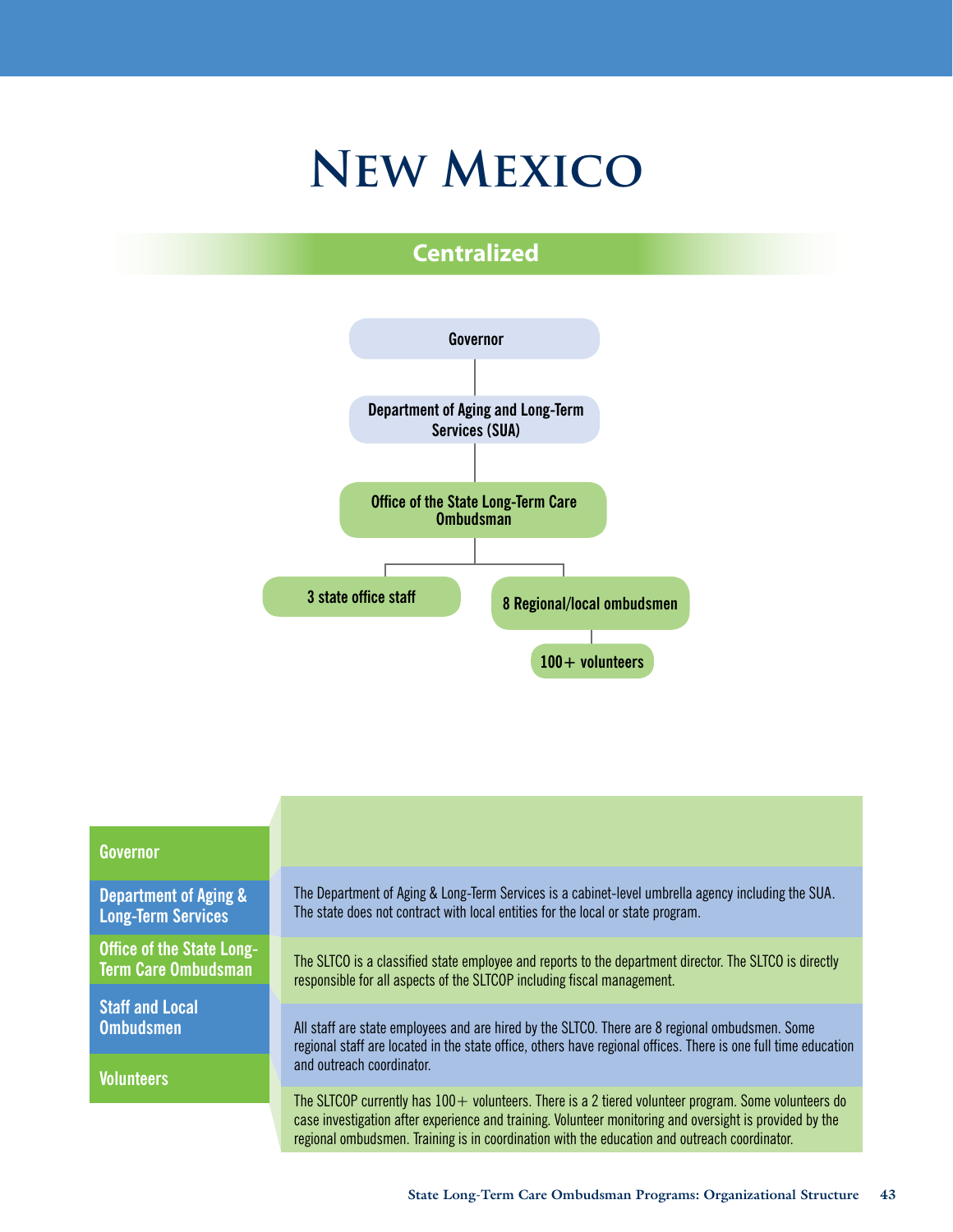# New Mexico

## Centralized

- Governor
  - Department of Aging and Long-Term Services (SUA)
    - Office of the State Long-Term Care Ombudsman
      - 3 state office staff
      - 8 Regional/local ombudsmen
        - 100+ volunteers

| | |
|---|---|
| **Governor** | |
| **Department of Aging & Long-Term Services** | The Department of Aging & Long-Term Services is a cabinet-level umbrella agency including the SUA. The state does not contract with local entities for the local or state program. |
| **Office of the State Long-Term Care Ombudsman** | The SLTCO is a classified state employee and reports to the department director. The SLTCO is directly responsible for all aspects of the SLTCOP including fiscal management. |
| **Staff and Local Ombudsmen** | All staff are state employees and are hired by the SLTCO. There are 8 regional ombudsmen. Some regional staff are located in the state office, others have regional offices. There is one full time education and outreach coordinator. |
| **Volunteers** | The SLTCOP currently has 100+ volunteers. There is a 2 tiered volunteer program. Some volunteers do case investigation after experience and training. Volunteer monitoring and oversight is provided by the regional ombudsmen. Training is in coordination with the education and outreach coordinator. |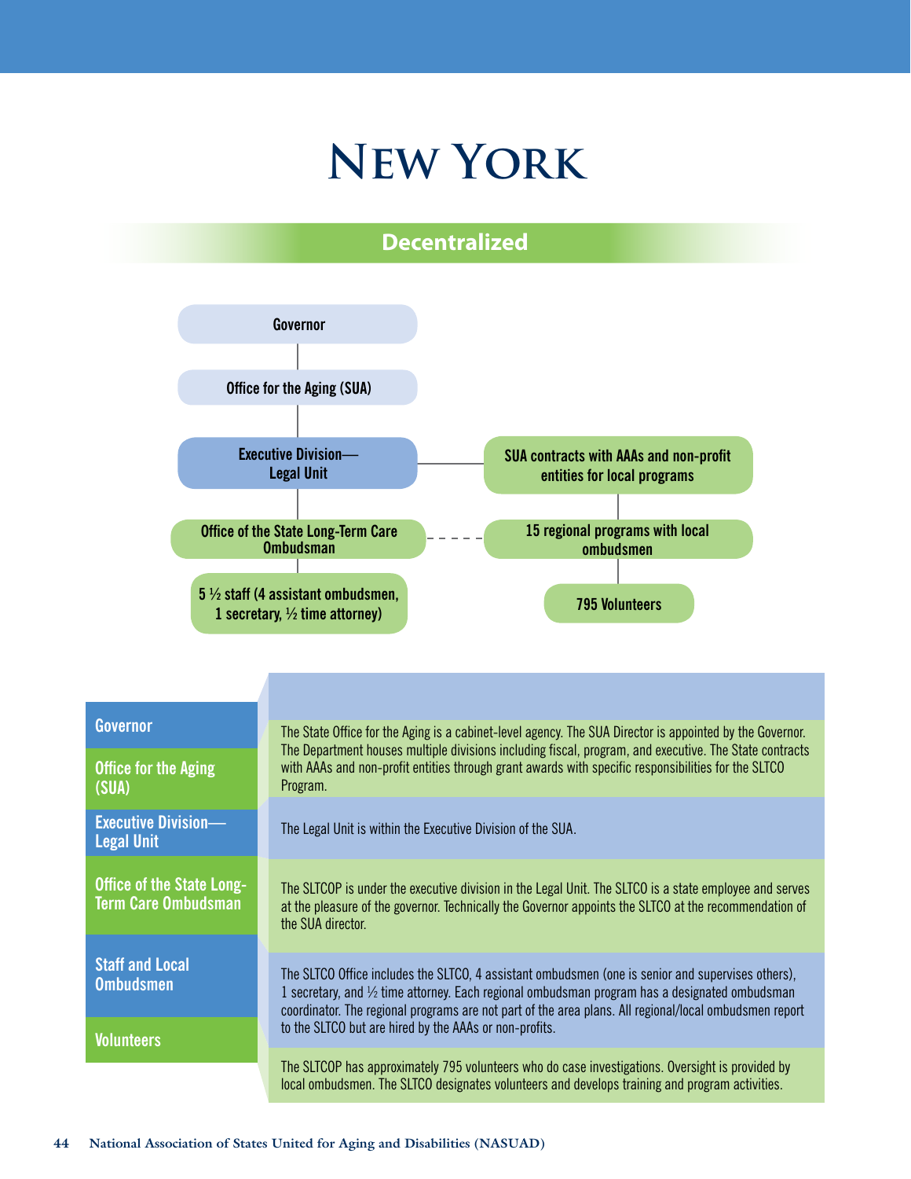# New York

## Decentralized

- Governor
- Office for the Aging (SUA)
- Executive Division—Legal Unit
- Office of the State Long-Term Care Ombudsman
- 5 ½ staff (4 assistant ombudsmen, 1 secretary, ½ time attorney)
- SUA contracts with AAAs and non-profit entities for local programs
- 15 regional programs with local ombudsmen
- 795 Volunteers

| | |
|---|---|
| **Governor** / **Office for the Aging (SUA)** | The State Office for the Aging is a cabinet-level agency. The SUA Director is appointed by the Governor. The Department houses multiple divisions including fiscal, program, and executive. The State contracts with AAAs and non-profit entities through grant awards with specific responsibilities for the SLTCO Program. |
| **Executive Division—Legal Unit** | The Legal Unit is within the Executive Division of the SUA. |
| **Office of the State Long-Term Care Ombudsman** | The SLTCOP is under the executive division in the Legal Unit. The SLTCO is a state employee and serves at the pleasure of the governor. Technically the Governor appoints the SLTCO at the recommendation of the SUA director. |
| **Staff and Local Ombudsmen** | The SLTCO Office includes the SLTCO, 4 assistant ombudsmen (one is senior and supervises others), 1 secretary, and ½ time attorney. Each regional ombudsman program has a designated ombudsman coordinator. The regional programs are not part of the area plans. All regional/local ombudsmen report to the SLTCO but are hired by the AAAs or non-profits. |
| **Volunteers** | The SLTCOP has approximately 795 volunteers who do case investigations. Oversight is provided by local ombudsmen. The SLTCO designates volunteers and develops training and program activities. |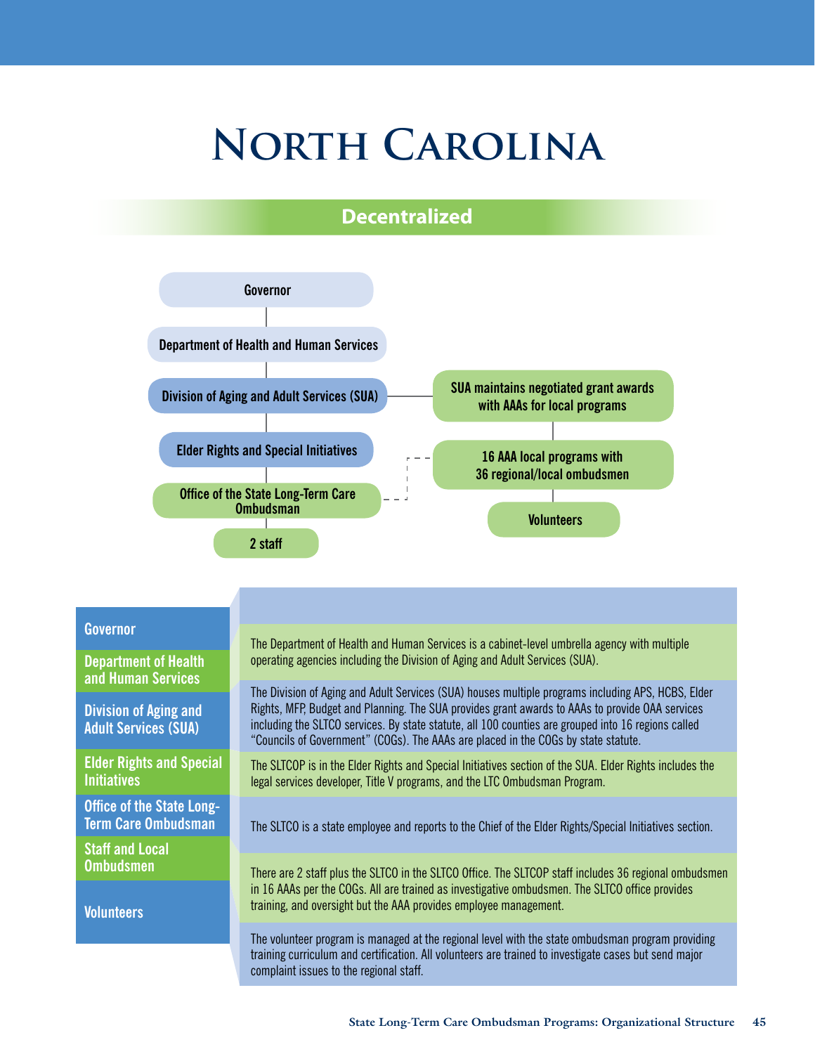# North Carolina

## Decentralized

Governor

Department of Health and Human Services

Division of Aging and Adult Services (SUA)

Elder Rights and Special Initiatives

Office of the State Long-Term Care Ombudsman

2 staff

SUA maintains negotiated grant awards with AAAs for local programs

16 AAA local programs with 36 regional/local ombudsmen

Volunteers

| | |
|---|---|
| **Governor** | |
| **Department of Health and Human Services** | The Department of Health and Human Services is a cabinet-level umbrella agency with multiple operating agencies including the Division of Aging and Adult Services (SUA). |
| **Division of Aging and Adult Services (SUA)** | The Division of Aging and Adult Services (SUA) houses multiple programs including APS, HCBS, Elder Rights, MFP, Budget and Planning. The SUA provides grant awards to AAAs to provide OAA services including the SLTCO services. By state statute, all 100 counties are grouped into 16 regions called "Councils of Government" (COGs). The AAAs are placed in the COGs by state statute. |
| **Elder Rights and Special Initiatives** | The SLTCOP is in the Elder Rights and Special Initiatives section of the SUA. Elder Rights includes the legal services developer, Title V programs, and the LTC Ombudsman Program. |
| **Office of the State Long-Term Care Ombudsman** | The SLTCO is a state employee and reports to the Chief of the Elder Rights/Special Initiatives section. |
| **Staff and Local Ombudsmen** | There are 2 staff plus the SLTCO in the SLTCO Office. The SLTCOP staff includes 36 regional ombudsmen in 16 AAAs per the COGs. All are trained as investigative ombudsmen. The SLTCO office provides training, and oversight but the AAA provides employee management. |
| **Volunteers** | The volunteer program is managed at the regional level with the state ombudsman program providing training curriculum and certification. All volunteers are trained to investigate cases but send major complaint issues to the regional staff. |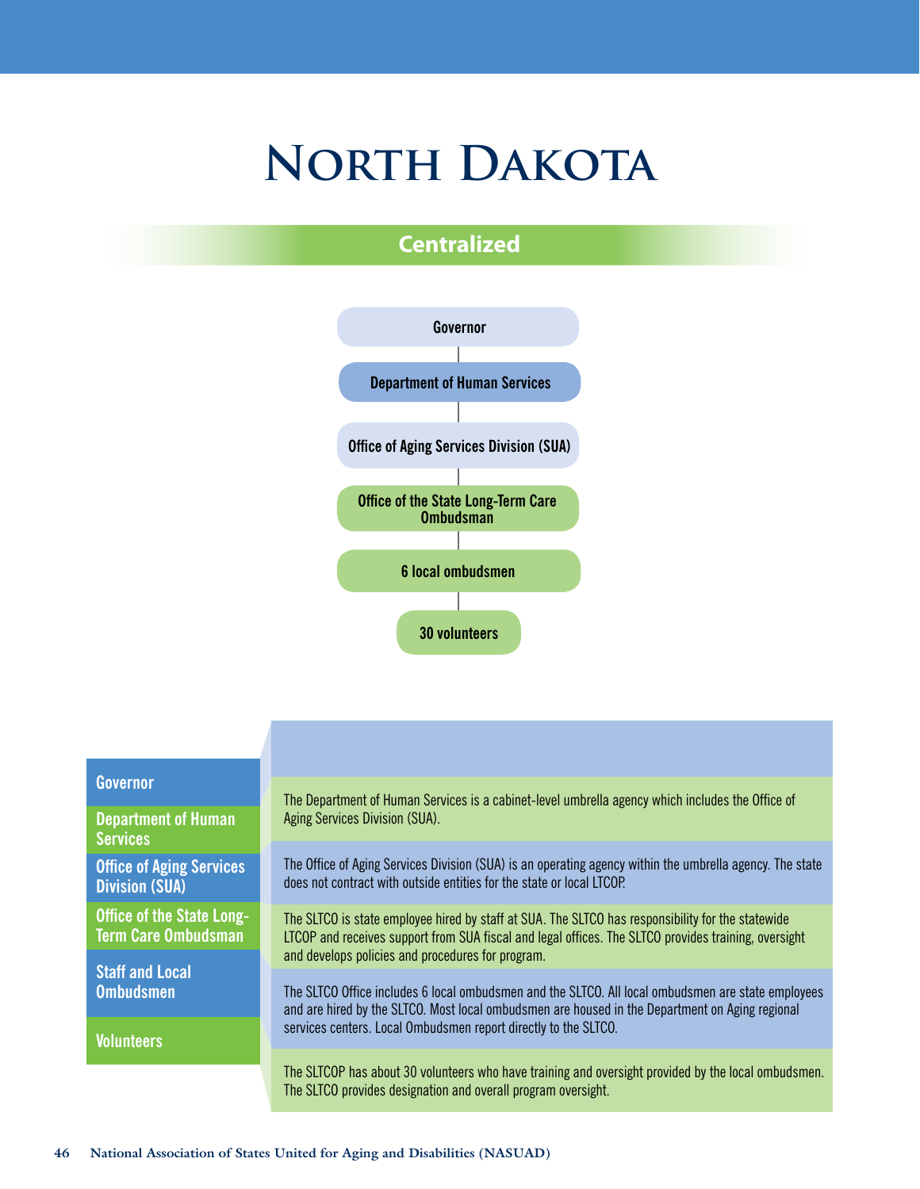# North Dakota

## Centralized

Governor

Department of Human Services

Office of Aging Services Division (SUA)

Office of the State Long-Term Care Ombudsman

6 local ombudsmen

30 volunteers

| | |
|---|---|
| **Governor** | |
| **Department of Human Services** | The Department of Human Services is a cabinet-level umbrella agency which includes the Office of Aging Services Division (SUA). |
| **Office of Aging Services Division (SUA)** | The Office of Aging Services Division (SUA) is an operating agency within the umbrella agency. The state does not contract with outside entities for the state or local LTCOP. |
| **Office of the State Long-Term Care Ombudsman** | The SLTCO is state employee hired by staff at SUA. The SLTCO has responsibility for the statewide LTCOP and receives support from SUA fiscal and legal offices. The SLTCO provides training, oversight and develops policies and procedures for program. |
| **Staff and Local Ombudsmen** | The SLTCO Office includes 6 local ombudsmen and the SLTCO. All local ombudsmen are state employees and are hired by the SLTCO. Most local ombudsmen are housed in the Department on Aging regional services centers. Local Ombudsmen report directly to the SLTCO. |
| **Volunteers** | The SLTCOP has about 30 volunteers who have training and oversight provided by the local ombudsmen. The SLTCO provides designation and overall program oversight. |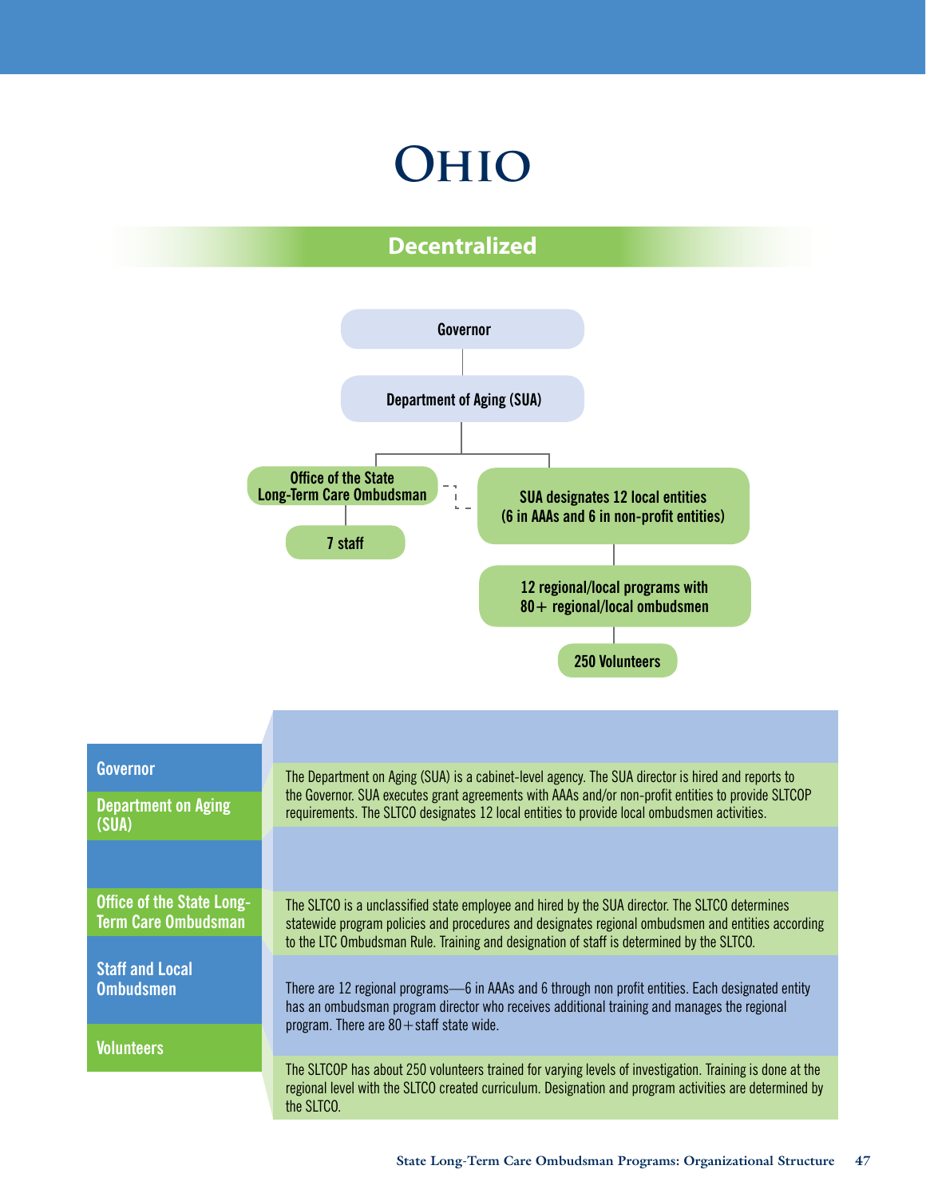# Ohio

## Decentralized

- Governor
  - Department of Aging (SUA)
    - Office of the State Long-Term Care Ombudsman
      - 7 staff
    - SUA designates 12 local entities (6 in AAAs and 6 in non-profit entities)
      - 12 regional/local programs with 80+ regional/local ombudsmen
        - 250 Volunteers

| | |
|---|---|
| **Governor** | |
| **Department on Aging (SUA)** | The Department on Aging (SUA) is a cabinet-level agency. The SUA director is hired and reports to the Governor. SUA executes grant agreements with AAAs and/or non-profit entities to provide SLTCOP requirements. The SLTCO designates 12 local entities to provide local ombudsmen activities. |
| **Office of the State Long-Term Care Ombudsman** | The SLTCO is a unclassified state employee and hired by the SUA director. The SLTCO determines statewide program policies and procedures and designates regional ombudsmen and entities according to the LTC Ombudsman Rule. Training and designation of staff is determined by the SLTCO. |
| **Staff and Local Ombudsmen** | There are 12 regional programs—6 in AAAs and 6 through non profit entities. Each designated entity has an ombudsman program director who receives additional training and manages the regional program. There are 80+staff state wide. |
| **Volunteers** | The SLTCOP has about 250 volunteers trained for varying levels of investigation. Training is done at the regional level with the SLTCO created curriculum. Designation and program activities are determined by the SLTCO. |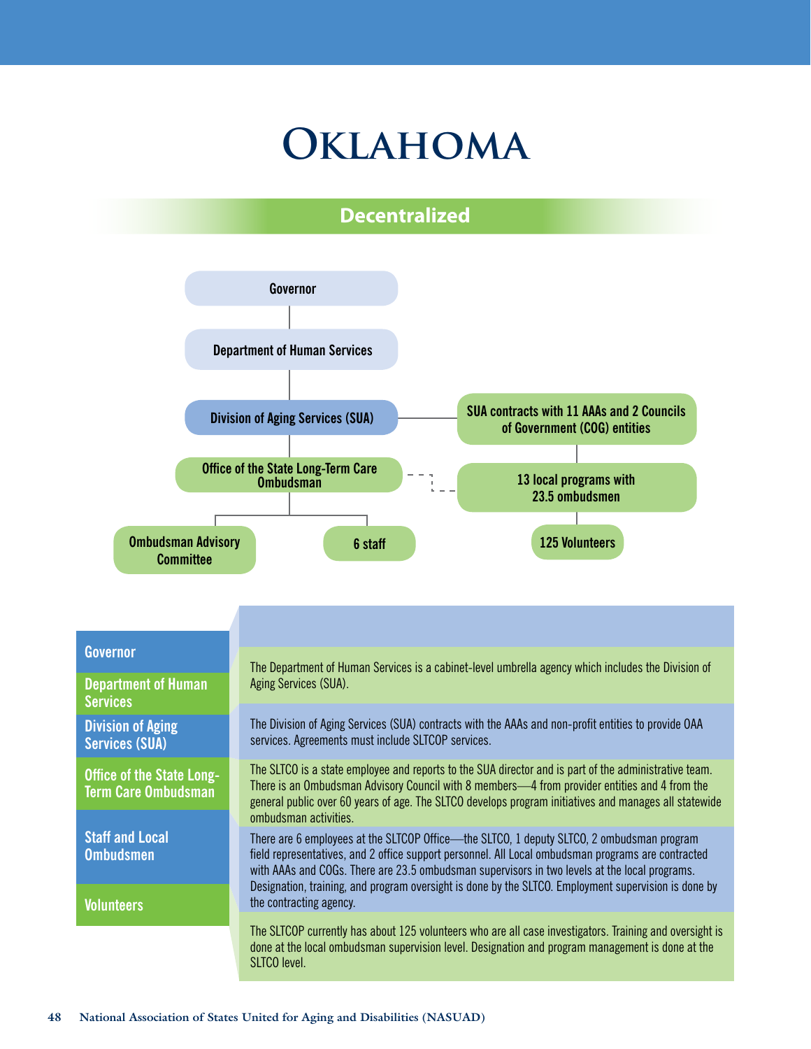# Oklahoma

## Decentralized

- Governor
  - Department of Human Services
    - Division of Aging Services (SUA)
      - SUA contracts with 11 AAAs and 2 Councils of Government (COG) entities
        - 13 local programs with 23.5 ombudsmen
          - 125 Volunteers
      - Office of the State Long-Term Care Ombudsman (dashed line to 13 local programs with 23.5 ombudsmen)
        - Ombudsman Advisory Committee
        - 6 staff

| | |
|---|---|
| **Governor** | |
| **Department of Human Services** | The Department of Human Services is a cabinet-level umbrella agency which includes the Division of Aging Services (SUA). |
| **Division of Aging Services (SUA)** | The Division of Aging Services (SUA) contracts with the AAAs and non-profit entities to provide OAA services. Agreements must include SLTCOP services. |
| **Office of the State Long-Term Care Ombudsman** | The SLTCO is a state employee and reports to the SUA director and is part of the administrative team. There is an Ombudsman Advisory Council with 8 members—4 from provider entities and 4 from the general public over 60 years of age. The SLTCO develops program initiatives and manages all statewide ombudsman activities. |
| **Staff and Local Ombudsmen** | There are 6 employees at the SLTCOP Office—the SLTCO, 1 deputy SLTCO, 2 ombudsman program field representatives, and 2 office support personnel. All Local ombudsman programs are contracted with AAAs and COGs. There are 23.5 ombudsman supervisors in two levels at the local programs. Designation, training, and program oversight is done by the SLTCO. Employment supervision is done by the contracting agency. |
| **Volunteers** | The SLTCOP currently has about 125 volunteers who are all case investigators. Training and oversight is done at the local ombudsman supervision level. Designation and program management is done at the SLTCO level. |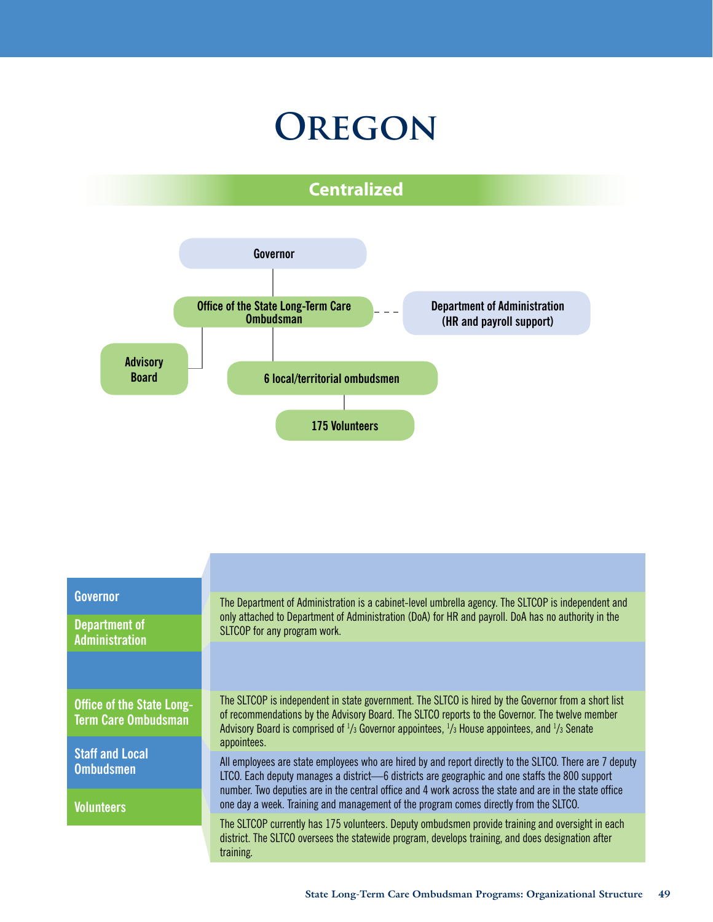# Oregon

## Centralized

Governor

Office of the State Long-Term Care Ombudsman

Department of Administration (HR and payroll support)

Advisory Board

6 local/territorial ombudsmen

175 Volunteers

| | |
|---|---|
| **Governor** | |
| **Department of Administration** | The Department of Administration is a cabinet-level umbrella agency. The SLTCOP is independent and only attached to Department of Administration (DoA) for HR and payroll. DoA has no authority in the SLTCOP for any program work. |
| | |
| **Office of the State Long-Term Care Ombudsman** | The SLTCOP is independent in state government. The SLTCO is hired by the Governor from a short list of recommendations by the Advisory Board. The SLTCO reports to the Governor. The twelve member Advisory Board is comprised of 1/3 Governor appointees, 1/3 House appointees, and 1/3 Senate appointees. |
| **Staff and Local Ombudsmen** | All employees are state employees who are hired by and report directly to the SLTCO. There are 7 deputy LTCO. Each deputy manages a district—6 districts are geographic and one staffs the 800 support number. Two deputies are in the central office and 4 work across the state and are in the state office one day a week. Training and management of the program comes directly from the SLTCO. |
| **Volunteers** | The SLTCOP currently has 175 volunteers. Deputy ombudsmen provide training and oversight in each district. The SLTCO oversees the statewide program, develops training, and does designation after training. |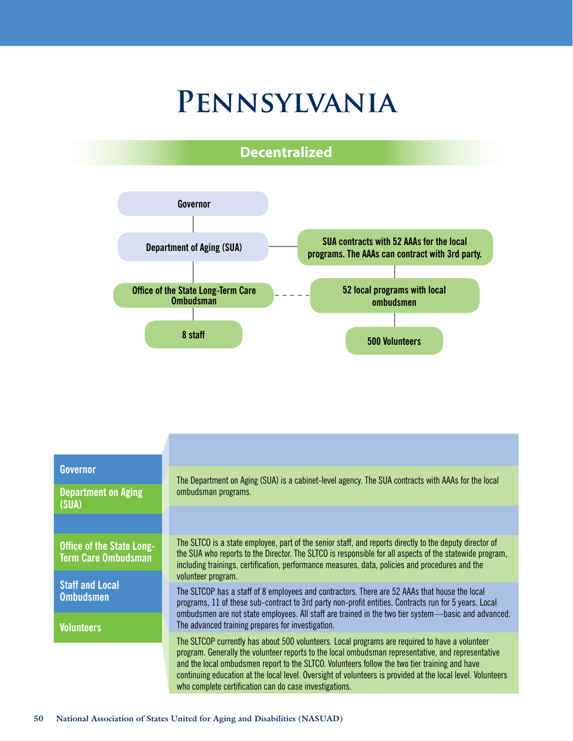# Pennsylvania

## Decentralized

Governor

Department of Aging (SUA)

SUA contracts with 52 AAAs for the local programs. The AAAs can contract with 3rd party.

Office of the State Long-Term Care Ombudsman

52 local programs with local ombudsmen

8 staff

500 Volunteers

| | |
|---|---|
| **Governor** | |
| **Department on Aging (SUA)** | The Department on Aging (SUA) is a cabinet-level agency. The SUA contracts with AAAs for the local ombudsman programs. |
| **Office of the State Long-Term Care Ombudsman** | The SLTCO is a state employee, part of the senior staff, and reports directly to the deputy director of the SUA who reports to the Director. The SLTCO is responsible for all aspects of the statewide program, including trainings, certification, performance measures, data, policies and procedures and the volunteer program. |
| **Staff and Local Ombudsmen** | The SLTCOP has a staff of 8 employees and contractors. There are 52 AAAs that house the local programs, 11 of these sub-contract to 3rd party non-profit entities. Contracts run for 5 years. Local ombudsmen are not state employees. All staff are trained in the two tier system—basic and advanced. The advanced training prepares for investigation. |
| **Volunteers** | The SLTCOP currently has about 500 volunteers. Local programs are required to have a volunteer program. Generally the volunteer reports to the local ombudsman representative, and representative and the local ombudsmen report to the SLTCO. Volunteers follow the two tier training and have continuing education at the local level. Oversight of volunteers is provided at the local level. Volunteers who complete certification can do case investigations. |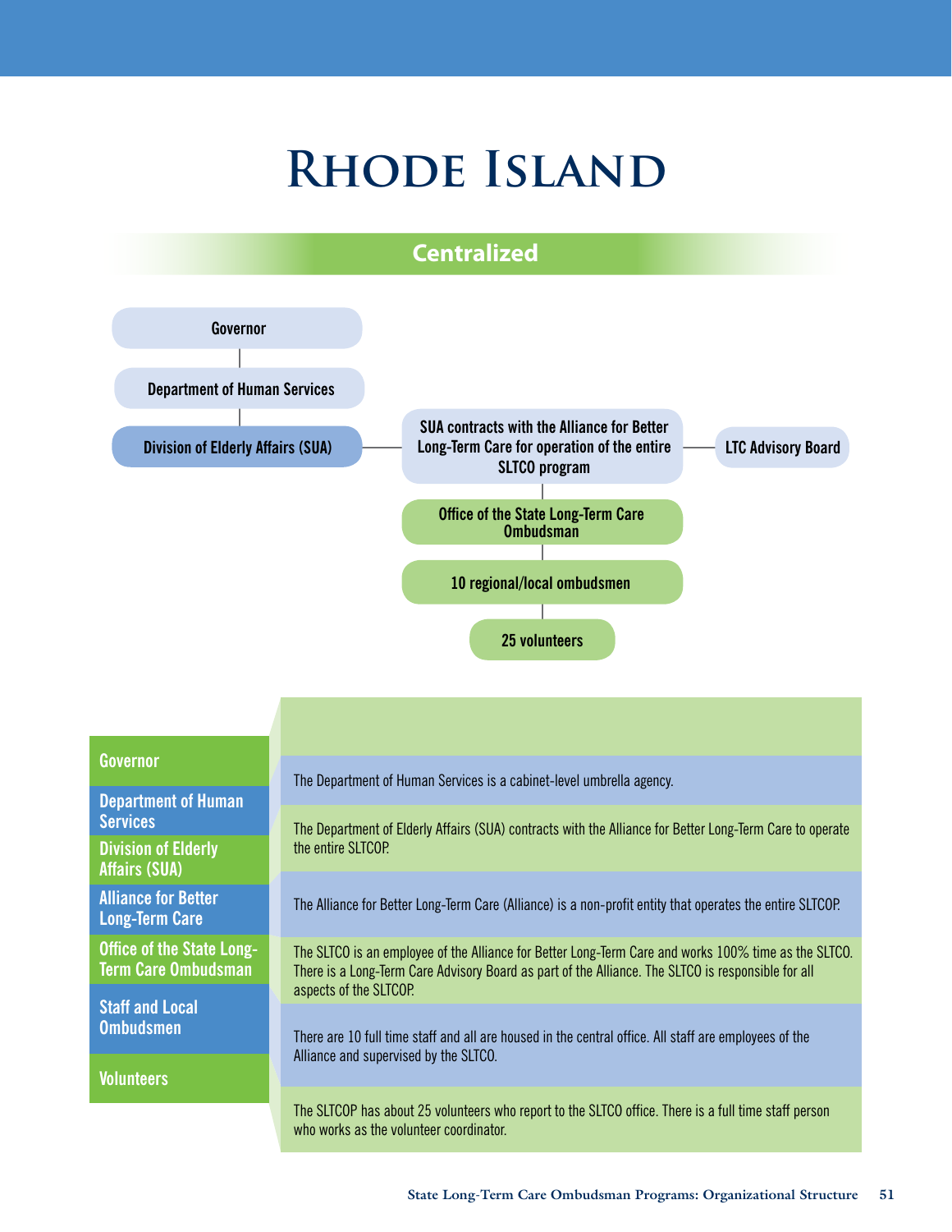# Rhode Island

## Centralized

Governor

Department of Human Services

Division of Elderly Affairs (SUA)

SUA contracts with the Alliance for Better Long-Term Care for operation of the entire SLTCO program

LTC Advisory Board

Office of the State Long-Term Care Ombudsman

10 regional/local ombudsmen

25 volunteers

| | |
|---|---|
| **Governor** | |
| **Department of Human Services** | The Department of Human Services is a cabinet-level umbrella agency. |
| **Division of Elderly Affairs (SUA)** | The Department of Elderly Affairs (SUA) contracts with the Alliance for Better Long-Term Care to operate the entire SLTCOP. |
| **Alliance for Better Long-Term Care** | The Alliance for Better Long-Term Care (Alliance) is a non-profit entity that operates the entire SLTCOP. |
| **Office of the State Long-Term Care Ombudsman** | The SLTCO is an employee of the Alliance for Better Long-Term Care and works 100% time as the SLTCO. There is a Long-Term Care Advisory Board as part of the Alliance. The SLTCO is responsible for all aspects of the SLTCOP. |
| **Staff and Local Ombudsmen** | There are 10 full time staff and all are housed in the central office. All staff are employees of the Alliance and supervised by the SLTCO. |
| **Volunteers** | The SLTCOP has about 25 volunteers who report to the SLTCO office. There is a full time staff person who works as the volunteer coordinator. |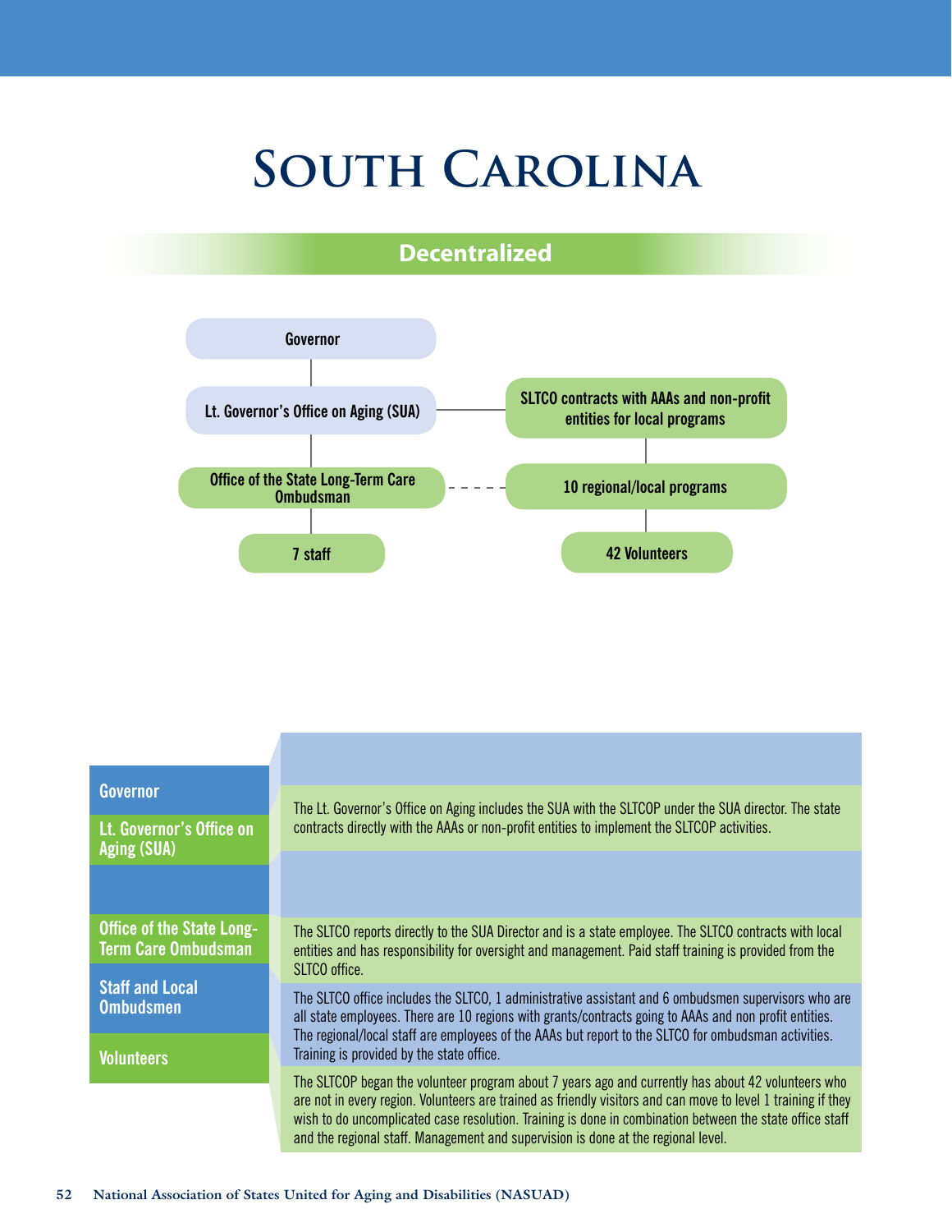# South Carolina

## Decentralized

Governor

Lt. Governor's Office on Aging (SUA)

SLTCO contracts with AAAs and non-profit entities for local programs

Office of the State Long-Term Care Ombudsman

10 regional/local programs

7 staff

42 Volunteers

| | |
|---|---|
| **Governor** | |
| **Lt. Governor's Office on Aging (SUA)** | The Lt. Governor's Office on Aging includes the SUA with the SLTCOP under the SUA director. The state contracts directly with the AAAs or non-profit entities to implement the SLTCOP activities. |
| | |
| **Office of the State Long-Term Care Ombudsman** | The SLTCO reports directly to the SUA Director and is a state employee. The SLTCO contracts with local entities and has responsibility for oversight and management. Paid staff training is provided from the SLTCO office. |
| **Staff and Local Ombudsmen** | The SLTCO office includes the SLTCO, 1 administrative assistant and 6 ombudsmen supervisors who are all state employees. There are 10 regions with grants/contracts going to AAAs and non profit entities. The regional/local staff are employees of the AAAs but report to the SLTCO for ombudsman activities. Training is provided by the state office. |
| **Volunteers** | The SLTCOP began the volunteer program about 7 years ago and currently has about 42 volunteers who are not in every region. Volunteers are trained as friendly visitors and can move to level 1 training if they wish to do uncomplicated case resolution. Training is done in combination between the state office staff and the regional staff. Management and supervision is done at the regional level. |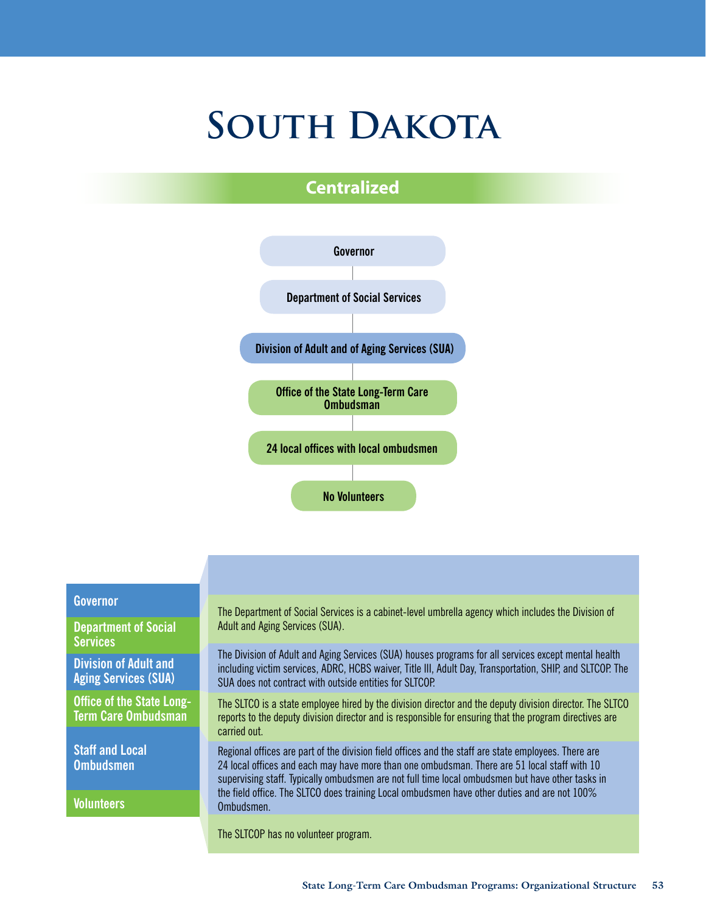# South Dakota

## Centralized

Governor

Department of Social Services

Division of Adult and of Aging Services (SUA)

Office of the State Long-Term Care Ombudsman

24 local offices with local ombudsmen

No Volunteers

| | |
|---|---|
| **Governor** | |
| **Department of Social Services** | The Department of Social Services is a cabinet-level umbrella agency which includes the Division of Adult and Aging Services (SUA). |
| **Division of Adult and Aging Services (SUA)** | The Division of Adult and Aging Services (SUA) houses programs for all services except mental health including victim services, ADRC, HCBS waiver, Title III, Adult Day, Transportation, SHIP, and SLTCOP. The SUA does not contract with outside entities for SLTCOP. |
| **Office of the State Long-Term Care Ombudsman** | The SLTCO is a state employee hired by the division director and the deputy division director. The SLTCO reports to the deputy division director and is responsible for ensuring that the program directives are carried out. |
| **Staff and Local Ombudsmen** | Regional offices are part of the division field offices and the staff are state employees. There are 24 local offices and each may have more than one ombudsman. There are 51 local staff with 10 supervising staff. Typically ombudsmen are not full time local ombudsmen but have other tasks in the field office. The SLTCO does training Local ombudsmen have other duties and are not 100% Ombudsmen. |
| **Volunteers** | The SLTCOP has no volunteer program. |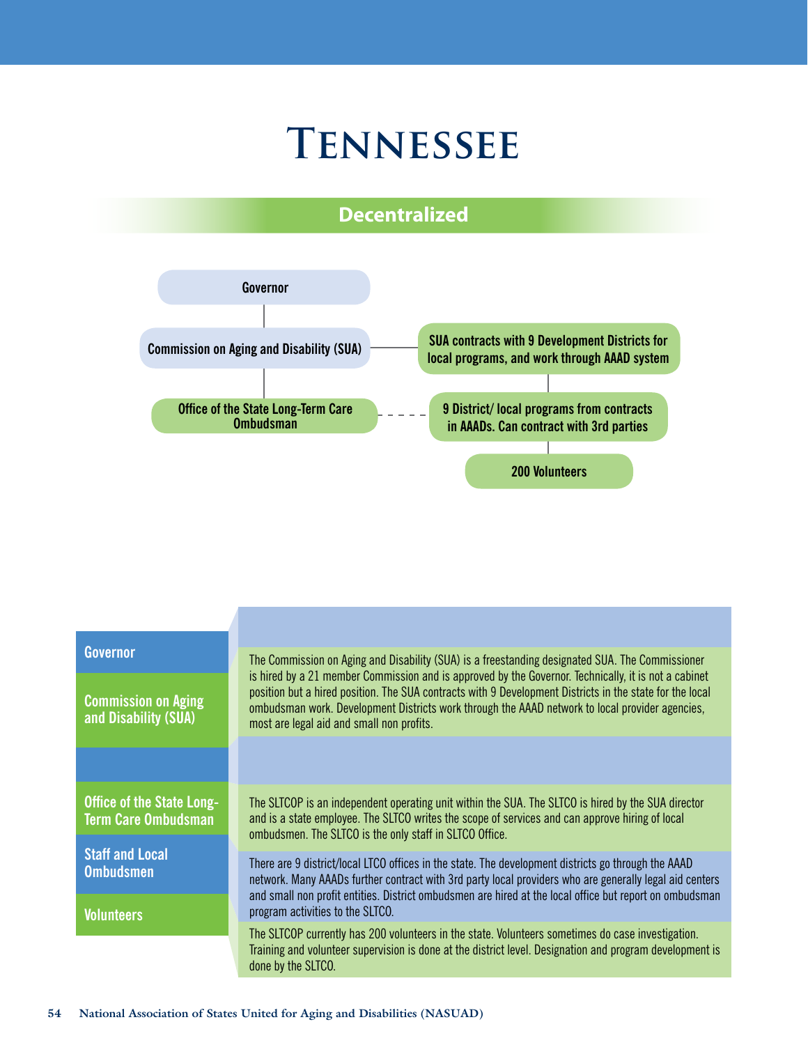# Tennessee

## Decentralized

- Governor
  - Commission on Aging and Disability (SUA)
    - SUA contracts with 9 Development Districts for local programs, and work through AAAD system
      - 9 District/ local programs from contracts in AAADs. Can contract with 3rd parties
        - 200 Volunteers
    - Office of the State Long-Term Care Ombudsman (dashed line to 9 District/ local programs)

| | |
|---|---|
| **Governor** | |
| **Commission on Aging and Disability (SUA)** | The Commission on Aging and Disability (SUA) is a freestanding designated SUA. The Commissioner is hired by a 21 member Commission and is approved by the Governor. Technically, it is not a cabinet position but a hired position. The SUA contracts with 9 Development Districts in the state for the local ombudsman work. Development Districts work through the AAAD network to local provider agencies, most are legal aid and small non profits. |
| | |
| **Office of the State Long-Term Care Ombudsman** | The SLTCOP is an independent operating unit within the SUA. The SLTCO is hired by the SUA director and is a state employee. The SLTCO writes the scope of services and can approve hiring of local ombudsmen. The SLTCO is the only staff in SLTCO Office. |
| **Staff and Local Ombudsmen** | There are 9 district/local LTCO offices in the state. The development districts go through the AAAD network. Many AAADs further contract with 3rd party local providers who are generally legal aid centers and small non profit entities. District ombudsmen are hired at the local office but report on ombudsman program activities to the SLTCO. |
| **Volunteers** | The SLTCOP currently has 200 volunteers in the state. Volunteers sometimes do case investigation. Training and volunteer supervision is done at the district level. Designation and program development is done by the SLTCO. |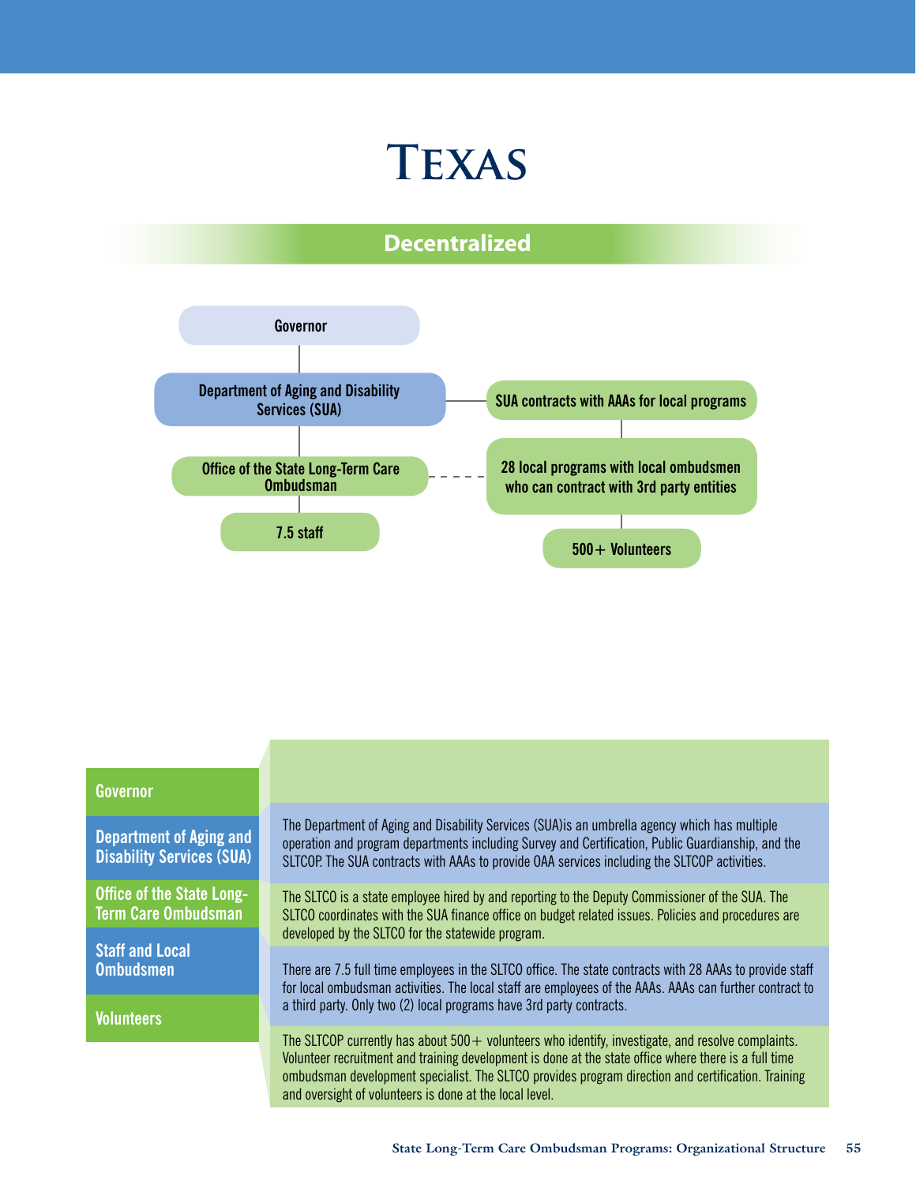# Texas

## Decentralized

Governor

Department of Aging and Disability Services (SUA)

SUA contracts with AAAs for local programs

Office of the State Long-Term Care Ombudsman

28 local programs with local ombudsmen who can contract with 3rd party entities

7.5 staff

500+ Volunteers

| | |
|---|---|
| **Governor** | |
| **Department of Aging and Disability Services (SUA)** | The Department of Aging and Disability Services (SUA)is an umbrella agency which has multiple operation and program departments including Survey and Certification, Public Guardianship, and the SLTCOP. The SUA contracts with AAAs to provide OAA services including the SLTCOP activities. |
| **Office of the State Long-Term Care Ombudsman** | The SLTCO is a state employee hired by and reporting to the Deputy Commissioner of the SUA. The SLTCO coordinates with the SUA finance office on budget related issues. Policies and procedures are developed by the SLTCO for the statewide program. |
| **Staff and Local Ombudsmen** | There are 7.5 full time employees in the SLTCO office. The state contracts with 28 AAAs to provide staff for local ombudsman activities. The local staff are employees of the AAAs. AAAs can further contract to a third party. Only two (2) local programs have 3rd party contracts. |
| **Volunteers** | The SLTCOP currently has about 500+ volunteers who identify, investigate, and resolve complaints. Volunteer recruitment and training development is done at the state office where there is a full time ombudsman development specialist. The SLTCO provides program direction and certification. Training and oversight of volunteers is done at the local level. |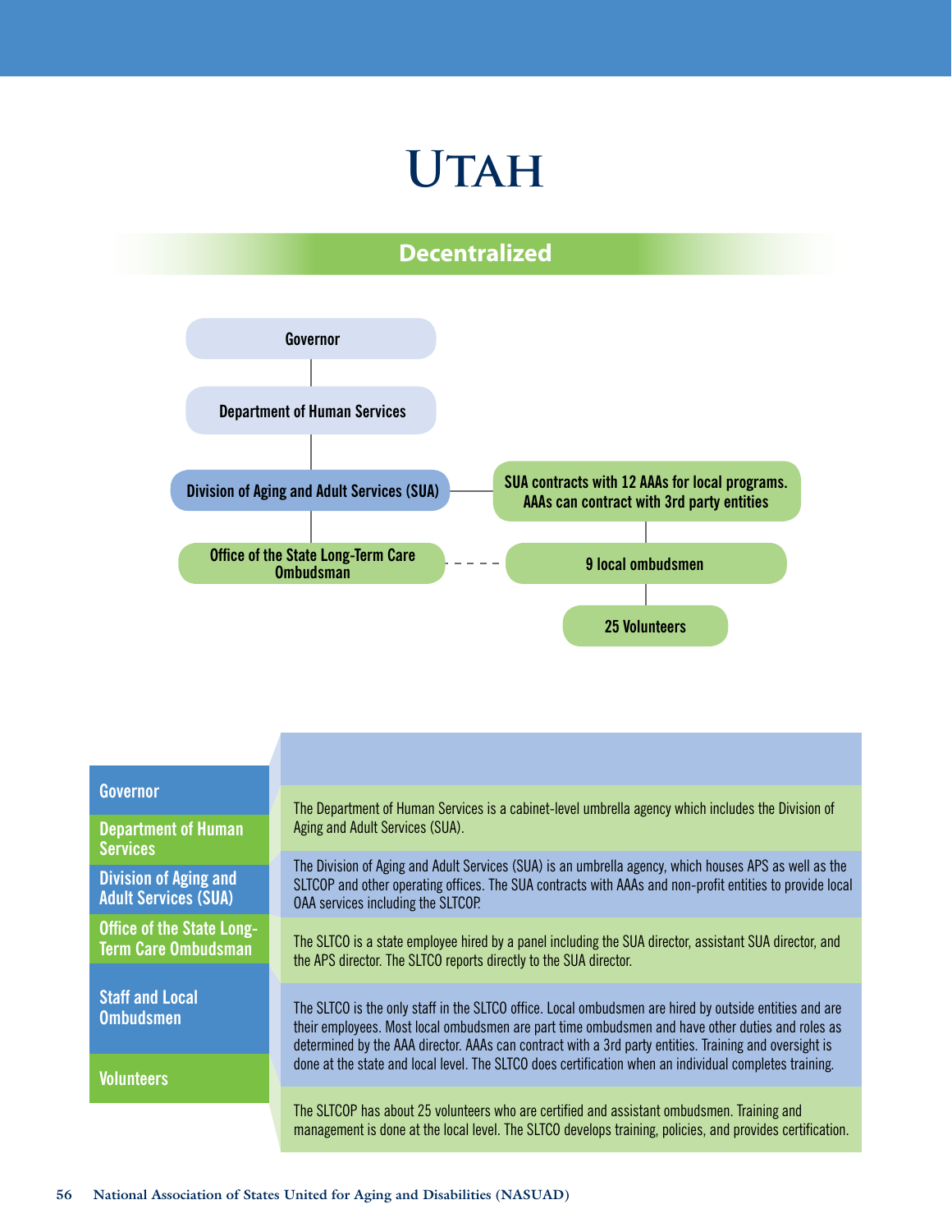# UTAH

## Decentralized

Governor

Department of Human Services

Division of Aging and Adult Services (SUA)

SUA contracts with 12 AAAs for local programs. AAAs can contract with 3rd party entities

Office of the State Long-Term Care Ombudsman

9 local ombudsmen

25 Volunteers

| | |
|---|---|
| **Governor** | |
| **Department of Human Services** | The Department of Human Services is a cabinet-level umbrella agency which includes the Division of Aging and Adult Services (SUA). |
| **Division of Aging and Adult Services (SUA)** | The Division of Aging and Adult Services (SUA) is an umbrella agency, which houses APS as well as the SLTCOP and other operating offices. The SUA contracts with AAAs and non-profit entities to provide local OAA services including the SLTCOP. |
| **Office of the State Long-Term Care Ombudsman** | The SLTCO is a state employee hired by a panel including the SUA director, assistant SUA director, and the APS director. The SLTCO reports directly to the SUA director. |
| **Staff and Local Ombudsmen** | The SLTCO is the only staff in the SLTCO office. Local ombudsmen are hired by outside entities and are their employees. Most local ombudsmen are part time ombudsmen and have other duties and roles as determined by the AAA director. AAAs can contract with a 3rd party entities. Training and oversight is done at the state and local level. The SLTCO does certification when an individual completes training. |
| **Volunteers** | The SLTCOP has about 25 volunteers who are certified and assistant ombudsmen. Training and management is done at the local level. The SLTCO develops training, policies, and provides certification. |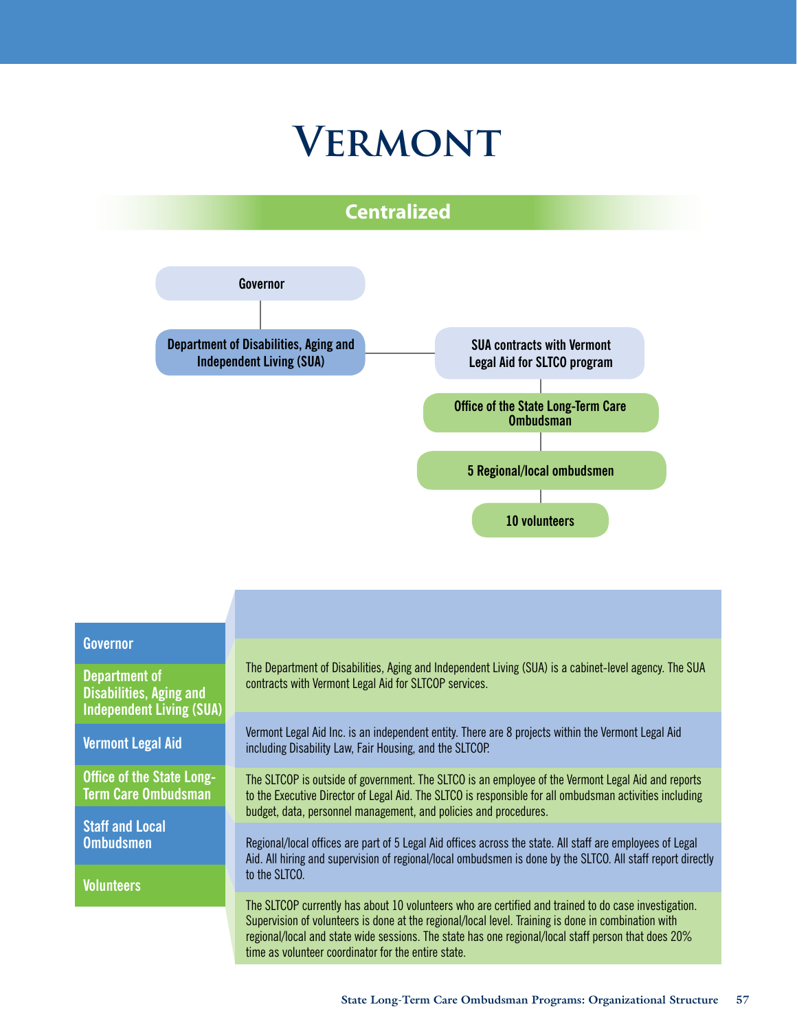# Vermont

## Centralized

Governor

Department of Disabilities, Aging and Independent Living (SUA)

SUA contracts with Vermont Legal Aid for SLTCO program

Office of the State Long-Term Care Ombudsman

5 Regional/local ombudsmen

10 volunteers

| | |
|---|---|
| **Governor** | |
| **Department of Disabilities, Aging and Independent Living (SUA)** | The Department of Disabilities, Aging and Independent Living (SUA) is a cabinet-level agency. The SUA contracts with Vermont Legal Aid for SLTCOP services. |
| **Vermont Legal Aid** | Vermont Legal Aid Inc. is an independent entity. There are 8 projects within the Vermont Legal Aid including Disability Law, Fair Housing, and the SLTCOP. |
| **Office of the State Long-Term Care Ombudsman** | The SLTCOP is outside of government. The SLTCO is an employee of the Vermont Legal Aid and reports to the Executive Director of Legal Aid. The SLTCO is responsible for all ombudsman activities including budget, data, personnel management, and policies and procedures. |
| **Staff and Local Ombudsmen** | Regional/local offices are part of 5 Legal Aid offices across the state. All staff are employees of Legal Aid. All hiring and supervision of regional/local ombudsmen is done by the SLTCO. All staff report directly to the SLTCO. |
| **Volunteers** | The SLTCOP currently has about 10 volunteers who are certified and trained to do case investigation. Supervision of volunteers is done at the regional/local level. Training is done in combination with regional/local and state wide sessions. The state has one regional/local staff person that does 20% time as volunteer coordinator for the entire state. |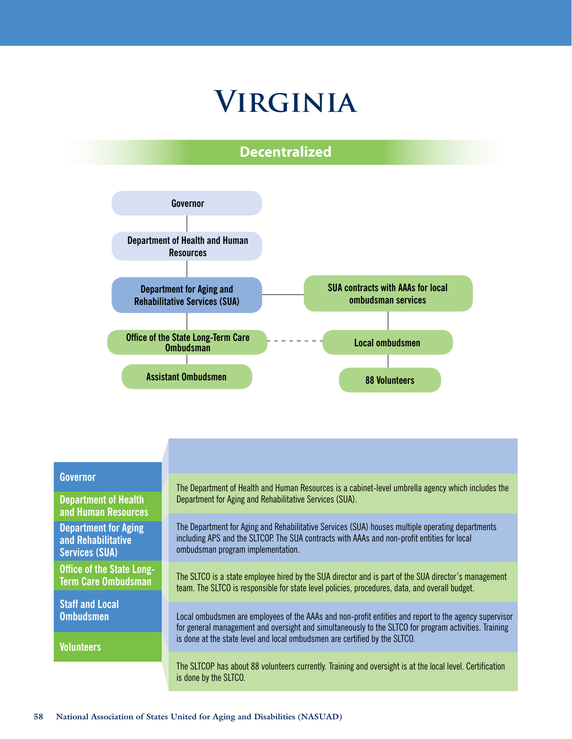# Virginia

## Decentralized

- Governor
  - Department of Health and Human Resources
    - Department for Aging and Rehabilitative Services (SUA)
      - Office of the State Long-Term Care Ombudsman
        - Assistant Ombudsmen
      - SUA contracts with AAAs for local ombudsman services
        - Local ombudsmen
          - 88 Volunteers

| | |
|---|---|
| Governor | |
| Department of Health and Human Resources | The Department of Health and Human Resources is a cabinet-level umbrella agency which includes the Department for Aging and Rehabilitative Services (SUA). |
| Department for Aging and Rehabilitative Services (SUA) | The Department for Aging and Rehabilitative Services (SUA) houses multiple operating departments including APS and the SLTCOP. The SUA contracts with AAAs and non-profit entities for local ombudsman program implementation. |
| Office of the State Long-Term Care Ombudsman | The SLTCO is a state employee hired by the SUA director and is part of the SUA director's management team. The SLTCO is responsible for state level policies, procedures, data, and overall budget. |
| Staff and Local Ombudsmen | Local ombudsmen are employees of the AAAs and non-profit entities and report to the agency supervisor for general management and oversight and simultaneously to the SLTCO for program activities. Training is done at the state level and local ombudsmen are certified by the SLTCO. |
| Volunteers | The SLTCOP has about 88 volunteers currently. Training and oversight is at the local level. Certification is done by the SLTCO. |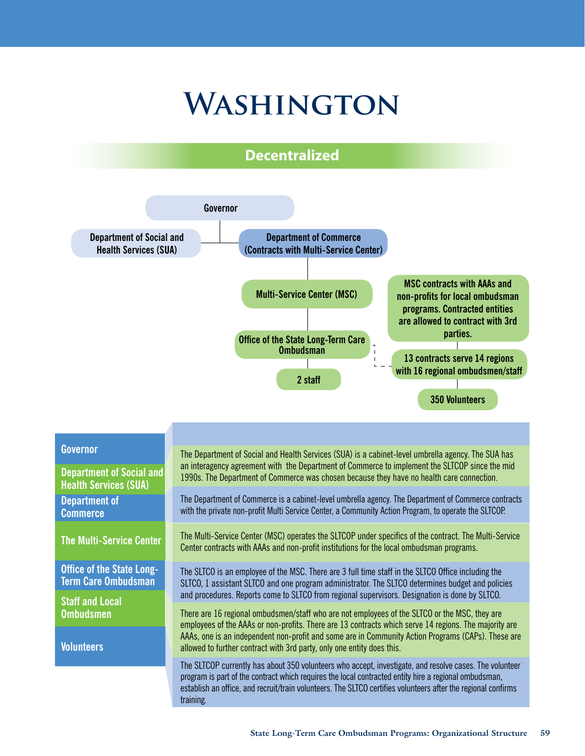# WASHINGTON

## Decentralized

- Governor
  - Department of Social and Health Services (SUA)
  - Department of Commerce (Contracts with Multi-Service Center)
    - Multi-Service Center (MSC)
      - Office of the State Long-Term Care Ombudsman
        - 2 staff
      - MSC contracts with AAAs and non-profits for local ombudsman programs. Contracted entities are allowed to contract with 3rd parties.
        - 13 contracts serve 14 regions with 16 regional ombudsmen/staff
          - 350 Volunteers

| | |
|---|---|
| **Governor** / **Department of Social and Health Services (SUA)** | The Department of Social and Health Services (SUA) is a cabinet-level umbrella agency. The SUA has an interagency agreement with the Department of Commerce to implement the SLTCOP since the mid 1990s. The Department of Commerce was chosen because they have no health care connection. |
| **Department of Commerce** | The Department of Commerce is a cabinet-level umbrella agency. The Department of Commerce contracts with the private non-profit Multi Service Center, a Community Action Program, to operate the SLTCOP. |
| **The Multi-Service Center** | The Multi-Service Center (MSC) operates the SLTCOP under specifics of the contract. The Multi-Service Center contracts with AAAs and non-profit institutions for the local ombudsman programs. |
| **Office of the State Long-Term Care Ombudsman** | The SLTCO is an employee of the MSC. There are 3 full time staff in the SLTCO Office including the SLTCO, 1 assistant SLTCO and one program administrator. The SLTCO determines budget and policies and procedures. Reports come to SLTCO from regional supervisors. Designation is done by SLTCO. |
| **Staff and Local Ombudsmen** | There are 16 regional ombudsmen/staff who are not employees of the SLTCO or the MSC, they are employees of the AAAs or non-profits. There are 13 contracts which serve 14 regions. The majority are AAAs, one is an independent non-profit and some are in Community Action Programs (CAPs). These are allowed to further contract with 3rd party, only one entity does this. |
| **Volunteers** | The SLTCOP currently has about 350 volunteers who accept, investigate, and resolve cases. The volunteer program is part of the contract which requires the local contracted entity hire a regional ombudsman, establish an office, and recruit/train volunteers. The SLTCO certifies volunteers after the regional confirms training. |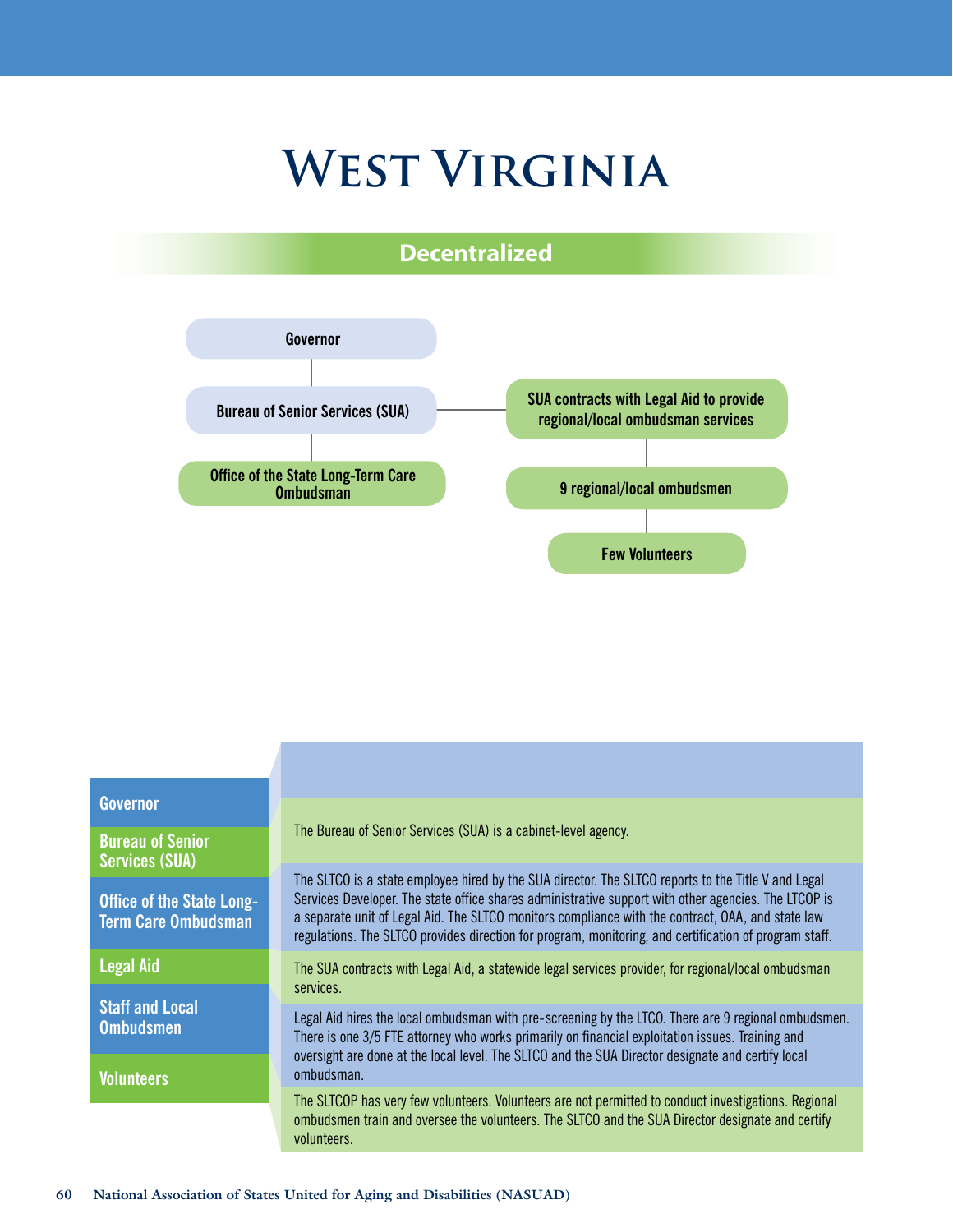# West Virginia

## Decentralized

- Governor
  - Bureau of Senior Services (SUA)
    - Office of the State Long-Term Care Ombudsman
    - SUA contracts with Legal Aid to provide regional/local ombudsman services
      - 9 regional/local ombudsmen
        - Few Volunteers

| | |
|---|---|
| Governor | |
| Bureau of Senior Services (SUA) | The Bureau of Senior Services (SUA) is a cabinet-level agency. |
| Office of the State Long-Term Care Ombudsman | The SLTCO is a state employee hired by the SUA director. The SLTCO reports to the Title V and Legal Services Developer. The state office shares administrative support with other agencies. The LTCOP is a separate unit of Legal Aid. The SLTCO monitors compliance with the contract, OAA, and state law regulations. The SLTCO provides direction for program, monitoring, and certification of program staff. |
| Legal Aid | The SUA contracts with Legal Aid, a statewide legal services provider, for regional/local ombudsman services. |
| Staff and Local Ombudsmen | Legal Aid hires the local ombudsman with pre-screening by the LTCO. There are 9 regional ombudsmen. There is one 3/5 FTE attorney who works primarily on financial exploitation issues. Training and oversight are done at the local level. The SLTCO and the SUA Director designate and certify local ombudsman. |
| Volunteers | The SLTCOP has very few volunteers. Volunteers are not permitted to conduct investigations. Regional ombudsmen train and oversee the volunteers. The SLTCO and the SUA Director designate and certify volunteers. |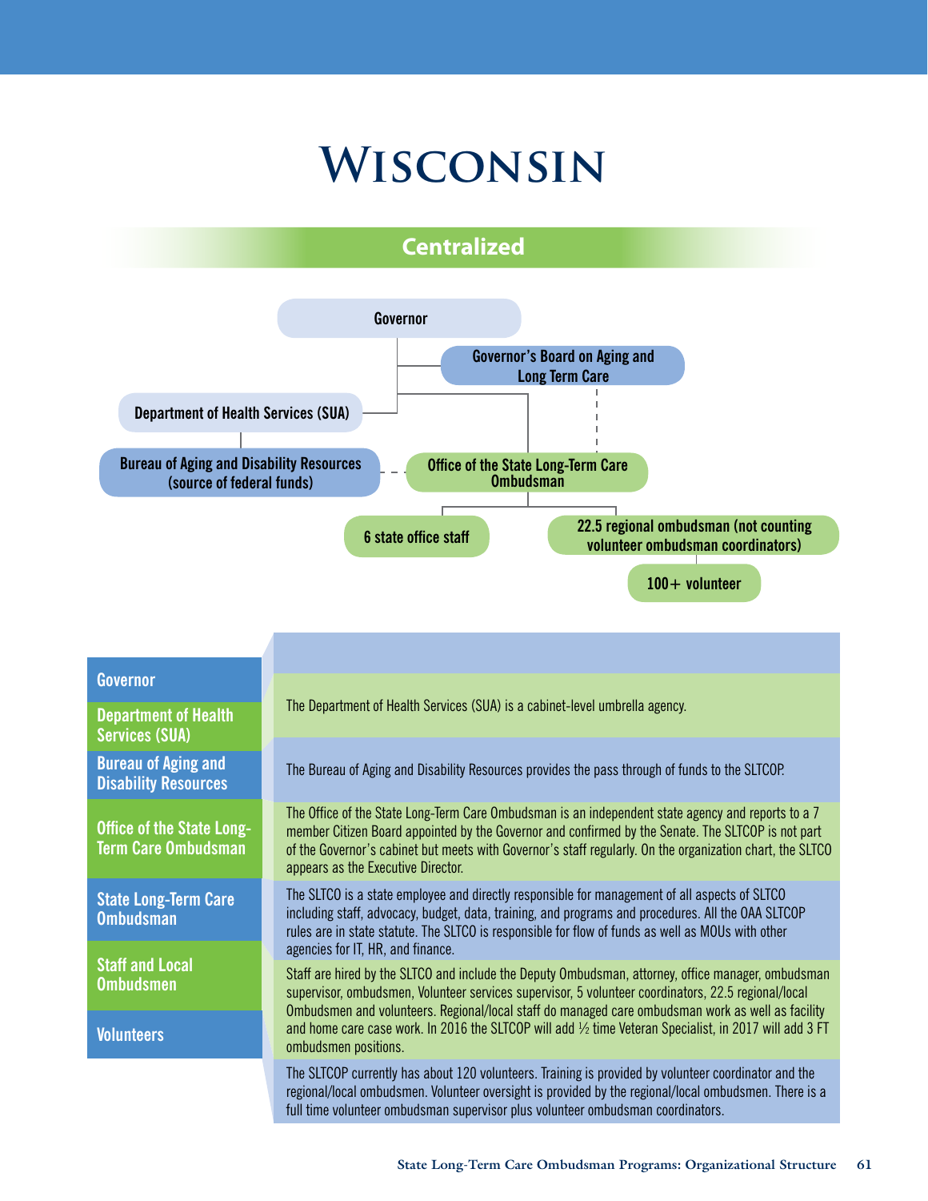# Wisconsin

## Centralized

- Governor
  - Governor's Board on Aging and Long Term Care
  - Department of Health Services (SUA)
    - Bureau of Aging and Disability Resources (source of federal funds)
  - Office of the State Long-Term Care Ombudsman
    - 6 state office staff
    - 22.5 regional ombudsman (not counting volunteer ombudsman coordinators)
      - 100+ volunteer

| | |
|---|---|
| **Governor** | |
| **Department of Health Services (SUA)** | The Department of Health Services (SUA) is a cabinet-level umbrella agency. |
| **Bureau of Aging and Disability Resources** | The Bureau of Aging and Disability Resources provides the pass through of funds to the SLTCOP. |
| **Office of the State Long-Term Care Ombudsman** | The Office of the State Long-Term Care Ombudsman is an independent state agency and reports to a 7 member Citizen Board appointed by the Governor and confirmed by the Senate. The SLTCOP is not part of the Governor's cabinet but meets with Governor's staff regularly. On the organization chart, the SLTCO appears as the Executive Director. |
| **State Long-Term Care Ombudsman** | The SLTCO is a state employee and directly responsible for management of all aspects of SLTCO including staff, advocacy, budget, data, training, and programs and procedures. All the OAA SLTCOP rules are in state statute. The SLTCO is responsible for flow of funds as well as MOUs with other agencies for IT, HR, and finance. |
| **Staff and Local Ombudsmen** | Staff are hired by the SLTCO and include the Deputy Ombudsman, attorney, office manager, ombudsman supervisor, ombudsmen, Volunteer services supervisor, 5 volunteer coordinators, 22.5 regional/local Ombudsmen and volunteers. Regional/local staff do managed care ombudsman work as well as facility and home care case work. In 2016 the SLTCOP will add ½ time Veteran Specialist, in 2017 will add 3 FT ombudsmen positions. |
| **Volunteers** | The SLTCOP currently has about 120 volunteers. Training is provided by volunteer coordinator and the regional/local ombudsmen. Volunteer oversight is provided by the regional/local ombudsmen. There is a full time volunteer ombudsman supervisor plus volunteer ombudsman coordinators. |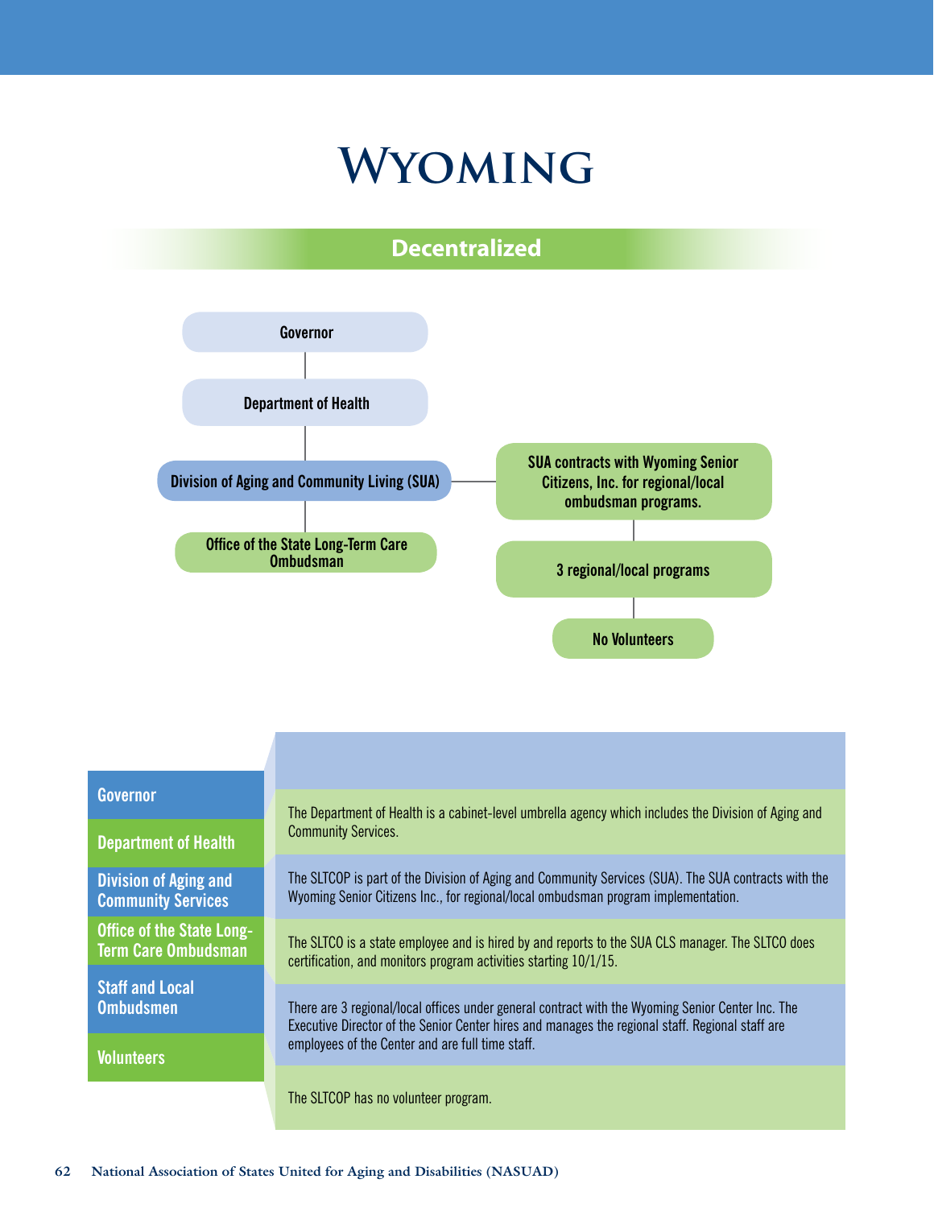# Wyoming

## Decentralized

Governor

Department of Health

Division of Aging and Community Living (SUA)

Office of the State Long-Term Care Ombudsman

SUA contracts with Wyoming Senior Citizens, Inc. for regional/local ombudsman programs.

3 regional/local programs

No Volunteers

| | |
|---|---|
| **Governor** | |
| **Department of Health** | The Department of Health is a cabinet-level umbrella agency which includes the Division of Aging and Community Services. |
| **Division of Aging and Community Services** | The SLTCOP is part of the Division of Aging and Community Services (SUA). The SUA contracts with the Wyoming Senior Citizens Inc., for regional/local ombudsman program implementation. |
| **Office of the State Long-Term Care Ombudsman** | The SLTCO is a state employee and is hired by and reports to the SUA CLS manager. The SLTCO does certification, and monitors program activities starting 10/1/15. |
| **Staff and Local Ombudsmen** | There are 3 regional/local offices under general contract with the Wyoming Senior Center Inc. The Executive Director of the Senior Center hires and manages the regional staff. Regional staff are employees of the Center and are full time staff. |
| **Volunteers** | The SLTCOP has no volunteer program. |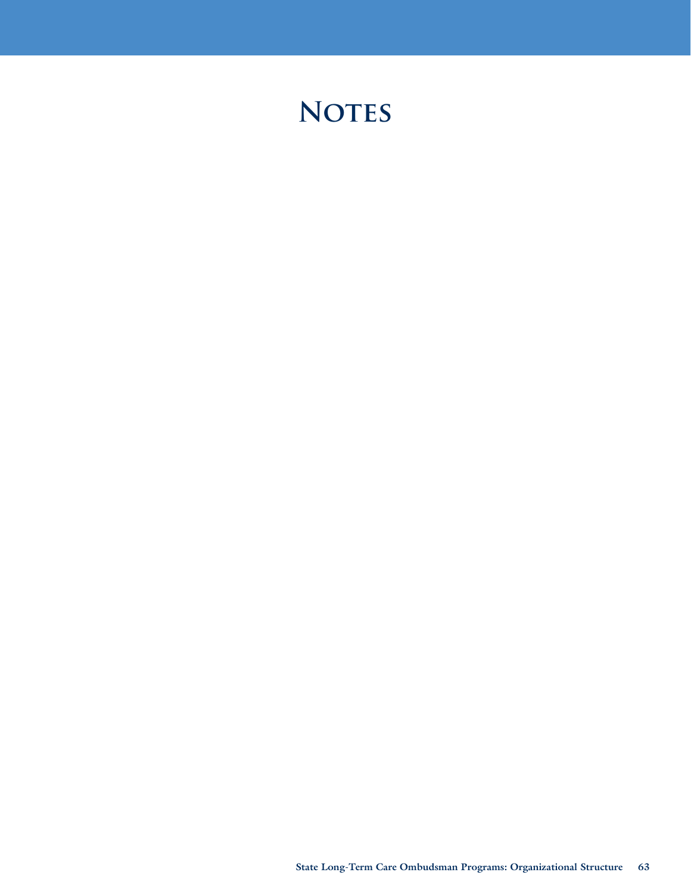# Notes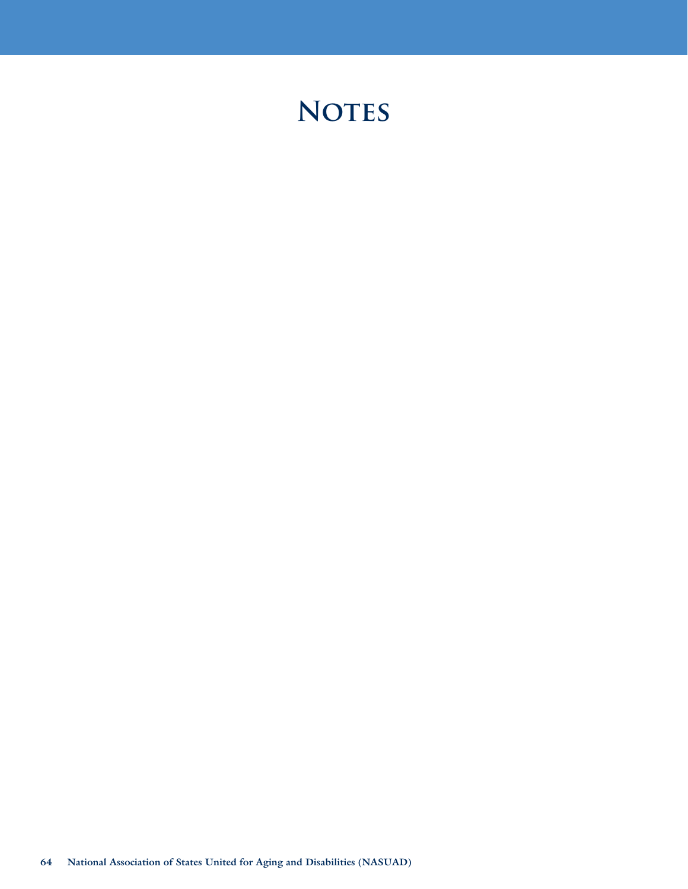# Notes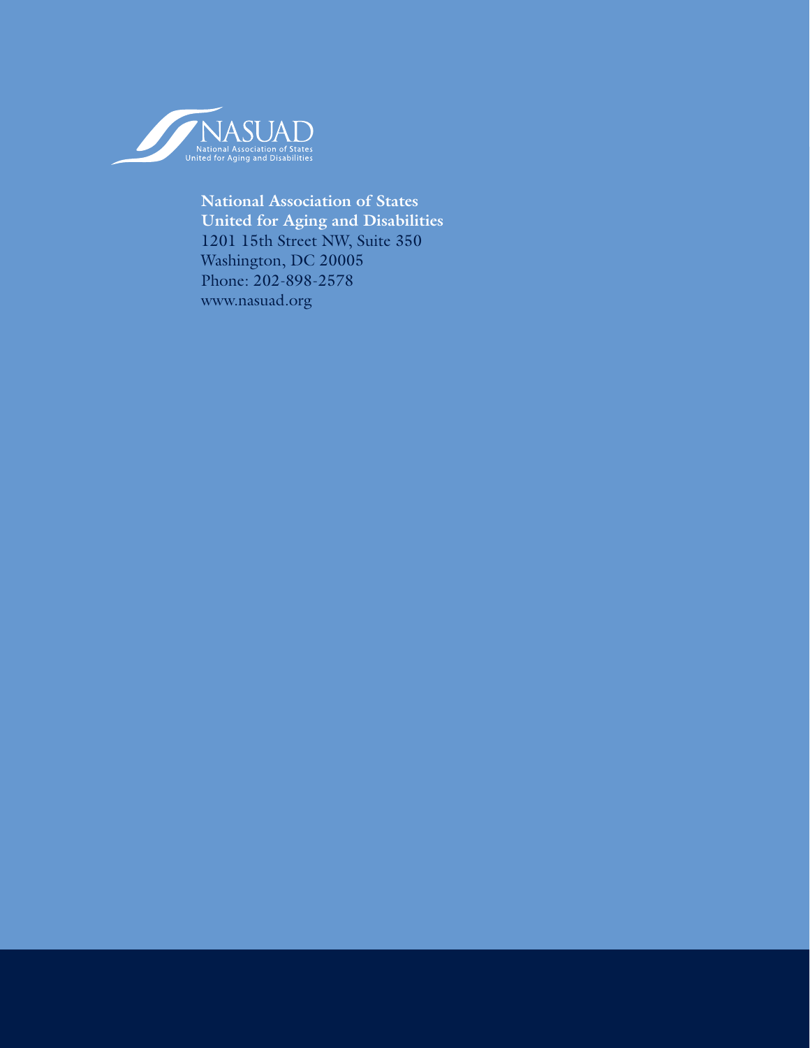NASUAD

National Association of States United for Aging and Disabilities

**National Association of States**
**United for Aging and Disabilities**
1201 15th Street NW, Suite 350
Washington, DC 20005
Phone: 202-898-2578
www.nasuad.org